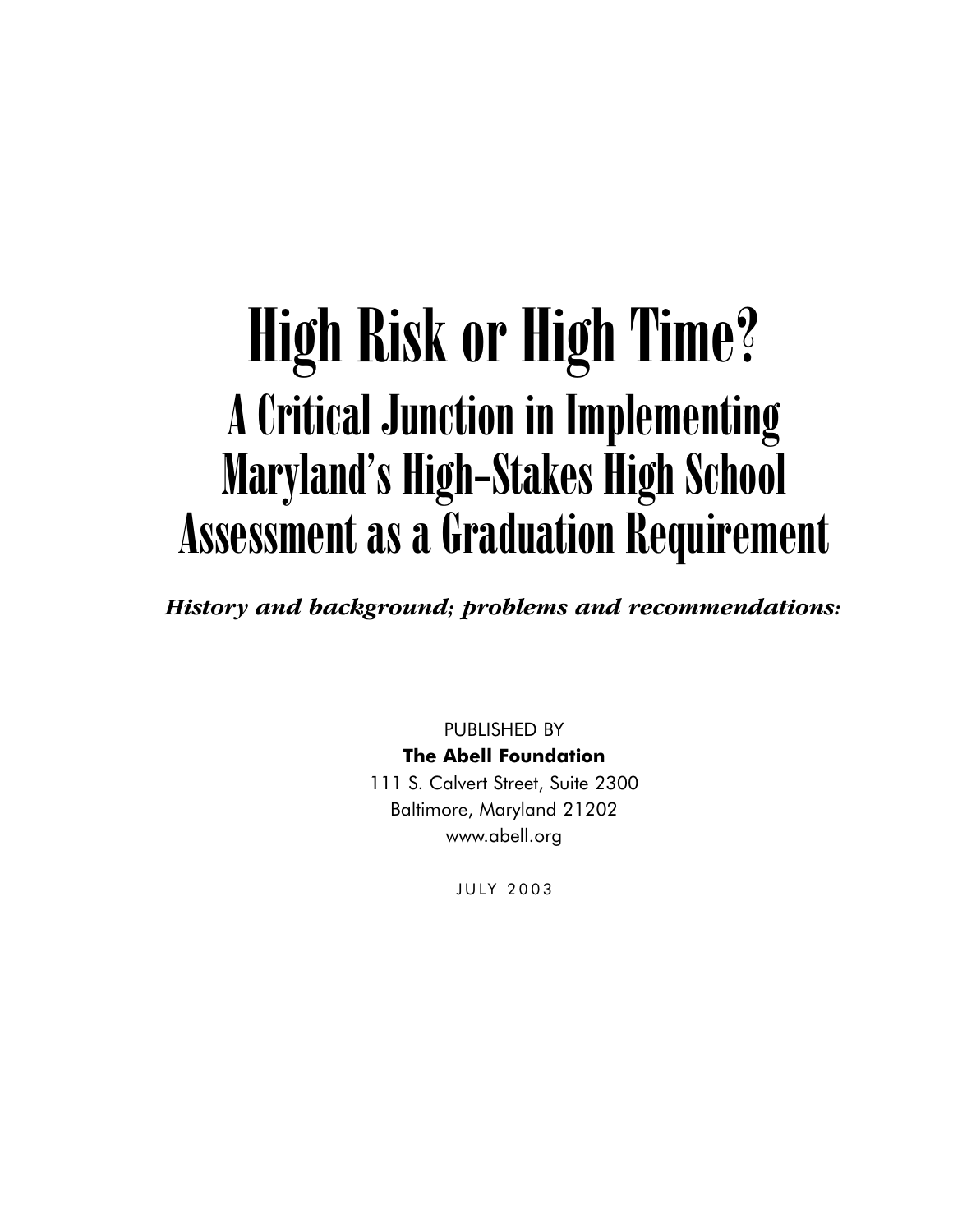# High Risk or High Time?

## A Critical Junction in Implementing Maryland's High-Stakes High School Assessment as a Graduation Requirement

***History and background; problems and recommendations:***

PUBLISHED BY

**The Abell Foundation**

111 S. Calvert Street, Suite 2300

Baltimore, Maryland 21202

www.abell.org

JULY 2003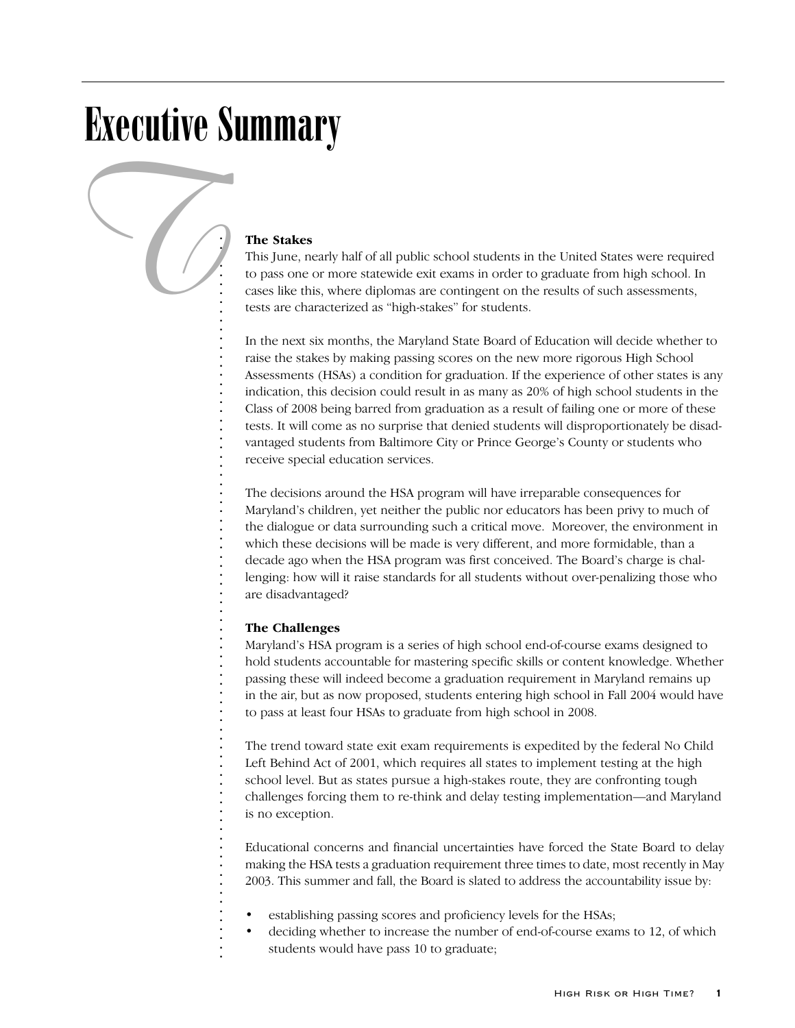# Executive Summary

**The Stakes**

This June, nearly half of all public school students in the United States were required to pass one or more statewide exit exams in order to graduate from high school. In cases like this, where diplomas are contingent on the results of such assessments, tests are characterized as "high-stakes" for students.

In the next six months, the Maryland State Board of Education will decide whether to raise the stakes by making passing scores on the new more rigorous High School Assessments (HSAs) a condition for graduation. If the experience of other states is any indication, this decision could result in as many as 20% of high school students in the Class of 2008 being barred from graduation as a result of failing one or more of these tests. It will come as no surprise that denied students will disproportionately be disadvantaged students from Baltimore City or Prince George's County or students who receive special education services.

The decisions around the HSA program will have irreparable consequences for Maryland's children, yet neither the public nor educators has been privy to much of the dialogue or data surrounding such a critical move. Moreover, the environment in which these decisions will be made is very different, and more formidable, than a decade ago when the HSA program was first conceived. The Board's charge is challenging: how will it raise standards for all students without over-penalizing those who are disadvantaged?

**The Challenges**

Maryland's HSA program is a series of high school end-of-course exams designed to hold students accountable for mastering specific skills or content knowledge. Whether passing these will indeed become a graduation requirement in Maryland remains up in the air, but as now proposed, students entering high school in Fall 2004 would have to pass at least four HSAs to graduate from high school in 2008.

The trend toward state exit exam requirements is expedited by the federal No Child Left Behind Act of 2001, which requires all states to implement testing at the high school level. But as states pursue a high-stakes route, they are confronting tough challenges forcing them to re-think and delay testing implementation—and Maryland is no exception.

Educational concerns and financial uncertainties have forced the State Board to delay making the HSA tests a graduation requirement three times to date, most recently in May 2003. This summer and fall, the Board is slated to address the accountability issue by:

- establishing passing scores and proficiency levels for the HSAs;
- deciding whether to increase the number of end-of-course exams to 12, of which students would have pass 10 to graduate;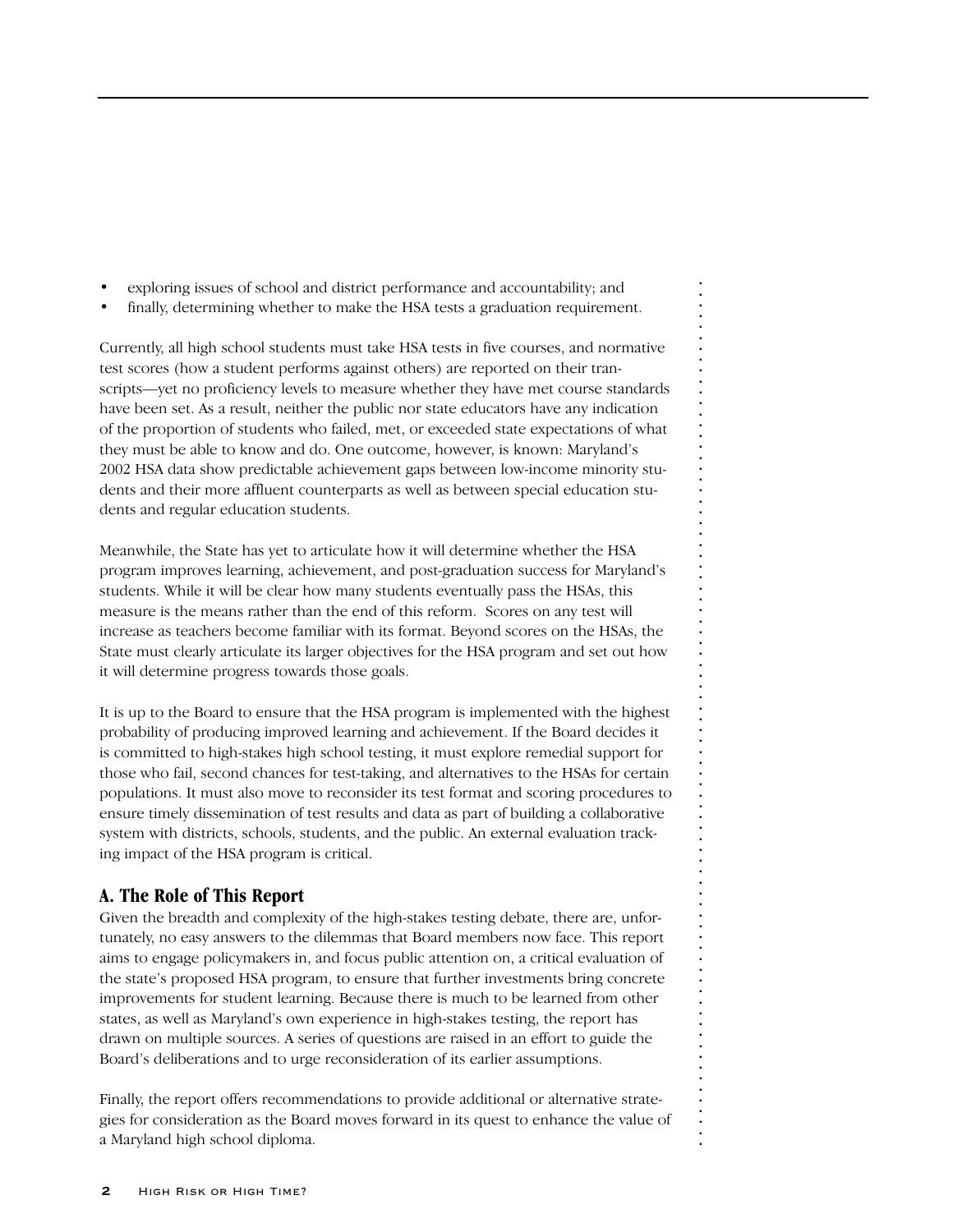- exploring issues of school and district performance and accountability; and
- finally, determining whether to make the HSA tests a graduation requirement.

Currently, all high school students must take HSA tests in five courses, and normative test scores (how a student performs against others) are reported on their transcripts—yet no proficiency levels to measure whether they have met course standards have been set. As a result, neither the public nor state educators have any indication of the proportion of students who failed, met, or exceeded state expectations of what they must be able to know and do. One outcome, however, is known: Maryland's 2002 HSA data show predictable achievement gaps between low-income minority students and their more affluent counterparts as well as between special education students and regular education students.

Meanwhile, the State has yet to articulate how it will determine whether the HSA program improves learning, achievement, and post-graduation success for Maryland's students. While it will be clear how many students eventually pass the HSAs, this measure is the means rather than the end of this reform. Scores on any test will increase as teachers become familiar with its format. Beyond scores on the HSAs, the State must clearly articulate its larger objectives for the HSA program and set out how it will determine progress towards those goals.

It is up to the Board to ensure that the HSA program is implemented with the highest probability of producing improved learning and achievement. If the Board decides it is committed to high-stakes high school testing, it must explore remedial support for those who fail, second chances for test-taking, and alternatives to the HSAs for certain populations. It must also move to reconsider its test format and scoring procedures to ensure timely dissemination of test results and data as part of building a collaborative system with districts, schools, students, and the public. An external evaluation tracking impact of the HSA program is critical.

## A. The Role of This Report

Given the breadth and complexity of the high-stakes testing debate, there are, unfortunately, no easy answers to the dilemmas that Board members now face. This report aims to engage policymakers in, and focus public attention on, a critical evaluation of the state's proposed HSA program, to ensure that further investments bring concrete improvements for student learning. Because there is much to be learned from other states, as well as Maryland's own experience in high-stakes testing, the report has drawn on multiple sources. A series of questions are raised in an effort to guide the Board's deliberations and to urge reconsideration of its earlier assumptions.

Finally, the report offers recommendations to provide additional or alternative strategies for consideration as the Board moves forward in its quest to enhance the value of a Maryland high school diploma.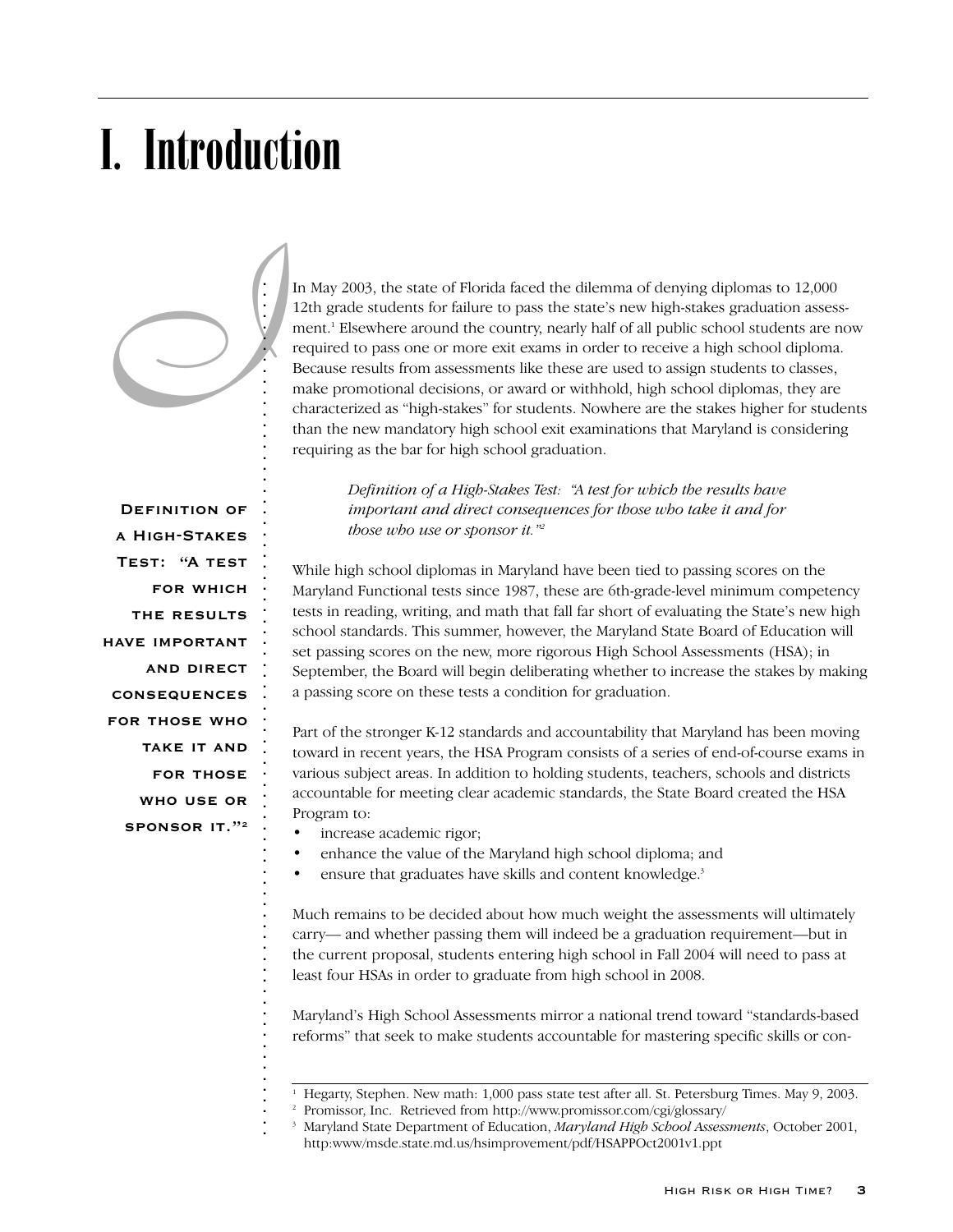# I. Introduction

In May 2003, the state of Florida faced the dilemma of denying diplomas to 12,000 12th grade students for failure to pass the state's new high-stakes graduation assessment.[1] Elsewhere around the country, nearly half of all public school students are now required to pass one or more exit exams in order to receive a high school diploma. Because results from assessments like these are used to assign students to classes, make promotional decisions, or award or withhold, high school diplomas, they are characterized as "high-stakes" for students. Nowhere are the stakes higher for students than the new mandatory high school exit examinations that Maryland is considering requiring as the bar for high school graduation.

> *Definition of a High-Stakes Test: "A test for which the results have important and direct consequences for those who take it and for those who use or sponsor it."[2]*

While high school diplomas in Maryland have been tied to passing scores on the Maryland Functional tests since 1987, these are 6th-grade-level minimum competency tests in reading, writing, and math that fall far short of evaluating the State's new high school standards. This summer, however, the Maryland State Board of Education will set passing scores on the new, more rigorous High School Assessments (HSA); in September, the Board will begin deliberating whether to increase the stakes by making a passing score on these tests a condition for graduation.

Part of the stronger K-12 standards and accountability that Maryland has been moving toward in recent years, the HSA Program consists of a series of end-of-course exams in various subject areas. In addition to holding students, teachers, schools and districts accountable for meeting clear academic standards, the State Board created the HSA Program to:

- increase academic rigor;
- enhance the value of the Maryland high school diploma; and
- ensure that graduates have skills and content knowledge.[3]

Much remains to be decided about how much weight the assessments will ultimately carry— and whether passing them will indeed be a graduation requirement—but in the current proposal, students entering high school in Fall 2004 will need to pass at least four HSAs in order to graduate from high school in 2008.

Maryland's High School Assessments mirror a national trend toward "standards-based reforms" that seek to make students accountable for mastering specific skills or con-

---

[1] Hegarty, Stephen. New math: 1,000 pass state test after all. St. Petersburg Times. May 9, 2003.

[2] Promissor, Inc. Retrieved from http://www.promissor.com/cgi/glossary/

[3] Maryland State Department of Education, *Maryland High School Assessments*, October 2001, http:www/msde.state.md.us/hsimprovement/pdf/HSAPPOct2001v1.ppt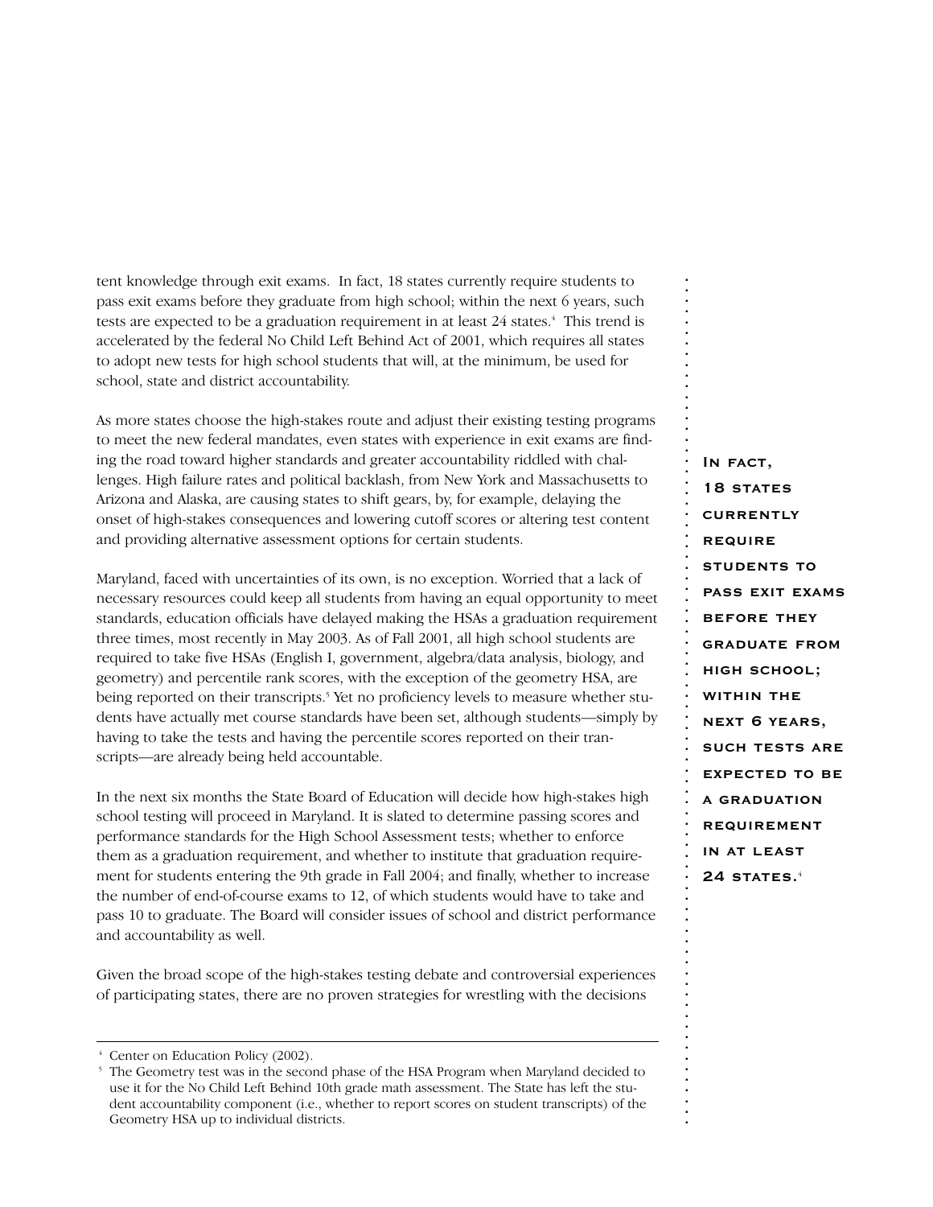tent knowledge through exit exams. In fact, 18 states currently require students to pass exit exams before they graduate from high school; within the next 6 years, such tests are expected to be a graduation requirement in at least 24 states.[4] This trend is accelerated by the federal No Child Left Behind Act of 2001, which requires all states to adopt new tests for high school students that will, at the minimum, be used for school, state and district accountability.

As more states choose the high-stakes route and adjust their existing testing programs to meet the new federal mandates, even states with experience in exit exams are finding the road toward higher standards and greater accountability riddled with challenges. High failure rates and political backlash, from New York and Massachusetts to Arizona and Alaska, are causing states to shift gears, by, for example, delaying the onset of high-stakes consequences and lowering cutoff scores or altering test content and providing alternative assessment options for certain students.

Maryland, faced with uncertainties of its own, is no exception. Worried that a lack of necessary resources could keep all students from having an equal opportunity to meet standards, education officials have delayed making the HSAs a graduation requirement three times, most recently in May 2003. As of Fall 2001, all high school students are required to take five HSAs (English I, government, algebra/data analysis, biology, and geometry) and percentile rank scores, with the exception of the geometry HSA, are being reported on their transcripts.[5] Yet no proficiency levels to measure whether students have actually met course standards have been set, although students—simply by having to take the tests and having the percentile scores reported on their transcripts—are already being held accountable.

In the next six months the State Board of Education will decide how high-stakes high school testing will proceed in Maryland. It is slated to determine passing scores and performance standards for the High School Assessment tests; whether to enforce them as a graduation requirement, and whether to institute that graduation requirement for students entering the 9th grade in Fall 2004; and finally, whether to increase the number of end-of-course exams to 12, of which students would have to take and pass 10 to graduate. The Board will consider issues of school and district performance and accountability as well.

Given the broad scope of the high-stakes testing debate and controversial experiences of participating states, there are no proven strategies for wrestling with the decisions

**In fact, 18 states currently require students to pass exit exams before they graduate from high school; within the next 6 years, such tests are expected to be a graduation requirement in at least 24 states.[4]**

---

[4] Center on Education Policy (2002).

[5] The Geometry test was in the second phase of the HSA Program when Maryland decided to use it for the No Child Left Behind 10th grade math assessment. The State has left the student accountability component (i.e., whether to report scores on student transcripts) of the Geometry HSA up to individual districts.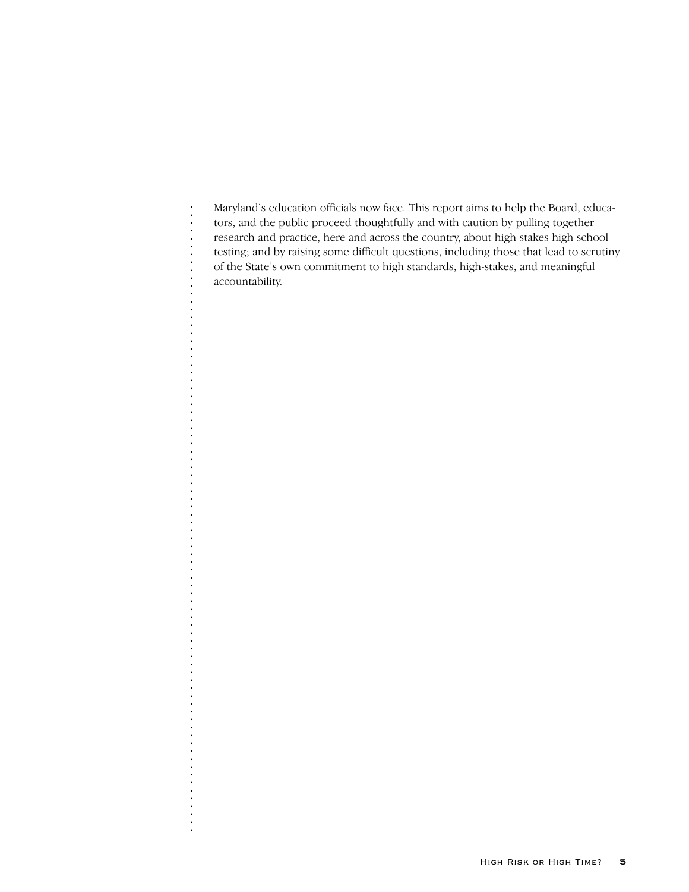Maryland's education officials now face. This report aims to help the Board, educators, and the public proceed thoughtfully and with caution by pulling together research and practice, here and across the country, about high stakes high school testing; and by raising some difficult questions, including those that lead to scrutiny of the State's own commitment to high standards, high-stakes, and meaningful accountability.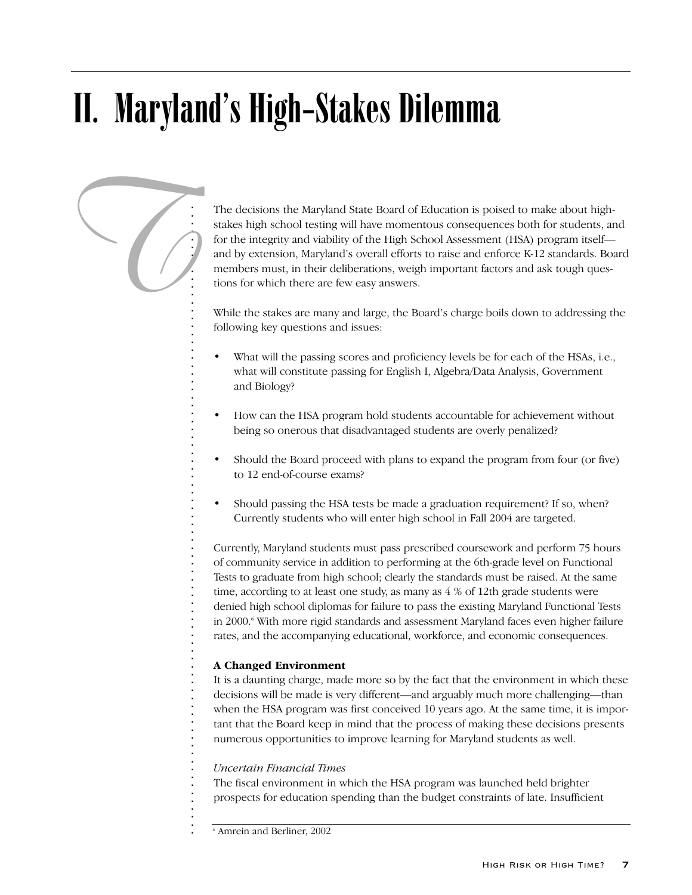# II. Maryland's High-Stakes Dilemma

The decisions the Maryland State Board of Education is poised to make about high-stakes high school testing will have momentous consequences both for students, and for the integrity and viability of the High School Assessment (HSA) program itself—and by extension, Maryland's overall efforts to raise and enforce K-12 standards. Board members must, in their deliberations, weigh important factors and ask tough questions for which there are few easy answers.

While the stakes are many and large, the Board's charge boils down to addressing the following key questions and issues:

- What will the passing scores and proficiency levels be for each of the HSAs, i.e., what will constitute passing for English I, Algebra/Data Analysis, Government and Biology?
- How can the HSA program hold students accountable for achievement without being so onerous that disadvantaged students are overly penalized?
- Should the Board proceed with plans to expand the program from four (or five) to 12 end-of-course exams?
- Should passing the HSA tests be made a graduation requirement? If so, when? Currently students who will enter high school in Fall 2004 are targeted.

Currently, Maryland students must pass prescribed coursework and perform 75 hours of community service in addition to performing at the 6th-grade level on Functional Tests to graduate from high school; clearly the standards must be raised. At the same time, according to at least one study, as many as 4 % of 12th grade students were denied high school diplomas for failure to pass the existing Maryland Functional Tests in 2000.[6] With more rigid standards and assessment Maryland faces even higher failure rates, and the accompanying educational, workforce, and economic consequences.

**A Changed Environment**

It is a daunting charge, made more so by the fact that the environment in which these decisions will be made is very different—and arguably much more challenging—than when the HSA program was first conceived 10 years ago. At the same time, it is important that the Board keep in mind that the process of making these decisions presents numerous opportunities to improve learning for Maryland students as well.

*Uncertain Financial Times*

The fiscal environment in which the HSA program was launched held brighter prospects for education spending than the budget constraints of late. Insufficient

[6] Amrein and Berliner, 2002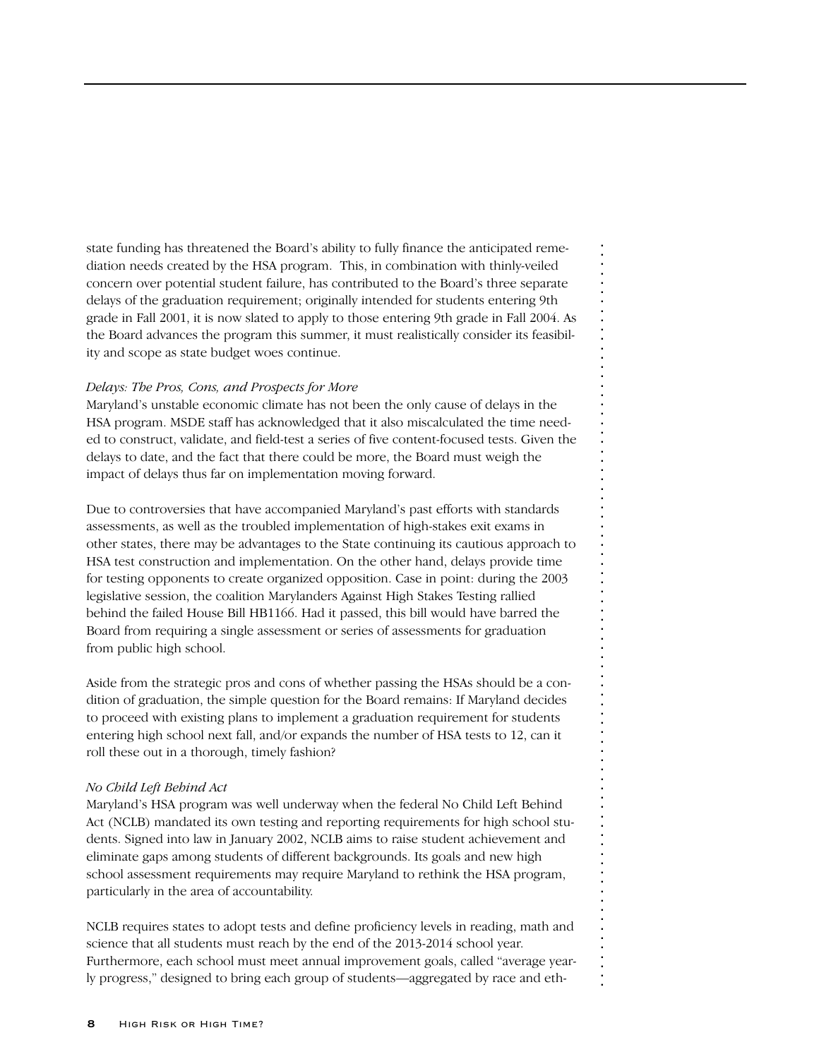state funding has threatened the Board's ability to fully finance the anticipated remediation needs created by the HSA program. This, in combination with thinly-veiled concern over potential student failure, has contributed to the Board's three separate delays of the graduation requirement; originally intended for students entering 9th grade in Fall 2001, it is now slated to apply to those entering 9th grade in Fall 2004. As the Board advances the program this summer, it must realistically consider its feasibility and scope as state budget woes continue.

*Delays: The Pros, Cons, and Prospects for More*

Maryland's unstable economic climate has not been the only cause of delays in the HSA program. MSDE staff has acknowledged that it also miscalculated the time needed to construct, validate, and field-test a series of five content-focused tests. Given the delays to date, and the fact that there could be more, the Board must weigh the impact of delays thus far on implementation moving forward.

Due to controversies that have accompanied Maryland's past efforts with standards assessments, as well as the troubled implementation of high-stakes exit exams in other states, there may be advantages to the State continuing its cautious approach to HSA test construction and implementation. On the other hand, delays provide time for testing opponents to create organized opposition. Case in point: during the 2003 legislative session, the coalition Marylanders Against High Stakes Testing rallied behind the failed House Bill HB1166. Had it passed, this bill would have barred the Board from requiring a single assessment or series of assessments for graduation from public high school.

Aside from the strategic pros and cons of whether passing the HSAs should be a condition of graduation, the simple question for the Board remains: If Maryland decides to proceed with existing plans to implement a graduation requirement for students entering high school next fall, and/or expands the number of HSA tests to 12, can it roll these out in a thorough, timely fashion?

*No Child Left Behind Act*

Maryland's HSA program was well underway when the federal No Child Left Behind Act (NCLB) mandated its own testing and reporting requirements for high school students. Signed into law in January 2002, NCLB aims to raise student achievement and eliminate gaps among students of different backgrounds. Its goals and new high school assessment requirements may require Maryland to rethink the HSA program, particularly in the area of accountability.

NCLB requires states to adopt tests and define proficiency levels in reading, math and science that all students must reach by the end of the 2013-2014 school year. Furthermore, each school must meet annual improvement goals, called "average yearly progress," designed to bring each group of students—aggregated by race and eth-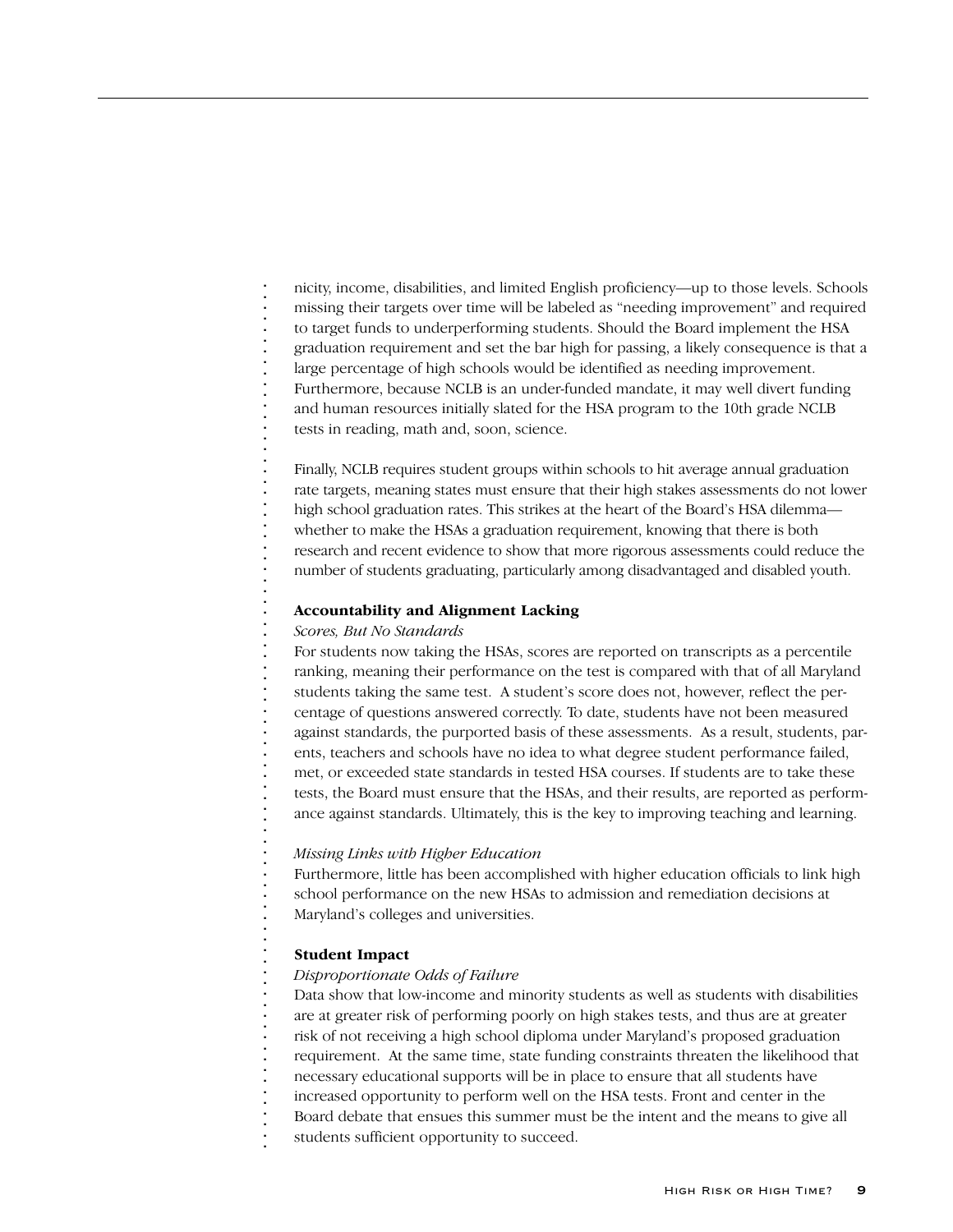nicity, income, disabilities, and limited English proficiency—up to those levels. Schools missing their targets over time will be labeled as "needing improvement" and required to target funds to underperforming students. Should the Board implement the HSA graduation requirement and set the bar high for passing, a likely consequence is that a large percentage of high schools would be identified as needing improvement. Furthermore, because NCLB is an under-funded mandate, it may well divert funding and human resources initially slated for the HSA program to the 10th grade NCLB tests in reading, math and, soon, science.

Finally, NCLB requires student groups within schools to hit average annual graduation rate targets, meaning states must ensure that their high stakes assessments do not lower high school graduation rates. This strikes at the heart of the Board's HSA dilemma—whether to make the HSAs a graduation requirement, knowing that there is both research and recent evidence to show that more rigorous assessments could reduce the number of students graduating, particularly among disadvantaged and disabled youth.

**Accountability and Alignment Lacking**

*Scores, But No Standards*

For students now taking the HSAs, scores are reported on transcripts as a percentile ranking, meaning their performance on the test is compared with that of all Maryland students taking the same test. A student's score does not, however, reflect the percentage of questions answered correctly. To date, students have not been measured against standards, the purported basis of these assessments. As a result, students, parents, teachers and schools have no idea to what degree student performance failed, met, or exceeded state standards in tested HSA courses. If students are to take these tests, the Board must ensure that the HSAs, and their results, are reported as performance against standards. Ultimately, this is the key to improving teaching and learning.

*Missing Links with Higher Education*

Furthermore, little has been accomplished with higher education officials to link high school performance on the new HSAs to admission and remediation decisions at Maryland's colleges and universities.

**Student Impact**

*Disproportionate Odds of Failure*

Data show that low-income and minority students as well as students with disabilities are at greater risk of performing poorly on high stakes tests, and thus are at greater risk of not receiving a high school diploma under Maryland's proposed graduation requirement. At the same time, state funding constraints threaten the likelihood that necessary educational supports will be in place to ensure that all students have increased opportunity to perform well on the HSA tests. Front and center in the Board debate that ensues this summer must be the intent and the means to give all students sufficient opportunity to succeed.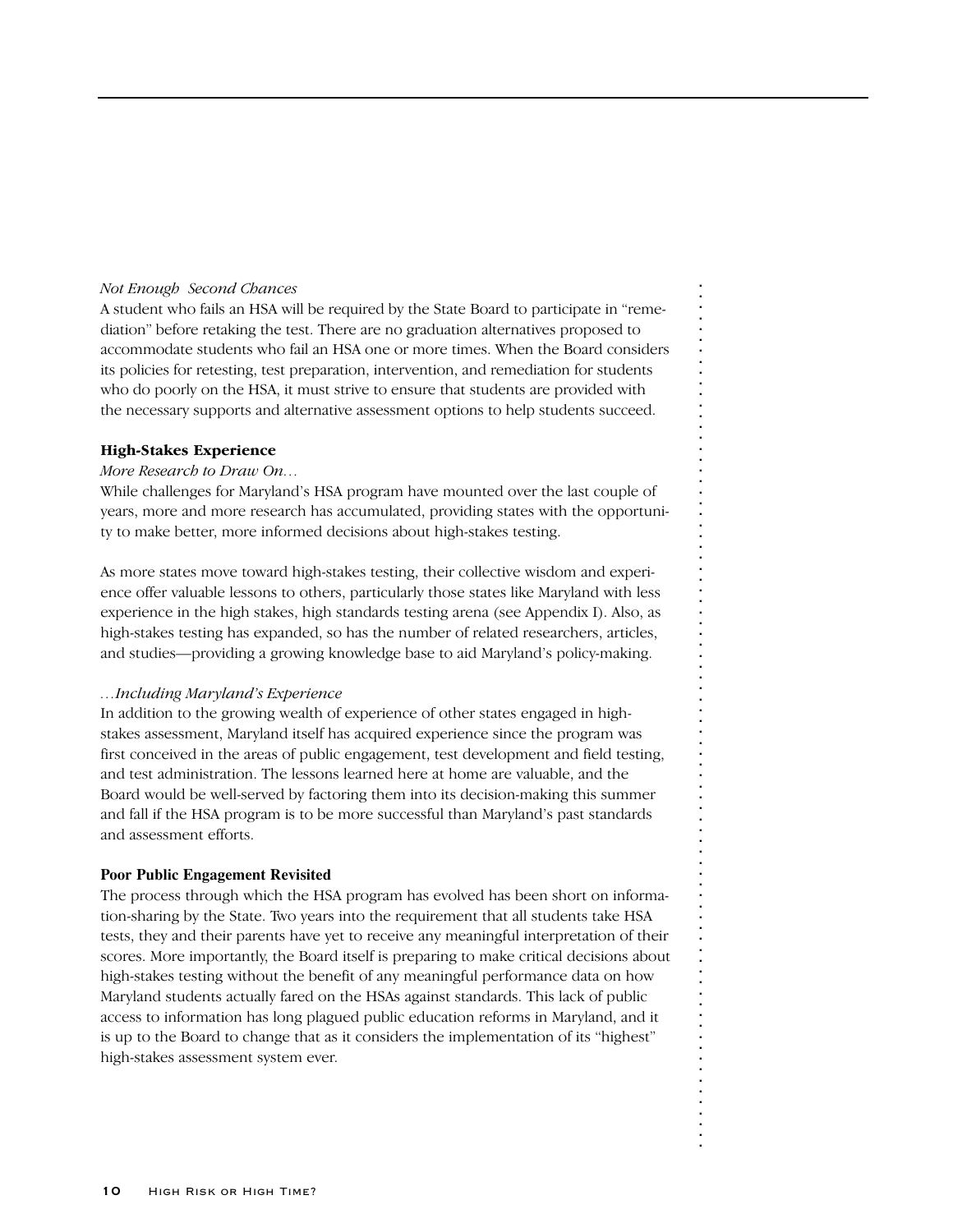*Not Enough Second Chances*

A student who fails an HSA will be required by the State Board to participate in "remediation" before retaking the test. There are no graduation alternatives proposed to accommodate students who fail an HSA one or more times. When the Board considers its policies for retesting, test preparation, intervention, and remediation for students who do poorly on the HSA, it must strive to ensure that students are provided with the necessary supports and alternative assessment options to help students succeed.

**High-Stakes Experience**

*More Research to Draw On…*

While challenges for Maryland's HSA program have mounted over the last couple of years, more and more research has accumulated, providing states with the opportunity to make better, more informed decisions about high-stakes testing.

As more states move toward high-stakes testing, their collective wisdom and experience offer valuable lessons to others, particularly those states like Maryland with less experience in the high stakes, high standards testing arena (see Appendix I). Also, as high-stakes testing has expanded, so has the number of related researchers, articles, and studies—providing a growing knowledge base to aid Maryland's policy-making.

*…Including Maryland's Experience*

In addition to the growing wealth of experience of other states engaged in high-stakes assessment, Maryland itself has acquired experience since the program was first conceived in the areas of public engagement, test development and field testing, and test administration. The lessons learned here at home are valuable, and the Board would be well-served by factoring them into its decision-making this summer and fall if the HSA program is to be more successful than Maryland's past standards and assessment efforts.

**Poor Public Engagement Revisited**

The process through which the HSA program has evolved has been short on information-sharing by the State. Two years into the requirement that all students take HSA tests, they and their parents have yet to receive any meaningful interpretation of their scores. More importantly, the Board itself is preparing to make critical decisions about high-stakes testing without the benefit of any meaningful performance data on how Maryland students actually fared on the HSAs against standards. This lack of public access to information has long plagued public education reforms in Maryland, and it is up to the Board to change that as it considers the implementation of its "highest" high-stakes assessment system ever.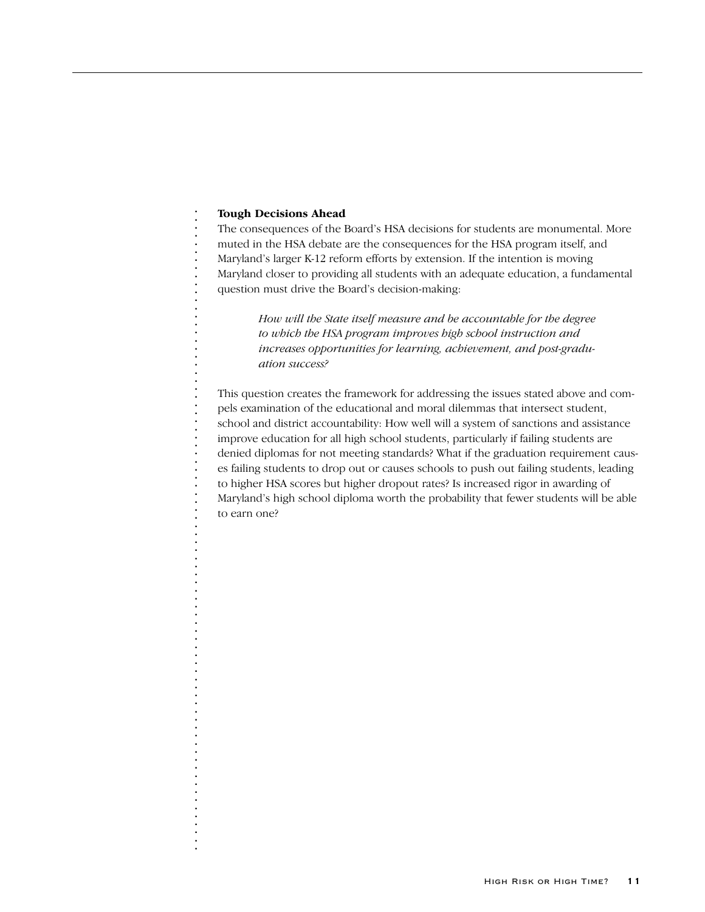### Tough Decisions Ahead

The consequences of the Board's HSA decisions for students are monumental. More muted in the HSA debate are the consequences for the HSA program itself, and Maryland's larger K-12 reform efforts by extension. If the intention is moving Maryland closer to providing all students with an adequate education, a fundamental question must drive the Board's decision-making:

> *How will the State itself measure and be accountable for the degree to which the HSA program improves high school instruction and increases opportunities for learning, achievement, and post-graduation success?*

This question creates the framework for addressing the issues stated above and compels examination of the educational and moral dilemmas that intersect student, school and district accountability: How well will a system of sanctions and assistance improve education for all high school students, particularly if failing students are denied diplomas for not meeting standards? What if the graduation requirement causes failing students to drop out or causes schools to push out failing students, leading to higher HSA scores but higher dropout rates? Is increased rigor in awarding of Maryland's high school diploma worth the probability that fewer students will be able to earn one?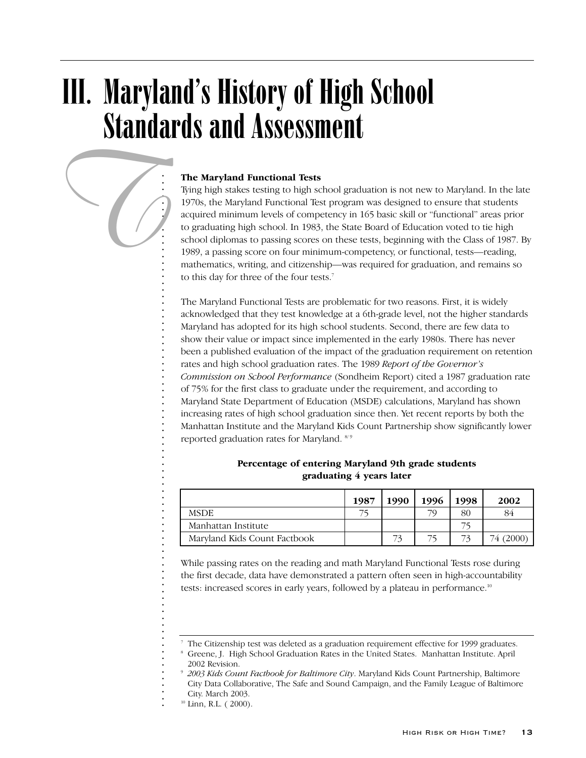# III. Maryland's History of High School Standards and Assessment

**The Maryland Functional Tests**

Tying high stakes testing to high school graduation is not new to Maryland. In the late 1970s, the Maryland Functional Test program was designed to ensure that students acquired minimum levels of competency in 165 basic skill or "functional" areas prior to graduating high school. In 1983, the State Board of Education voted to tie high school diplomas to passing scores on these tests, beginning with the Class of 1987. By 1989, a passing score on four minimum-competency, or functional, tests—reading, mathematics, writing, and citizenship—was required for graduation, and remains so to this day for three of the four tests.[7]

The Maryland Functional Tests are problematic for two reasons. First, it is widely acknowledged that they test knowledge at a 6th-grade level, not the higher standards Maryland has adopted for its high school students. Second, there are few data to show their value or impact since implemented in the early 1980s. There has never been a published evaluation of the impact of the graduation requirement on retention rates and high school graduation rates. The 1989 *Report of the Governor's Commission on School Performance* (Sondheim Report) cited a 1987 graduation rate of 75% for the first class to graduate under the requirement, and according to Maryland State Department of Education (MSDE) calculations, Maryland has shown increasing rates of high school graduation since then. Yet recent reports by both the Manhattan Institute and the Maryland Kids Count Partnership show significantly lower reported graduation rates for Maryland.[8/9]

**Percentage of entering Maryland 9th grade students graduating 4 years later**

| | 1987 | 1990 | 1996 | 1998 | 2002 |
|---|---|---|---|---|---|
| MSDE | 75 | | 79 | 80 | 84 |
| Manhattan Institute | | | | 75 | |
| Maryland Kids Count Factbook | | 73 | 75 | 73 | 74 (2000) |

While passing rates on the reading and math Maryland Functional Tests rose during the first decade, data have demonstrated a pattern often seen in high-accountability tests: increased scores in early years, followed by a plateau in performance.[10]

---

[7] The Citizenship test was deleted as a graduation requirement effective for 1999 graduates.

[8] Greene, J. High School Graduation Rates in the United States. Manhattan Institute. April 2002 Revision.

[9] *2003 Kids Count Factbook for Baltimore City*. Maryland Kids Count Partnership, Baltimore City Data Collaborative, The Safe and Sound Campaign, and the Family League of Baltimore City. March 2003.

[10] Linn, R.L. ( 2000).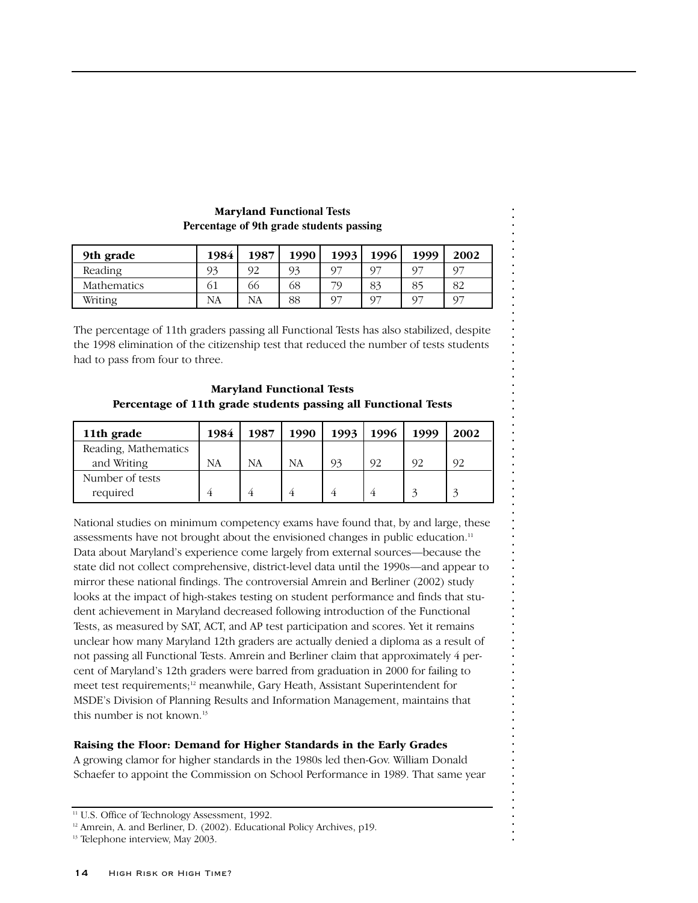**Maryland Functional Tests**
**Percentage of 9th grade students passing**

| 9th grade | 1984 | 1987 | 1990 | 1993 | 1996 | 1999 | 2002 |
|---|---|---|---|---|---|---|---|
| Reading | 93 | 92 | 93 | 97 | 97 | 97 | 97 |
| Mathematics | 61 | 66 | 68 | 79 | 83 | 85 | 82 |
| Writing | NA | NA | 88 | 97 | 97 | 97 | 97 |

The percentage of 11th graders passing all Functional Tests has also stabilized, despite the 1998 elimination of the citizenship test that reduced the number of tests students had to pass from four to three.

**Maryland Functional Tests**
**Percentage of 11th grade students passing all Functional Tests**

| 11th grade | 1984 | 1987 | 1990 | 1993 | 1996 | 1999 | 2002 |
|---|---|---|---|---|---|---|---|
| Reading, Mathematics and Writing | NA | NA | NA | 93 | 92 | 92 | 92 |
| Number of tests required | 4 | 4 | 4 | 4 | 4 | 3 | 3 |

National studies on minimum competency exams have found that, by and large, these assessments have not brought about the envisioned changes in public education.[11] Data about Maryland's experience come largely from external sources—because the state did not collect comprehensive, district-level data until the 1990s—and appear to mirror these national findings. The controversial Amrein and Berliner (2002) study looks at the impact of high-stakes testing on student performance and finds that student achievement in Maryland decreased following introduction of the Functional Tests, as measured by SAT, ACT, and AP test participation and scores. Yet it remains unclear how many Maryland 12th graders are actually denied a diploma as a result of not passing all Functional Tests. Amrein and Berliner claim that approximately 4 percent of Maryland's 12th graders were barred from graduation in 2000 for failing to meet test requirements;[12] meanwhile, Gary Heath, Assistant Superintendent for MSDE's Division of Planning Results and Information Management, maintains that this number is not known.[13]

**Raising the Floor: Demand for Higher Standards in the Early Grades**

A growing clamor for higher standards in the 1980s led then-Gov. William Donald Schaefer to appoint the Commission on School Performance in 1989. That same year

[11] U.S. Office of Technology Assessment, 1992.

[12] Amrein, A. and Berliner, D. (2002). Educational Policy Archives, p19.

[13] Telephone interview, May 2003.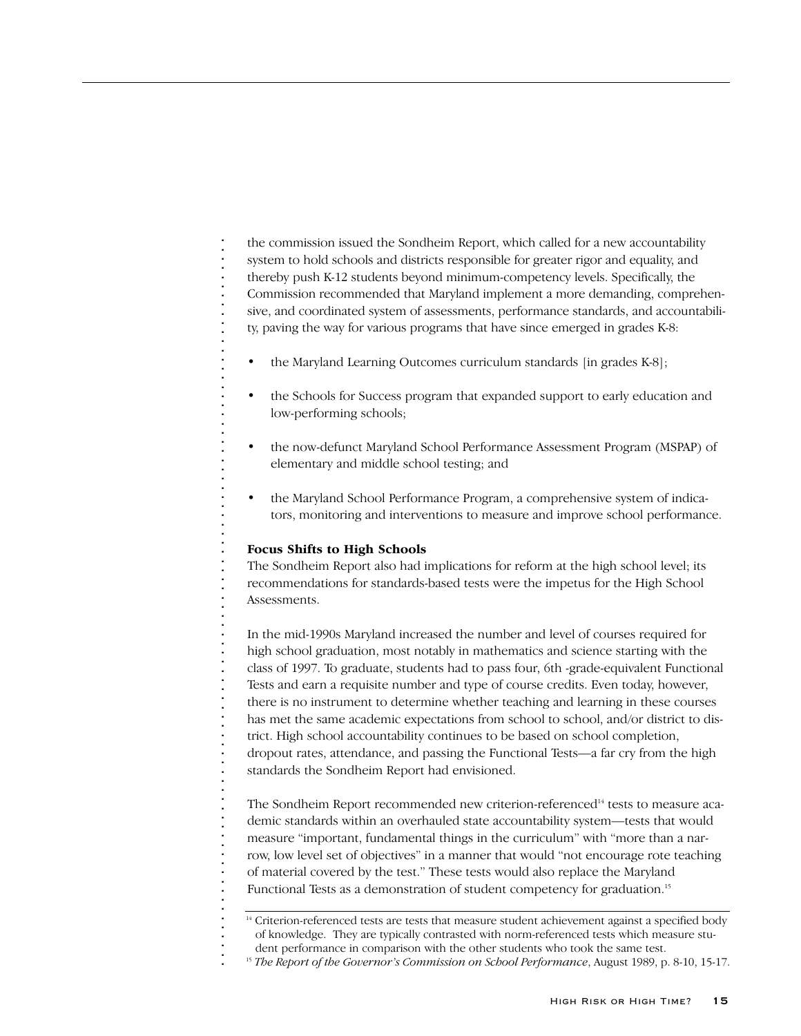the commission issued the Sondheim Report, which called for a new accountability system to hold schools and districts responsible for greater rigor and equality, and thereby push K-12 students beyond minimum-competency levels. Specifically, the Commission recommended that Maryland implement a more demanding, comprehensive, and coordinated system of assessments, performance standards, and accountability, paving the way for various programs that have since emerged in grades K-8:

- the Maryland Learning Outcomes curriculum standards [in grades K-8];
- the Schools for Success program that expanded support to early education and low-performing schools;
- the now-defunct Maryland School Performance Assessment Program (MSPAP) of elementary and middle school testing; and
- the Maryland School Performance Program, a comprehensive system of indicators, monitoring and interventions to measure and improve school performance.

**Focus Shifts to High Schools**

The Sondheim Report also had implications for reform at the high school level; its recommendations for standards-based tests were the impetus for the High School Assessments.

In the mid-1990s Maryland increased the number and level of courses required for high school graduation, most notably in mathematics and science starting with the class of 1997. To graduate, students had to pass four, 6th -grade-equivalent Functional Tests and earn a requisite number and type of course credits. Even today, however, there is no instrument to determine whether teaching and learning in these courses has met the same academic expectations from school to school, and/or district to district. High school accountability continues to be based on school completion, dropout rates, attendance, and passing the Functional Tests—a far cry from the high standards the Sondheim Report had envisioned.

The Sondheim Report recommended new criterion-referenced[14] tests to measure academic standards within an overhauled state accountability system—tests that would measure “important, fundamental things in the curriculum” with “more than a narrow, low level set of objectives” in a manner that would “not encourage rote teaching of material covered by the test.” These tests would also replace the Maryland Functional Tests as a demonstration of student competency for graduation.[15]

---

[14] Criterion-referenced tests are tests that measure student achievement against a specified body of knowledge. They are typically contrasted with norm-referenced tests which measure student performance in comparison with the other students who took the same test.

[15] *The Report of the Governor’s Commission on School Performance*, August 1989, p. 8-10, 15-17.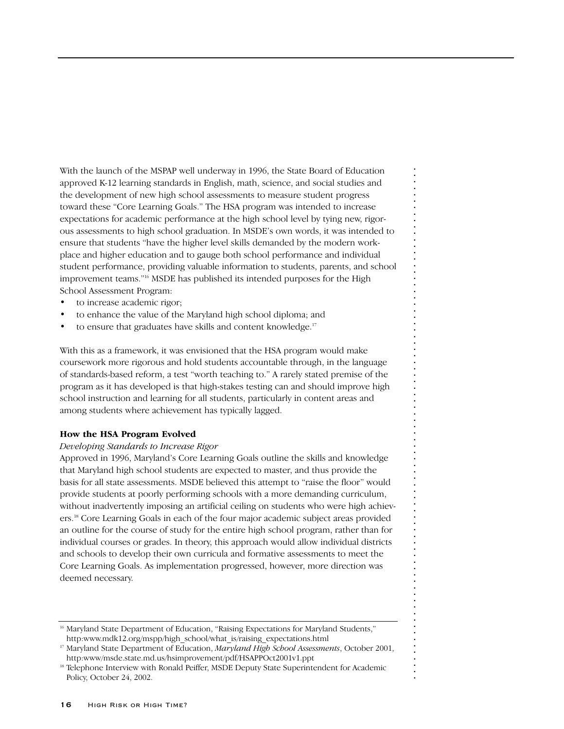With the launch of the MSPAP well underway in 1996, the State Board of Education approved K-12 learning standards in English, math, science, and social studies and the development of new high school assessments to measure student progress toward these "Core Learning Goals." The HSA program was intended to increase expectations for academic performance at the high school level by tying new, rigorous assessments to high school graduation. In MSDE's own words, it was intended to ensure that students "have the higher level skills demanded by the modern workplace and higher education and to gauge both school performance and individual student performance, providing valuable information to students, parents, and school improvement teams."[16] MSDE has published its intended purposes for the High School Assessment Program:

- to increase academic rigor;
- to enhance the value of the Maryland high school diploma; and
- to ensure that graduates have skills and content knowledge.[17]

With this as a framework, it was envisioned that the HSA program would make coursework more rigorous and hold students accountable through, in the language of standards-based reform, a test "worth teaching to." A rarely stated premise of the program as it has developed is that high-stakes testing can and should improve high school instruction and learning for all students, particularly in content areas and among students where achievement has typically lagged.

**How the HSA Program Evolved**

*Developing Standards to Increase Rigor*

Approved in 1996, Maryland's Core Learning Goals outline the skills and knowledge that Maryland high school students are expected to master, and thus provide the basis for all state assessments. MSDE believed this attempt to "raise the floor" would provide students at poorly performing schools with a more demanding curriculum, without inadvertently imposing an artificial ceiling on students who were high achievers.[18] Core Learning Goals in each of the four major academic subject areas provided an outline for the course of study for the entire high school program, rather than for individual courses or grades. In theory, this approach would allow individual districts and schools to develop their own curricula and formative assessments to meet the Core Learning Goals. As implementation progressed, however, more direction was deemed necessary.

---

[16] Maryland State Department of Education, "Raising Expectations for Maryland Students," http:www.mdk12.org/mspp/high_school/what_is/raising_expectations.html

[17] Maryland State Department of Education, *Maryland High School Assessments*, October 2001, http:www/msde.state.md.us/hsimprovement/pdf/HSAPPOct2001v1.ppt

[18] Telephone Interview with Ronald Peiffer, MSDE Deputy State Superintendent for Academic Policy, October 24, 2002.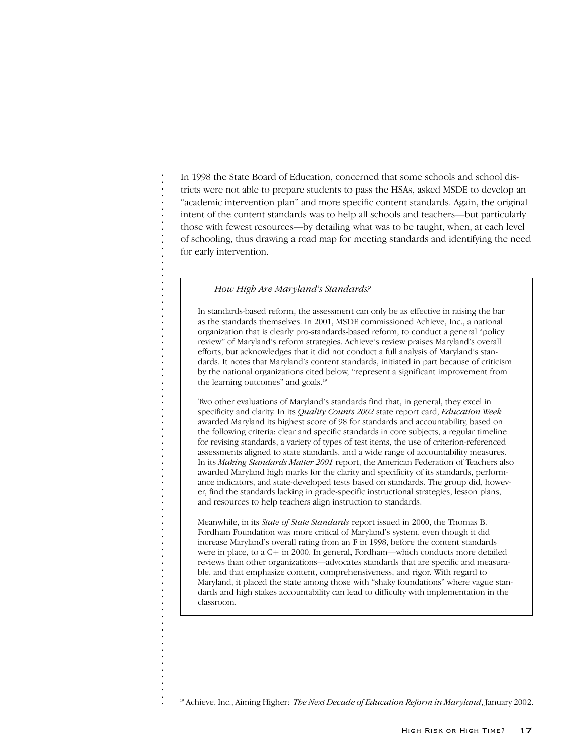In 1998 the State Board of Education, concerned that some schools and school districts were not able to prepare students to pass the HSAs, asked MSDE to develop an "academic intervention plan" and more specific content standards. Again, the original intent of the content standards was to help all schools and teachers—but particularly those with fewest resources—by detailing what was to be taught, when, at each level of schooling, thus drawing a road map for meeting standards and identifying the need for early intervention.

> *How High Are Maryland's Standards?*
>
> In standards-based reform, the assessment can only be as effective in raising the bar as the standards themselves. In 2001, MSDE commissioned Achieve, Inc., a national organization that is clearly pro-standards-based reform, to conduct a general "policy review" of Maryland's reform strategies. Achieve's review praises Maryland's overall efforts, but acknowledges that it did not conduct a full analysis of Maryland's standards. It notes that Maryland's content standards, initiated in part because of criticism by the national organizations cited below, "represent a significant improvement from the learning outcomes" and goals.[19]
>
> Two other evaluations of Maryland's standards find that, in general, they excel in specificity and clarity. In its *Quality Counts 2002* state report card, *Education Week* awarded Maryland its highest score of 98 for standards and accountability, based on the following criteria: clear and specific standards in core subjects, a regular timeline for revising standards, a variety of types of test items, the use of criterion-referenced assessments aligned to state standards, and a wide range of accountability measures. In its *Making Standards Matter 2001* report, the American Federation of Teachers also awarded Maryland high marks for the clarity and specificity of its standards, performance indicators, and state-developed tests based on standards. The group did, however, find the standards lacking in grade-specific instructional strategies, lesson plans, and resources to help teachers align instruction to standards.
>
> Meanwhile, in its *State of State Standards* report issued in 2000, the Thomas B. Fordham Foundation was more critical of Maryland's system, even though it did increase Maryland's overall rating from an F in 1998, before the content standards were in place, to a C+ in 2000. In general, Fordham—which conducts more detailed reviews than other organizations—advocates standards that are specific and measurable, and that emphasize content, comprehensiveness, and rigor. With regard to Maryland, it placed the state among those with "shaky foundations" where vague standards and high stakes accountability can lead to difficulty with implementation in the classroom.

[19] Achieve, Inc., Aiming Higher: *The Next Decade of Education Reform in Maryland*, January 2002.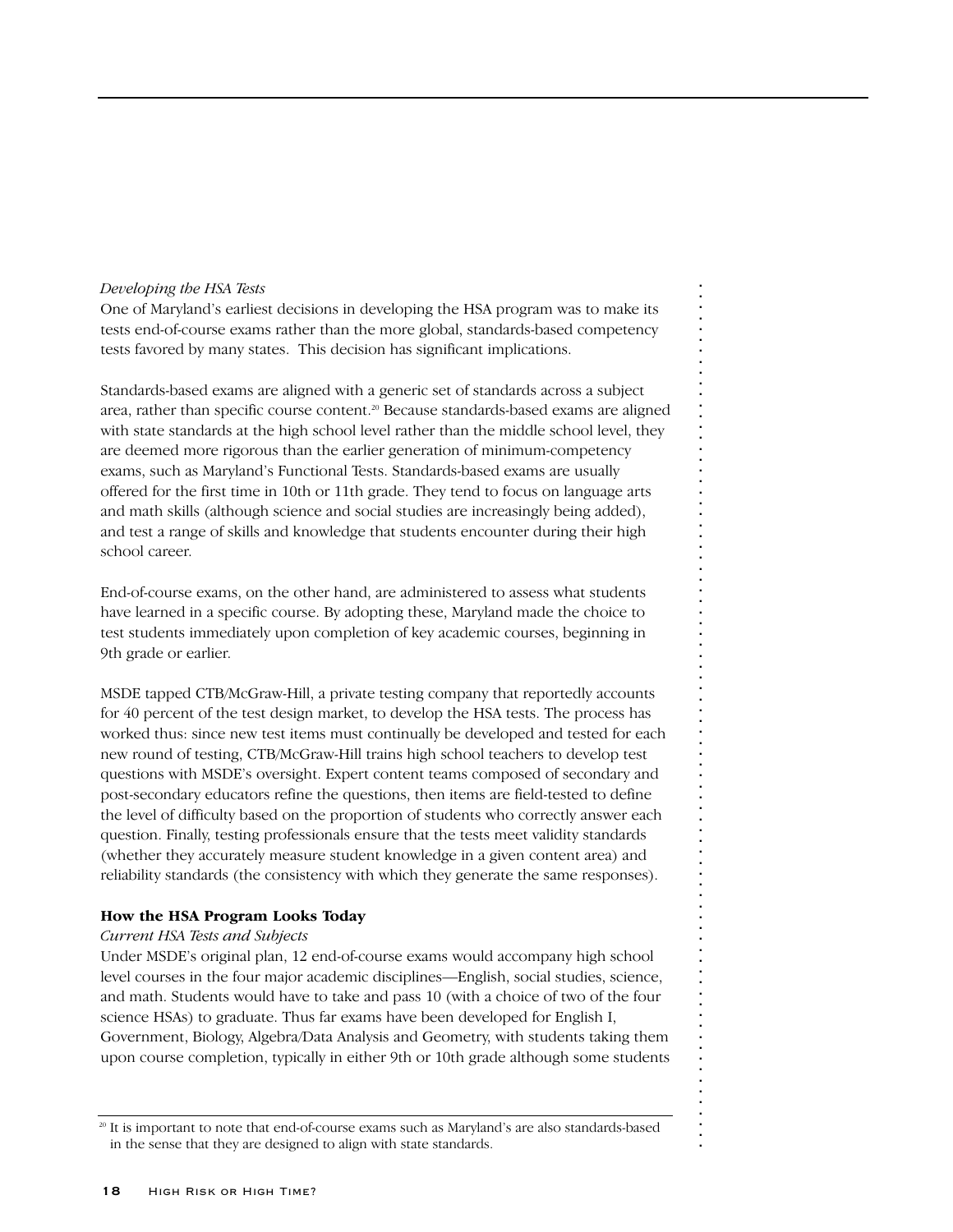*Developing the HSA Tests*

One of Maryland's earliest decisions in developing the HSA program was to make its tests end-of-course exams rather than the more global, standards-based competency tests favored by many states. This decision has significant implications.

Standards-based exams are aligned with a generic set of standards across a subject area, rather than specific course content.[20] Because standards-based exams are aligned with state standards at the high school level rather than the middle school level, they are deemed more rigorous than the earlier generation of minimum-competency exams, such as Maryland's Functional Tests. Standards-based exams are usually offered for the first time in 10th or 11th grade. They tend to focus on language arts and math skills (although science and social studies are increasingly being added), and test a range of skills and knowledge that students encounter during their high school career.

End-of-course exams, on the other hand, are administered to assess what students have learned in a specific course. By adopting these, Maryland made the choice to test students immediately upon completion of key academic courses, beginning in 9th grade or earlier.

MSDE tapped CTB/McGraw-Hill, a private testing company that reportedly accounts for 40 percent of the test design market, to develop the HSA tests. The process has worked thus: since new test items must continually be developed and tested for each new round of testing, CTB/McGraw-Hill trains high school teachers to develop test questions with MSDE's oversight. Expert content teams composed of secondary and post-secondary educators refine the questions, then items are field-tested to define the level of difficulty based on the proportion of students who correctly answer each question. Finally, testing professionals ensure that the tests meet validity standards (whether they accurately measure student knowledge in a given content area) and reliability standards (the consistency with which they generate the same responses).

**How the HSA Program Looks Today**

*Current HSA Tests and Subjects*

Under MSDE's original plan, 12 end-of-course exams would accompany high school level courses in the four major academic disciplines—English, social studies, science, and math. Students would have to take and pass 10 (with a choice of two of the four science HSAs) to graduate. Thus far exams have been developed for English I, Government, Biology, Algebra/Data Analysis and Geometry, with students taking them upon course completion, typically in either 9th or 10th grade although some students

[20] It is important to note that end-of-course exams such as Maryland's are also standards-based in the sense that they are designed to align with state standards.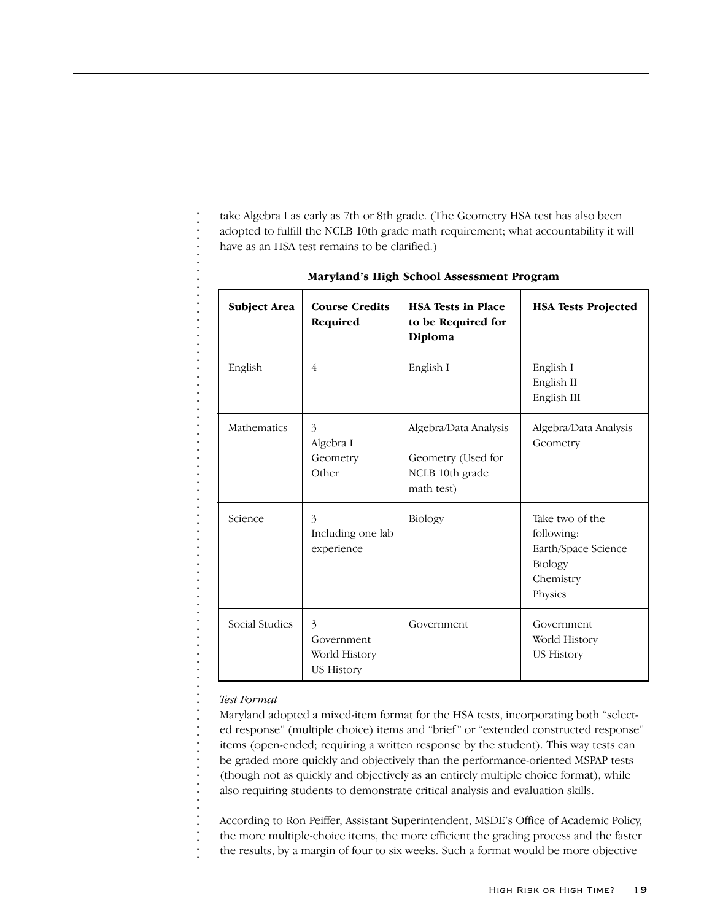take Algebra I as early as 7th or 8th grade. (The Geometry HSA test has also been adopted to fulfill the NCLB 10th grade math requirement; what accountability it will have as an HSA test remains to be clarified.)

**Maryland's High School Assessment Program**

| **Subject Area** | **Course Credits Required** | **HSA Tests in Place to be Required for Diploma** | **HSA Tests Projected** |
|---|---|---|---|
| English | 4 | English I | English I<br>English II<br>English III |
| Mathematics | 3<br>Algebra I<br>Geometry<br>Other | Algebra/Data Analysis<br><br>Geometry (Used for NCLB 10th grade math test) | Algebra/Data Analysis<br>Geometry |
| Science | 3<br>Including one lab experience | Biology | Take two of the following:<br>Earth/Space Science<br>Biology<br>Chemistry<br>Physics |
| Social Studies | 3<br>Government<br>World History<br>US History | Government | Government<br>World History<br>US History |

*Test Format*

Maryland adopted a mixed-item format for the HSA tests, incorporating both "selected response" (multiple choice) items and "brief" or "extended constructed response" items (open-ended; requiring a written response by the student). This way tests can be graded more quickly and objectively than the performance-oriented MSPAP tests (though not as quickly and objectively as an entirely multiple choice format), while also requiring students to demonstrate critical analysis and evaluation skills.

According to Ron Peiffer, Assistant Superintendent, MSDE's Office of Academic Policy, the more multiple-choice items, the more efficient the grading process and the faster the results, by a margin of four to six weeks. Such a format would be more objective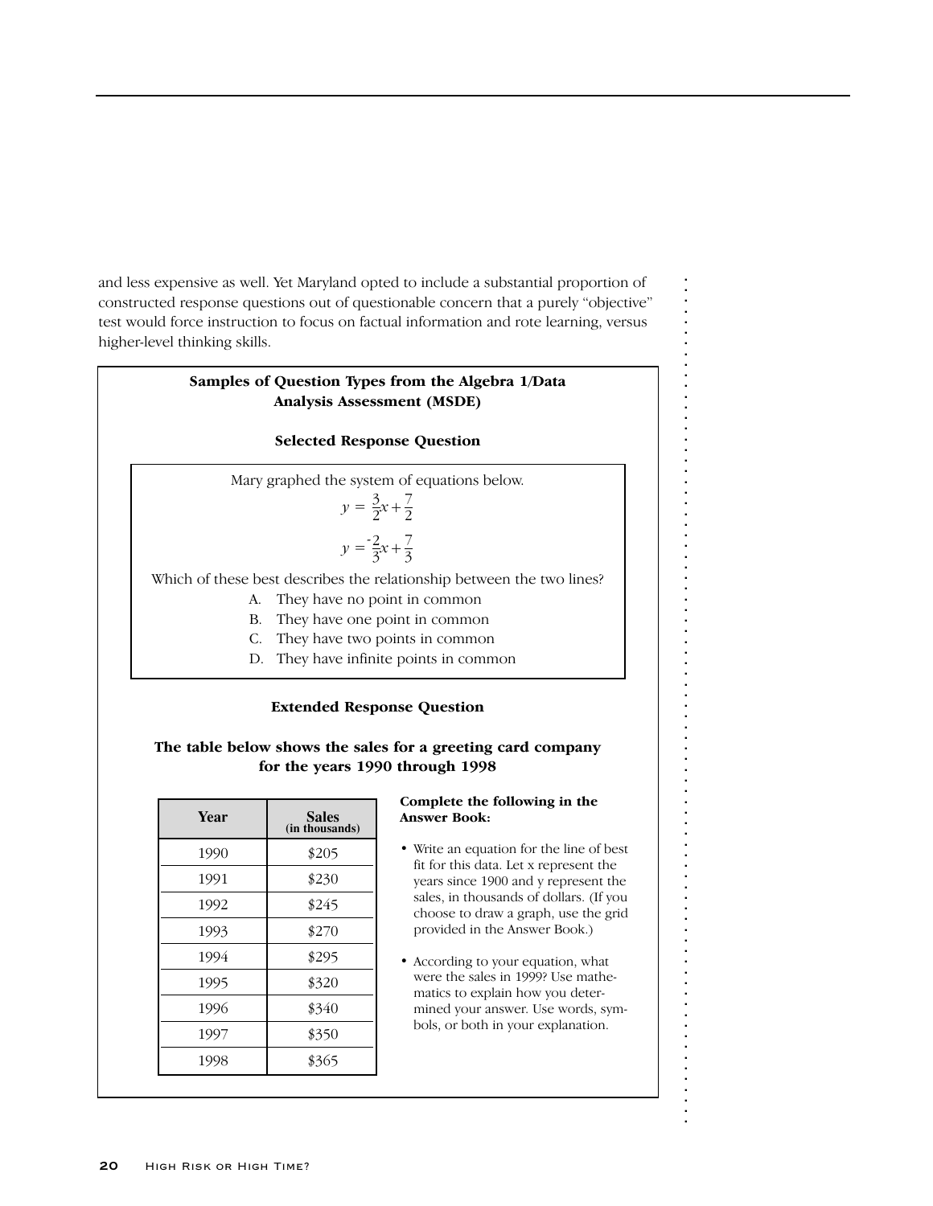and less expensive as well. Yet Maryland opted to include a substantial proportion of constructed response questions out of questionable concern that a purely "objective" test would force instruction to focus on factual information and rote learning, versus higher-level thinking skills.

**Samples of Question Types from the Algebra 1/Data Analysis Assessment (MSDE)**

**Selected Response Question**

Mary graphed the system of equations below.

$$y = \frac{3}{2}x + \frac{7}{2}$$

$$y = \frac{-2}{3}x + \frac{7}{3}$$

Which of these best describes the relationship between the two lines?

A. They have no point in common
B. They have one point in common
C. They have two points in common
D. They have infinite points in common

**Extended Response Question**

**The table below shows the sales for a greeting card company for the years 1990 through 1998**

| Year | Sales (in thousands) |
|---|---|
| 1990 | $205 |
| 1991 | $230 |
| 1992 | $245 |
| 1993 | $270 |
| 1994 | $295 |
| 1995 | $320 |
| 1996 | $340 |
| 1997 | $350 |
| 1998 | $365 |

**Complete the following in the Answer Book:**

- Write an equation for the line of best fit for this data. Let x represent the years since 1900 and y represent the sales, in thousands of dollars. (If you choose to draw a graph, use the grid provided in the Answer Book.)
- According to your equation, what were the sales in 1999? Use mathematics to explain how you determined your answer. Use words, symbols, or both in your explanation.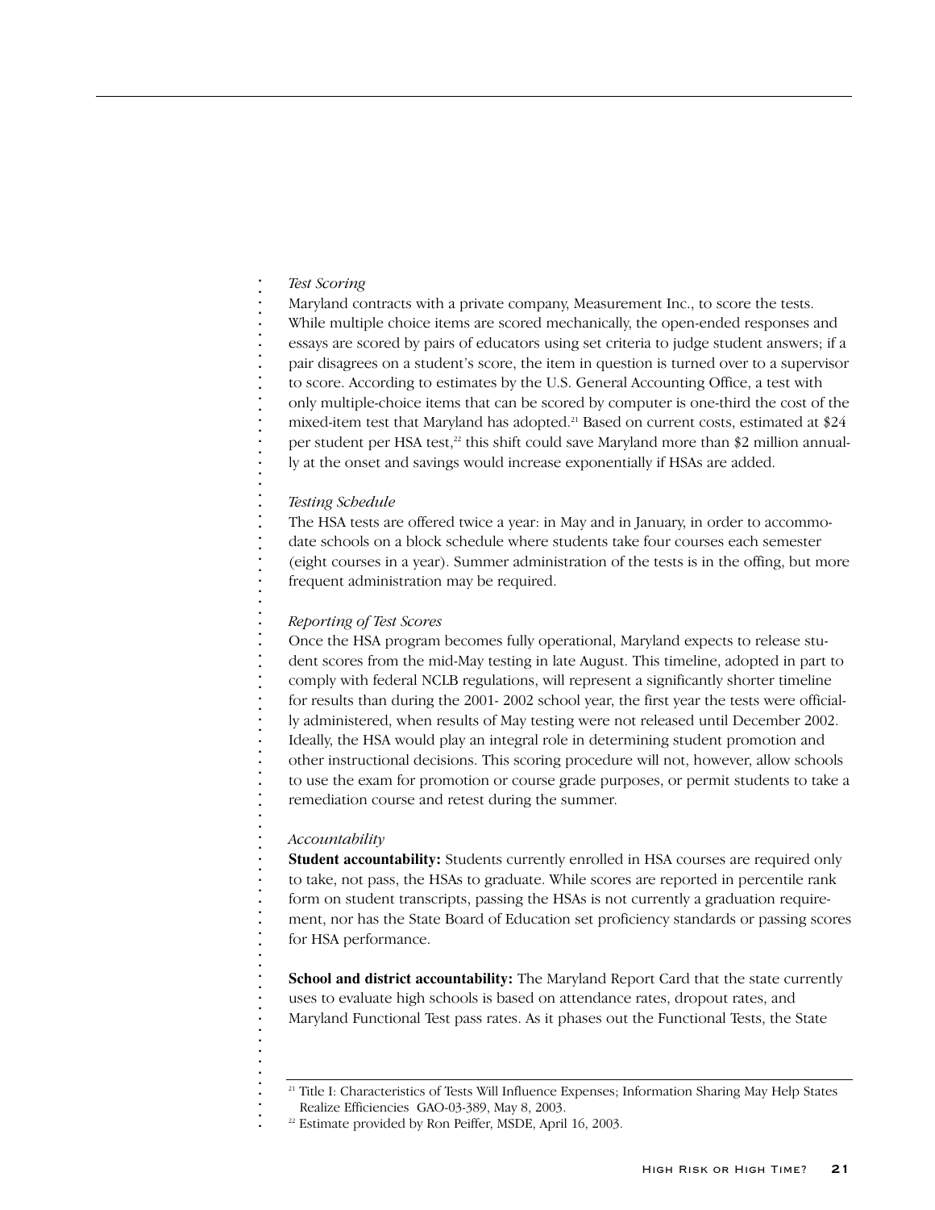*Test Scoring*

Maryland contracts with a private company, Measurement Inc., to score the tests. While multiple choice items are scored mechanically, the open-ended responses and essays are scored by pairs of educators using set criteria to judge student answers; if a pair disagrees on a student's score, the item in question is turned over to a supervisor to score. According to estimates by the U.S. General Accounting Office, a test with only multiple-choice items that can be scored by computer is one-third the cost of the mixed-item test that Maryland has adopted.[21] Based on current costs, estimated at $24 per student per HSA test,[22] this shift could save Maryland more than $2 million annually at the onset and savings would increase exponentially if HSAs are added.

*Testing Schedule*

The HSA tests are offered twice a year: in May and in January, in order to accommodate schools on a block schedule where students take four courses each semester (eight courses in a year). Summer administration of the tests is in the offing, but more frequent administration may be required.

*Reporting of Test Scores*

Once the HSA program becomes fully operational, Maryland expects to release student scores from the mid-May testing in late August. This timeline, adopted in part to comply with federal NCLB regulations, will represent a significantly shorter timeline for results than during the 2001- 2002 school year, the first year the tests were officially administered, when results of May testing were not released until December 2002. Ideally, the HSA would play an integral role in determining student promotion and other instructional decisions. This scoring procedure will not, however, allow schools to use the exam for promotion or course grade purposes, or permit students to take a remediation course and retest during the summer.

*Accountability*

**Student accountability:** Students currently enrolled in HSA courses are required only to take, not pass, the HSAs to graduate. While scores are reported in percentile rank form on student transcripts, passing the HSAs is not currently a graduation requirement, nor has the State Board of Education set proficiency standards or passing scores for HSA performance.

**School and district accountability:** The Maryland Report Card that the state currently uses to evaluate high schools is based on attendance rates, dropout rates, and Maryland Functional Test pass rates. As it phases out the Functional Tests, the State

---

[21] Title I: Characteristics of Tests Will Influence Expenses; Information Sharing May Help States Realize Efficiencies GAO-03-389, May 8, 2003.

[22] Estimate provided by Ron Peiffer, MSDE, April 16, 2003.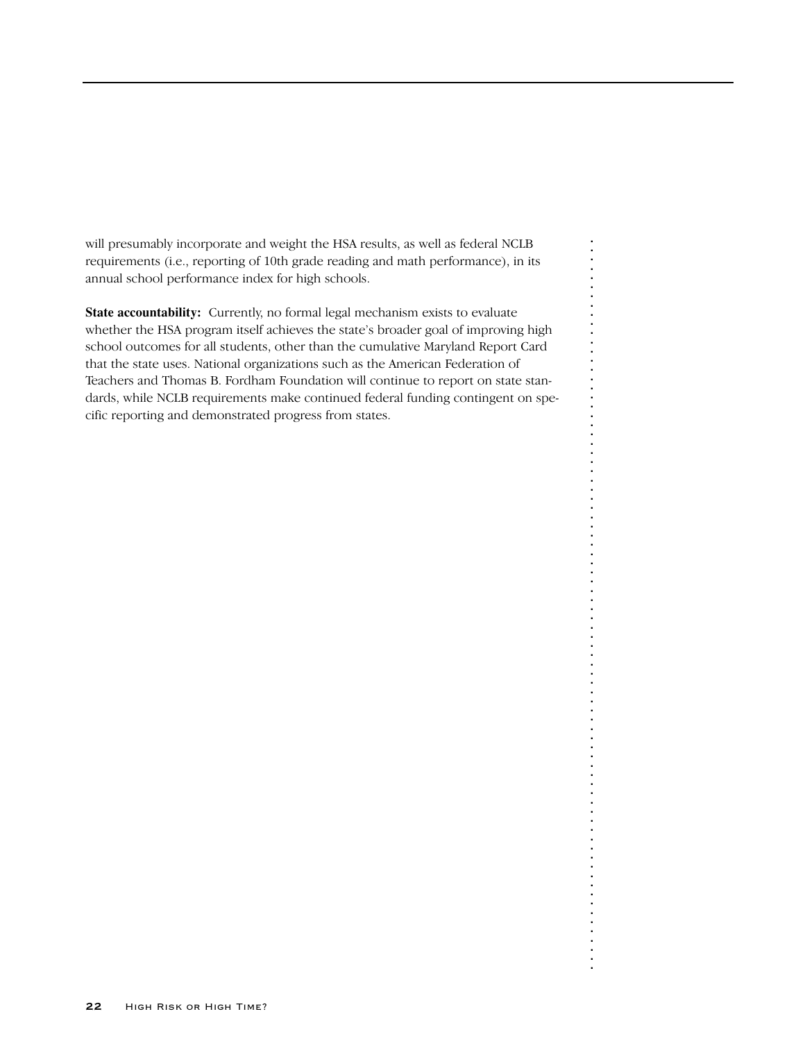will presumably incorporate and weight the HSA results, as well as federal NCLB requirements (i.e., reporting of 10th grade reading and math performance), in its annual school performance index for high schools.

**State accountability:** Currently, no formal legal mechanism exists to evaluate whether the HSA program itself achieves the state's broader goal of improving high school outcomes for all students, other than the cumulative Maryland Report Card that the state uses. National organizations such as the American Federation of Teachers and Thomas B. Fordham Foundation will continue to report on state standards, while NCLB requirements make continued federal funding contingent on specific reporting and demonstrated progress from states.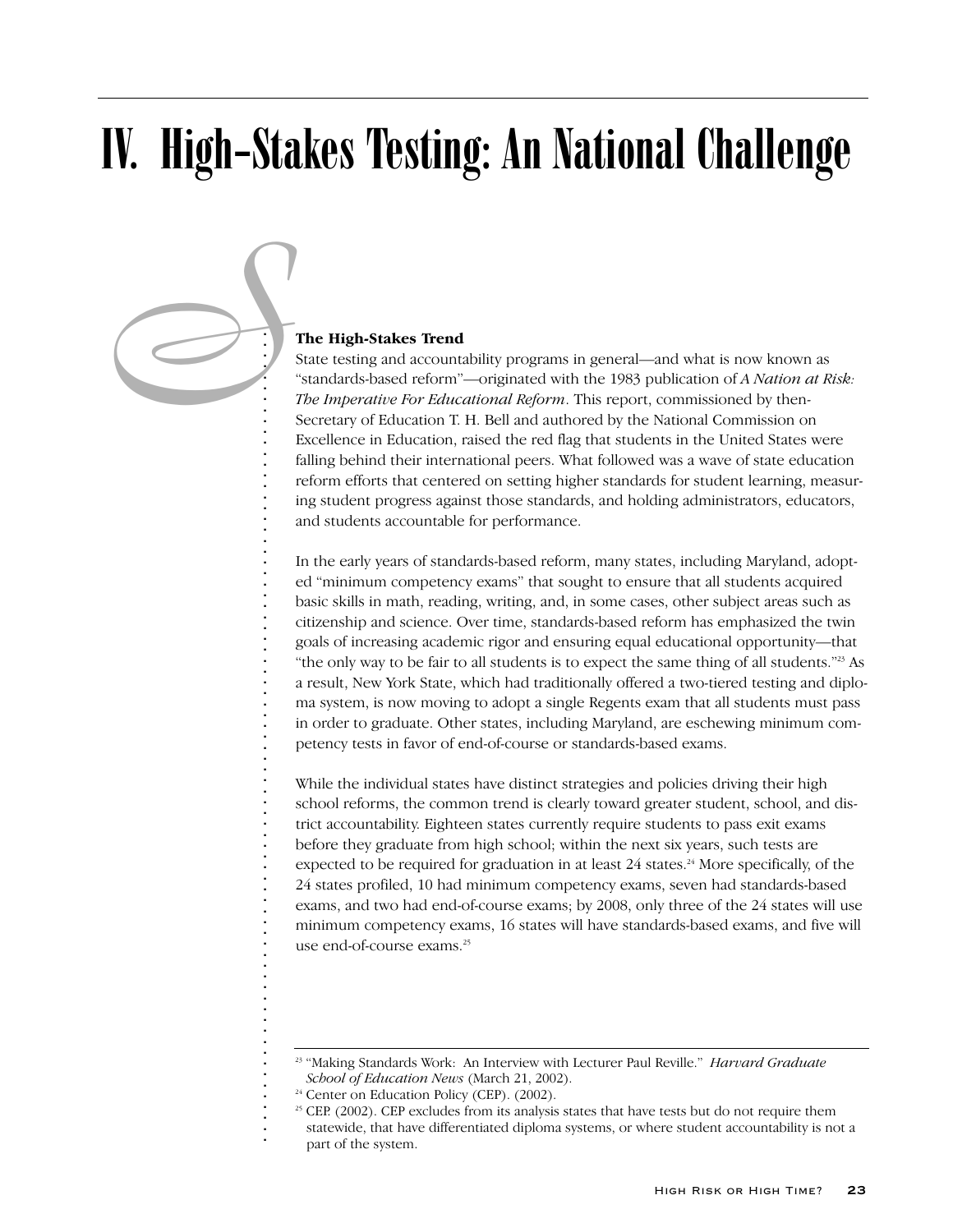# IV. High-Stakes Testing: An National Challenge

### The High-Stakes Trend

State testing and accountability programs in general—and what is now known as "standards-based reform"—originated with the 1983 publication of *A Nation at Risk: The Imperative For Educational Reform*. This report, commissioned by then-Secretary of Education T. H. Bell and authored by the National Commission on Excellence in Education, raised the red flag that students in the United States were falling behind their international peers. What followed was a wave of state education reform efforts that centered on setting higher standards for student learning, measuring student progress against those standards, and holding administrators, educators, and students accountable for performance.

In the early years of standards-based reform, many states, including Maryland, adopted "minimum competency exams" that sought to ensure that all students acquired basic skills in math, reading, writing, and, in some cases, other subject areas such as citizenship and science. Over time, standards-based reform has emphasized the twin goals of increasing academic rigor and ensuring equal educational opportunity—that "the only way to be fair to all students is to expect the same thing of all students."[23] As a result, New York State, which had traditionally offered a two-tiered testing and diploma system, is now moving to adopt a single Regents exam that all students must pass in order to graduate. Other states, including Maryland, are eschewing minimum competency tests in favor of end-of-course or standards-based exams.

While the individual states have distinct strategies and policies driving their high school reforms, the common trend is clearly toward greater student, school, and district accountability. Eighteen states currently require students to pass exit exams before they graduate from high school; within the next six years, such tests are expected to be required for graduation in at least 24 states.[24] More specifically, of the 24 states profiled, 10 had minimum competency exams, seven had standards-based exams, and two had end-of-course exams; by 2008, only three of the 24 states will use minimum competency exams, 16 states will have standards-based exams, and five will use end-of-course exams.[25]

---

[23] "Making Standards Work: An Interview with Lecturer Paul Reville." *Harvard Graduate School of Education News* (March 21, 2002).

[24] Center on Education Policy (CEP). (2002).

[25] CEP. (2002). CEP excludes from its analysis states that have tests but do not require them statewide, that have differentiated diploma systems, or where student accountability is not a part of the system.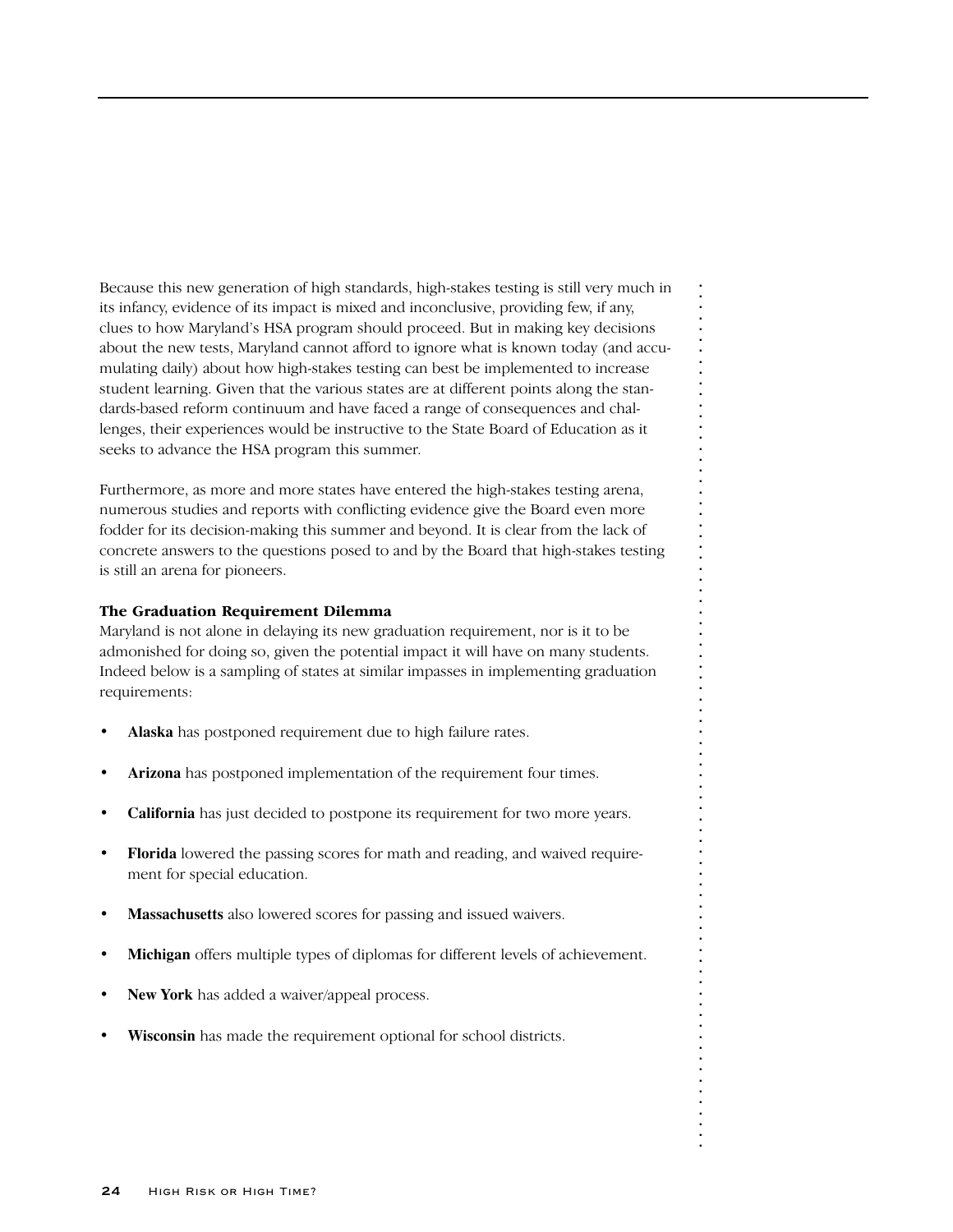Because this new generation of high standards, high-stakes testing is still very much in its infancy, evidence of its impact is mixed and inconclusive, providing few, if any, clues to how Maryland's HSA program should proceed. But in making key decisions about the new tests, Maryland cannot afford to ignore what is known today (and accumulating daily) about how high-stakes testing can best be implemented to increase student learning. Given that the various states are at different points along the standards-based reform continuum and have faced a range of consequences and challenges, their experiences would be instructive to the State Board of Education as it seeks to advance the HSA program this summer.

Furthermore, as more and more states have entered the high-stakes testing arena, numerous studies and reports with conflicting evidence give the Board even more fodder for its decision-making this summer and beyond. It is clear from the lack of concrete answers to the questions posed to and by the Board that high-stakes testing is still an arena for pioneers.

**The Graduation Requirement Dilemma**

Maryland is not alone in delaying its new graduation requirement, nor is it to be admonished for doing so, given the potential impact it will have on many students. Indeed below is a sampling of states at similar impasses in implementing graduation requirements:

- **Alaska** has postponed requirement due to high failure rates.
- **Arizona** has postponed implementation of the requirement four times.
- **California** has just decided to postpone its requirement for two more years.
- **Florida** lowered the passing scores for math and reading, and waived requirement for special education.
- **Massachusetts** also lowered scores for passing and issued waivers.
- **Michigan** offers multiple types of diplomas for different levels of achievement.
- **New York** has added a waiver/appeal process.
- **Wisconsin** has made the requirement optional for school districts.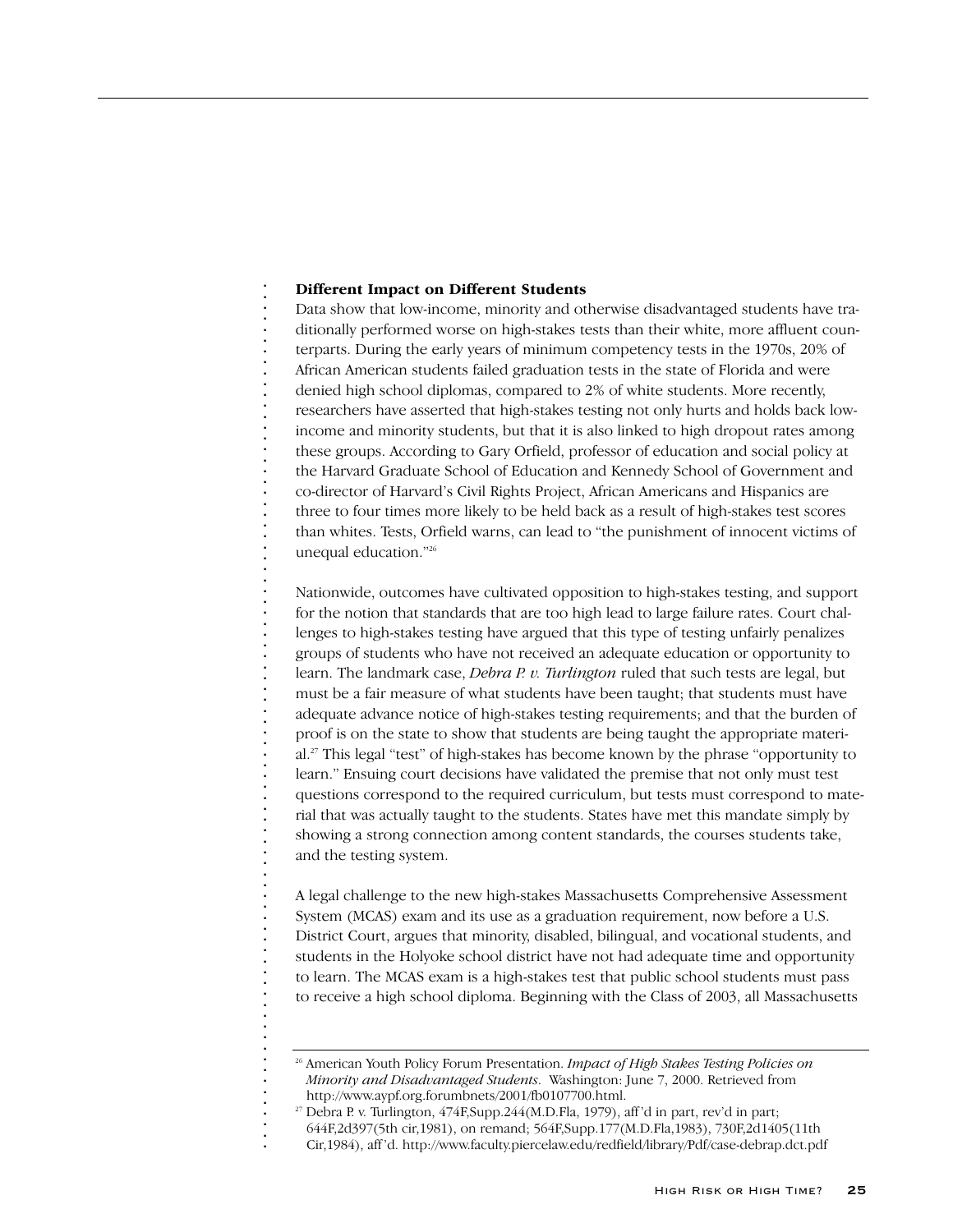### Different Impact on Different Students

Data show that low-income, minority and otherwise disadvantaged students have traditionally performed worse on high-stakes tests than their white, more affluent counterparts. During the early years of minimum competency tests in the 1970s, 20% of African American students failed graduation tests in the state of Florida and were denied high school diplomas, compared to 2% of white students. More recently, researchers have asserted that high-stakes testing not only hurts and holds back low-income and minority students, but that it is also linked to high dropout rates among these groups. According to Gary Orfield, professor of education and social policy at the Harvard Graduate School of Education and Kennedy School of Government and co-director of Harvard's Civil Rights Project, African Americans and Hispanics are three to four times more likely to be held back as a result of high-stakes test scores than whites. Tests, Orfield warns, can lead to "the punishment of innocent victims of unequal education."[26]

Nationwide, outcomes have cultivated opposition to high-stakes testing, and support for the notion that standards that are too high lead to large failure rates. Court challenges to high-stakes testing have argued that this type of testing unfairly penalizes groups of students who have not received an adequate education or opportunity to learn. The landmark case, *Debra P. v. Turlington* ruled that such tests are legal, but must be a fair measure of what students have been taught; that students must have adequate advance notice of high-stakes testing requirements; and that the burden of proof is on the state to show that students are being taught the appropriate material.[27] This legal "test" of high-stakes has become known by the phrase "opportunity to learn." Ensuing court decisions have validated the premise that not only must test questions correspond to the required curriculum, but tests must correspond to material that was actually taught to the students. States have met this mandate simply by showing a strong connection among content standards, the courses students take, and the testing system.

A legal challenge to the new high-stakes Massachusetts Comprehensive Assessment System (MCAS) exam and its use as a graduation requirement, now before a U.S. District Court, argues that minority, disabled, bilingual, and vocational students, and students in the Holyoke school district have not had adequate time and opportunity to learn. The MCAS exam is a high-stakes test that public school students must pass to receive a high school diploma. Beginning with the Class of 2003, all Massachusetts

---

[26] American Youth Policy Forum Presentation. *Impact of High Stakes Testing Policies on Minority and Disadvantaged Students*. Washington: June 7, 2000. Retrieved from http://www.aypf.org.forumbnets/2001/fb0107700.html.

[27] Debra P. v. Turlington, 474F,Supp.244(M.D.Fla, 1979), aff'd in part, rev'd in part; 644F,2d397(5th cir,1981), on remand; 564F,Supp.177(M.D.Fla,1983), 730F,2d1405(11th Cir,1984), aff'd. http://www.faculty.piercelaw.edu/redfield/library/Pdf/case-debrap.dct.pdf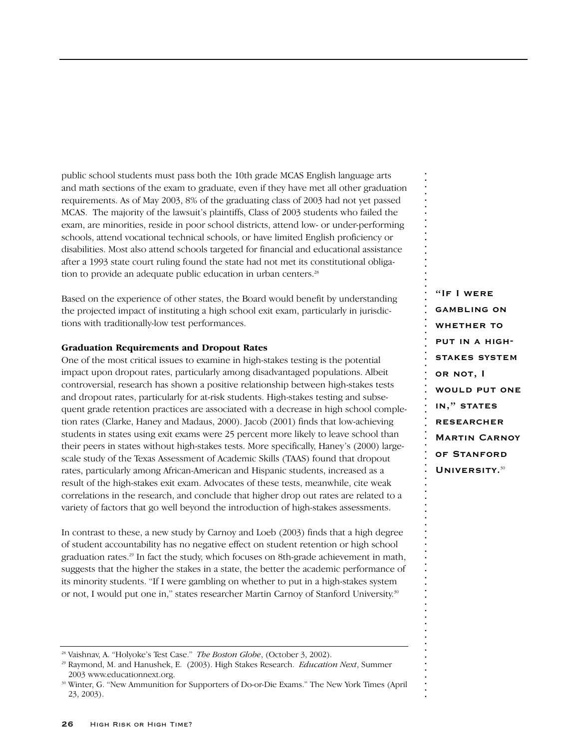public school students must pass both the 10th grade MCAS English language arts and math sections of the exam to graduate, even if they have met all other graduation requirements. As of May 2003, 8% of the graduating class of 2003 had not yet passed MCAS. The majority of the lawsuit's plaintiffs, Class of 2003 students who failed the exam, are minorities, reside in poor school districts, attend low- or under-performing schools, attend vocational technical schools, or have limited English proficiency or disabilities. Most also attend schools targeted for financial and educational assistance after a 1993 state court ruling found the state had not met its constitutional obligation to provide an adequate public education in urban centers.[28]

Based on the experience of other states, the Board would benefit by understanding the projected impact of instituting a high school exit exam, particularly in jurisdictions with traditionally-low test performances.

**Graduation Requirements and Dropout Rates**

One of the most critical issues to examine in high-stakes testing is the potential impact upon dropout rates, particularly among disadvantaged populations. Albeit controversial, research has shown a positive relationship between high-stakes tests and dropout rates, particularly for at-risk students. High-stakes testing and subsequent grade retention practices are associated with a decrease in high school completion rates (Clarke, Haney and Madaus, 2000). Jacob (2001) finds that low-achieving students in states using exit exams were 25 percent more likely to leave school than their peers in states without high-stakes tests. More specifically, Haney's (2000) large-scale study of the Texas Assessment of Academic Skills (TAAS) found that dropout rates, particularly among African-American and Hispanic students, increased as a result of the high-stakes exit exam. Advocates of these tests, meanwhile, cite weak correlations in the research, and conclude that higher drop out rates are related to a variety of factors that go well beyond the introduction of high-stakes assessments.

In contrast to these, a new study by Carnoy and Loeb (2003) finds that a high degree of student accountability has no negative effect on student retention or high school graduation rates.[29] In fact the study, which focuses on 8th-grade achievement in math, suggests that the higher the stakes in a state, the better the academic performance of its minority students. "If I were gambling on whether to put in a high-stakes system or not, I would put one in," states researcher Martin Carnoy of Stanford University.[30]

"If I were gambling on whether to put in a high-stakes system or not, I would put one in," states researcher Martin Carnoy of Stanford University.[30]

[28] Vaishnav, A. "Holyoke's Test Case." *The Boston Globe*, (October 3, 2002).

[29] Raymond, M. and Hanushek, E. (2003). High Stakes Research. *Education Next*, Summer 2003 www.educationnext.org.

[30] Winter, G. "New Ammunition for Supporters of Do-or-Die Exams." The New York Times (April 23, 2003).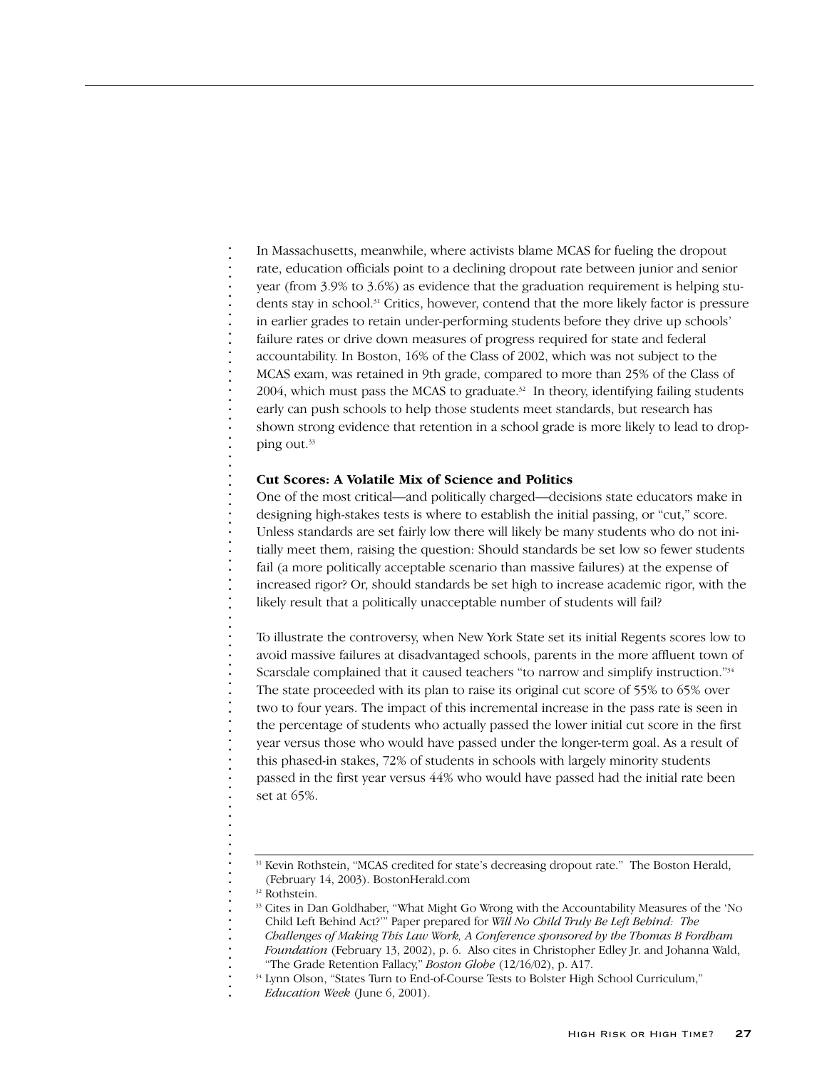In Massachusetts, meanwhile, where activists blame MCAS for fueling the dropout rate, education officials point to a declining dropout rate between junior and senior year (from 3.9% to 3.6%) as evidence that the graduation requirement is helping students stay in school.[31] Critics, however, contend that the more likely factor is pressure in earlier grades to retain under-performing students before they drive up schools' failure rates or drive down measures of progress required for state and federal accountability. In Boston, 16% of the Class of 2002, which was not subject to the MCAS exam, was retained in 9th grade, compared to more than 25% of the Class of 2004, which must pass the MCAS to graduate.[32] In theory, identifying failing students early can push schools to help those students meet standards, but research has shown strong evidence that retention in a school grade is more likely to lead to dropping out.[33]

**Cut Scores: A Volatile Mix of Science and Politics**

One of the most critical—and politically charged—decisions state educators make in designing high-stakes tests is where to establish the initial passing, or "cut," score. Unless standards are set fairly low there will likely be many students who do not initially meet them, raising the question: Should standards be set low so fewer students fail (a more politically acceptable scenario than massive failures) at the expense of increased rigor? Or, should standards be set high to increase academic rigor, with the likely result that a politically unacceptable number of students will fail?

To illustrate the controversy, when New York State set its initial Regents scores low to avoid massive failures at disadvantaged schools, parents in the more affluent town of Scarsdale complained that it caused teachers "to narrow and simplify instruction."[34] The state proceeded with its plan to raise its original cut score of 55% to 65% over two to four years. The impact of this incremental increase in the pass rate is seen in the percentage of students who actually passed the lower initial cut score in the first year versus those who would have passed under the longer-term goal. As a result of this phased-in stakes, 72% of students in schools with largely minority students passed in the first year versus 44% who would have passed had the initial rate been set at 65%.

---

[31] Kevin Rothstein, "MCAS credited for state's decreasing dropout rate." The Boston Herald, (February 14, 2003). BostonHerald.com

[32] Rothstein.

[33] Cites in Dan Goldhaber, "What Might Go Wrong with the Accountability Measures of the 'No Child Left Behind Act?'" Paper prepared for *Will No Child Truly Be Left Behind: The Challenges of Making This Law Work, A Conference sponsored by the Thomas B Fordham Foundation* (February 13, 2002), p. 6. Also cites in Christopher Edley Jr. and Johanna Wald, "The Grade Retention Fallacy," *Boston Globe* (12/16/02), p. A17.

[34] Lynn Olson, "States Turn to End-of-Course Tests to Bolster High School Curriculum," *Education Week* (June 6, 2001).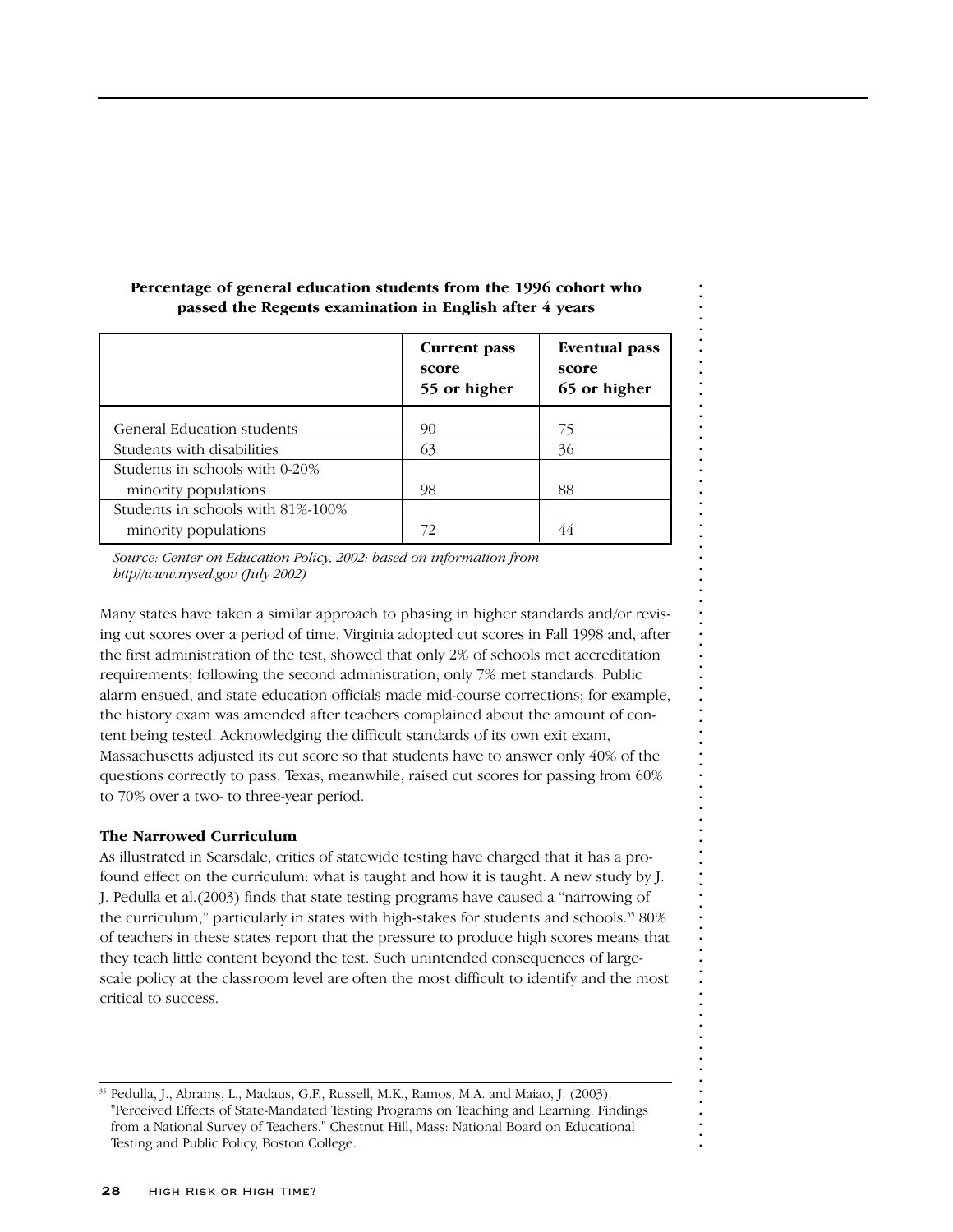**Percentage of general education students from the 1996 cohort who passed the Regents examination in English after 4 years**

| | Current pass score 55 or higher | Eventual pass score 65 or higher |
|---|---|---|
| General Education students | 90 | 75 |
| Students with disabilities | 63 | 36 |
| Students in schools with 0-20% minority populations | 98 | 88 |
| Students in schools with 81%-100% minority populations | 72 | 44 |

*Source: Center on Education Policy, 2002: based on information from http//www.nysed.gov (July 2002)*

Many states have taken a similar approach to phasing in higher standards and/or revising cut scores over a period of time. Virginia adopted cut scores in Fall 1998 and, after the first administration of the test, showed that only 2% of schools met accreditation requirements; following the second administration, only 7% met standards. Public alarm ensued, and state education officials made mid-course corrections; for example, the history exam was amended after teachers complained about the amount of content being tested. Acknowledging the difficult standards of its own exit exam, Massachusetts adjusted its cut score so that students have to answer only 40% of the questions correctly to pass. Texas, meanwhile, raised cut scores for passing from 60% to 70% over a two- to three-year period.

**The Narrowed Curriculum**

As illustrated in Scarsdale, critics of statewide testing have charged that it has a profound effect on the curriculum: what is taught and how it is taught. A new study by J. J. Pedulla et al.(2003) finds that state testing programs have caused a "narrowing of the curriculum," particularly in states with high-stakes for students and schools.[35] 80% of teachers in these states report that the pressure to produce high scores means that they teach little content beyond the test. Such unintended consequences of large-scale policy at the classroom level are often the most difficult to identify and the most critical to success.

[35] Pedulla, J., Abrams, L., Madaus, G.F., Russell, M.K., Ramos, M.A. and Maiao, J. (2003). "Perceived Effects of State-Mandated Testing Programs on Teaching and Learning: Findings from a National Survey of Teachers." Chestnut Hill, Mass: National Board on Educational Testing and Public Policy, Boston College.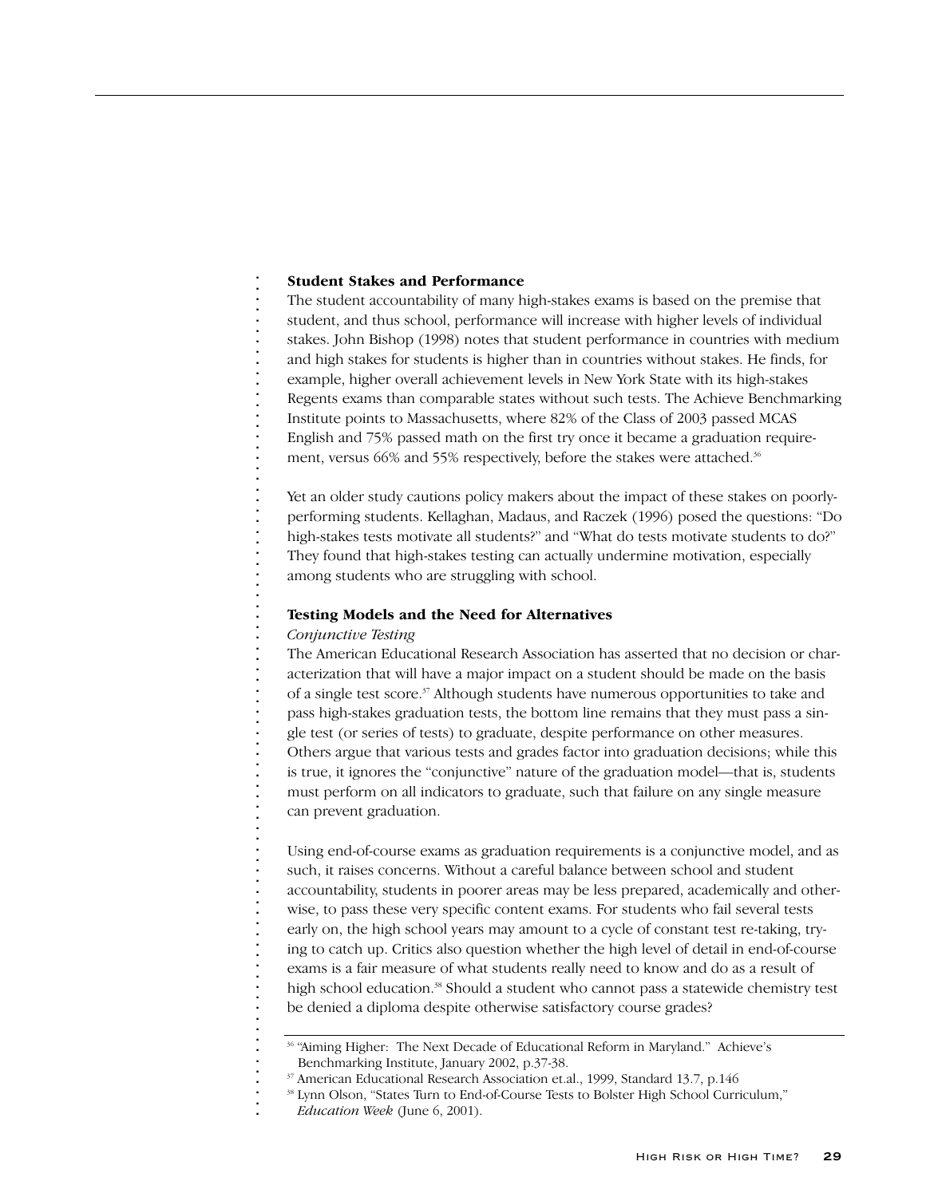### Student Stakes and Performance

The student accountability of many high-stakes exams is based on the premise that student, and thus school, performance will increase with higher levels of individual stakes. John Bishop (1998) notes that student performance in countries with medium and high stakes for students is higher than in countries without stakes. He finds, for example, higher overall achievement levels in New York State with its high-stakes Regents exams than comparable states without such tests. The Achieve Benchmarking Institute points to Massachusetts, where 82% of the Class of 2003 passed MCAS English and 75% passed math on the first try once it became a graduation requirement, versus 66% and 55% respectively, before the stakes were attached.[36]

Yet an older study cautions policy makers about the impact of these stakes on poorly-performing students. Kellaghan, Madaus, and Raczek (1996) posed the questions: "Do high-stakes tests motivate all students?" and "What do tests motivate students to do?" They found that high-stakes testing can actually undermine motivation, especially among students who are struggling with school.

### Testing Models and the Need for Alternatives

*Conjunctive Testing*

The American Educational Research Association has asserted that no decision or characterization that will have a major impact on a student should be made on the basis of a single test score.[37] Although students have numerous opportunities to take and pass high-stakes graduation tests, the bottom line remains that they must pass a single test (or series of tests) to graduate, despite performance on other measures. Others argue that various tests and grades factor into graduation decisions; while this is true, it ignores the "conjunctive" nature of the graduation model—that is, students must perform on all indicators to graduate, such that failure on any single measure can prevent graduation.

Using end-of-course exams as graduation requirements is a conjunctive model, and as such, it raises concerns. Without a careful balance between school and student accountability, students in poorer areas may be less prepared, academically and otherwise, to pass these very specific content exams. For students who fail several tests early on, the high school years may amount to a cycle of constant test re-taking, trying to catch up. Critics also question whether the high level of detail in end-of-course exams is a fair measure of what students really need to know and do as a result of high school education.[38] Should a student who cannot pass a statewide chemistry test be denied a diploma despite otherwise satisfactory course grades?

---

[36] "Aiming Higher: The Next Decade of Educational Reform in Maryland." Achieve's Benchmarking Institute, January 2002, p.37-38.

[37] American Educational Research Association et.al., 1999, Standard 13.7, p.146

[38] Lynn Olson, "States Turn to End-of-Course Tests to Bolster High School Curriculum," *Education Week* (June 6, 2001).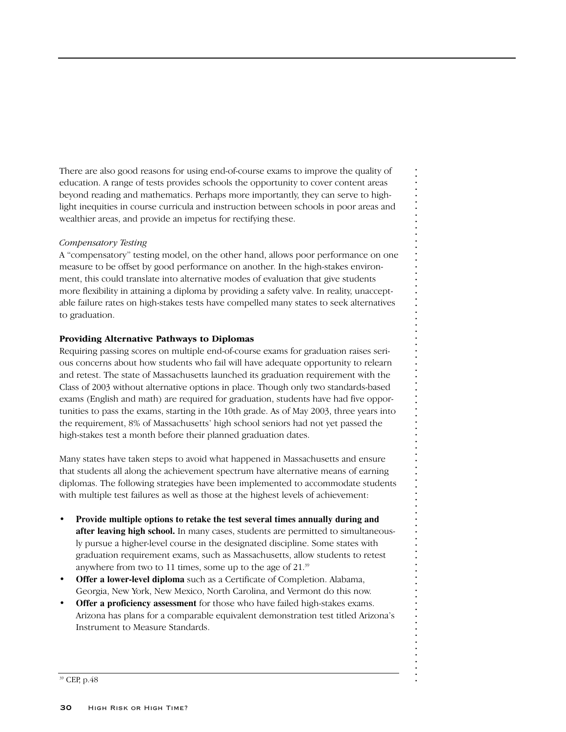There are also good reasons for using end-of-course exams to improve the quality of education. A range of tests provides schools the opportunity to cover content areas beyond reading and mathematics. Perhaps more importantly, they can serve to highlight inequities in course curricula and instruction between schools in poor areas and wealthier areas, and provide an impetus for rectifying these.

*Compensatory Testing*

A "compensatory" testing model, on the other hand, allows poor performance on one measure to be offset by good performance on another. In the high-stakes environment, this could translate into alternative modes of evaluation that give students more flexibility in attaining a diploma by providing a safety valve. In reality, unacceptable failure rates on high-stakes tests have compelled many states to seek alternatives to graduation.

**Providing Alternative Pathways to Diplomas**

Requiring passing scores on multiple end-of-course exams for graduation raises serious concerns about how students who fail will have adequate opportunity to relearn and retest. The state of Massachusetts launched its graduation requirement with the Class of 2003 without alternative options in place. Though only two standards-based exams (English and math) are required for graduation, students have had five opportunities to pass the exams, starting in the 10th grade. As of May 2003, three years into the requirement, 8% of Massachusetts' high school seniors had not yet passed the high-stakes test a month before their planned graduation dates.

Many states have taken steps to avoid what happened in Massachusetts and ensure that students all along the achievement spectrum have alternative means of earning diplomas. The following strategies have been implemented to accommodate students with multiple test failures as well as those at the highest levels of achievement:

- **Provide multiple options to retake the test several times annually during and after leaving high school.** In many cases, students are permitted to simultaneously pursue a higher-level course in the designated discipline. Some states with graduation requirement exams, such as Massachusetts, allow students to retest anywhere from two to 11 times, some up to the age of 21.[39]
- **Offer a lower-level diploma** such as a Certificate of Completion. Alabama, Georgia, New York, New Mexico, North Carolina, and Vermont do this now.
- **Offer a proficiency assessment** for those who have failed high-stakes exams. Arizona has plans for a comparable equivalent demonstration test titled Arizona's Instrument to Measure Standards.

---

[39] CEP, p.48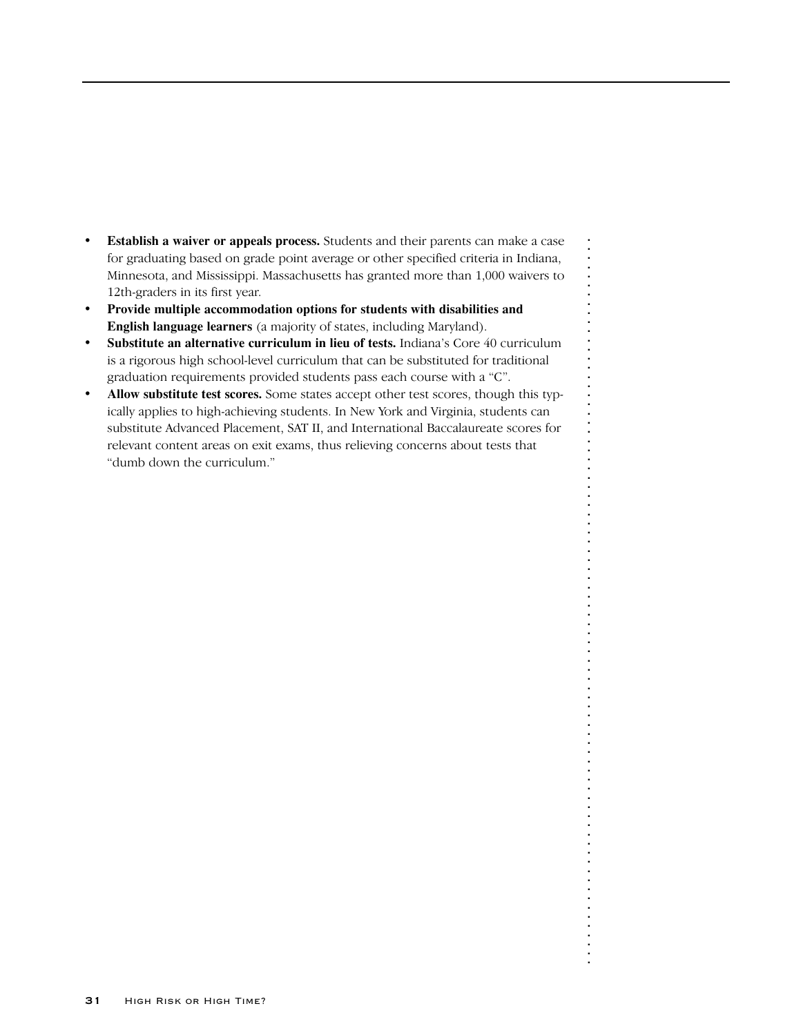- **Establish a waiver or appeals process.** Students and their parents can make a case for graduating based on grade point average or other specified criteria in Indiana, Minnesota, and Mississippi. Massachusetts has granted more than 1,000 waivers to 12th-graders in its first year.
- **Provide multiple accommodation options for students with disabilities and English language learners** (a majority of states, including Maryland).
- **Substitute an alternative curriculum in lieu of tests.** Indiana's Core 40 curriculum is a rigorous high school-level curriculum that can be substituted for traditional graduation requirements provided students pass each course with a "C".
- **Allow substitute test scores.** Some states accept other test scores, though this typically applies to high-achieving students. In New York and Virginia, students can substitute Advanced Placement, SAT II, and International Baccalaureate scores for relevant content areas on exit exams, thus relieving concerns about tests that "dumb down the curriculum."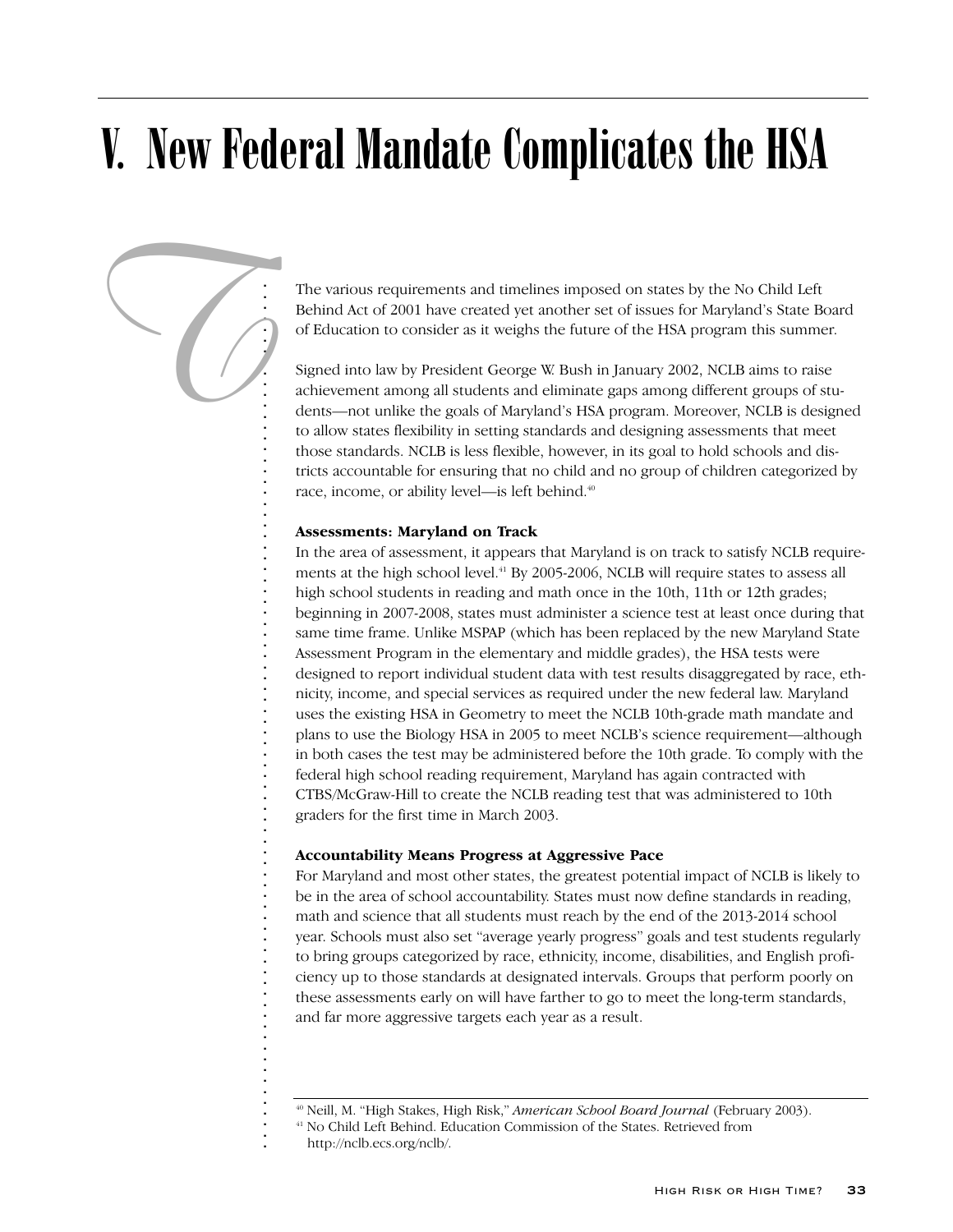# V. New Federal Mandate Complicates the HSA

The various requirements and timelines imposed on states by the No Child Left Behind Act of 2001 have created yet another set of issues for Maryland's State Board of Education to consider as it weighs the future of the HSA program this summer.

Signed into law by President George W. Bush in January 2002, NCLB aims to raise achievement among all students and eliminate gaps among different groups of students—not unlike the goals of Maryland's HSA program. Moreover, NCLB is designed to allow states flexibility in setting standards and designing assessments that meet those standards. NCLB is less flexible, however, in its goal to hold schools and districts accountable for ensuring that no child and no group of children categorized by race, income, or ability level—is left behind.[40]

**Assessments: Maryland on Track**

In the area of assessment, it appears that Maryland is on track to satisfy NCLB requirements at the high school level.[41] By 2005-2006, NCLB will require states to assess all high school students in reading and math once in the 10th, 11th or 12th grades; beginning in 2007-2008, states must administer a science test at least once during that same time frame. Unlike MSPAP (which has been replaced by the new Maryland State Assessment Program in the elementary and middle grades), the HSA tests were designed to report individual student data with test results disaggregated by race, ethnicity, income, and special services as required under the new federal law. Maryland uses the existing HSA in Geometry to meet the NCLB 10th-grade math mandate and plans to use the Biology HSA in 2005 to meet NCLB's science requirement—although in both cases the test may be administered before the 10th grade. To comply with the federal high school reading requirement, Maryland has again contracted with CTBS/McGraw-Hill to create the NCLB reading test that was administered to 10th graders for the first time in March 2003.

**Accountability Means Progress at Aggressive Pace**

For Maryland and most other states, the greatest potential impact of NCLB is likely to be in the area of school accountability. States must now define standards in reading, math and science that all students must reach by the end of the 2013-2014 school year. Schools must also set "average yearly progress" goals and test students regularly to bring groups categorized by race, ethnicity, income, disabilities, and English proficiency up to those standards at designated intervals. Groups that perform poorly on these assessments early on will have farther to go to meet the long-term standards, and far more aggressive targets each year as a result.

[40] Neill, M. "High Stakes, High Risk," *American School Board Journal* (February 2003).

[41] No Child Left Behind. Education Commission of the States. Retrieved from http://nclb.ecs.org/nclb/.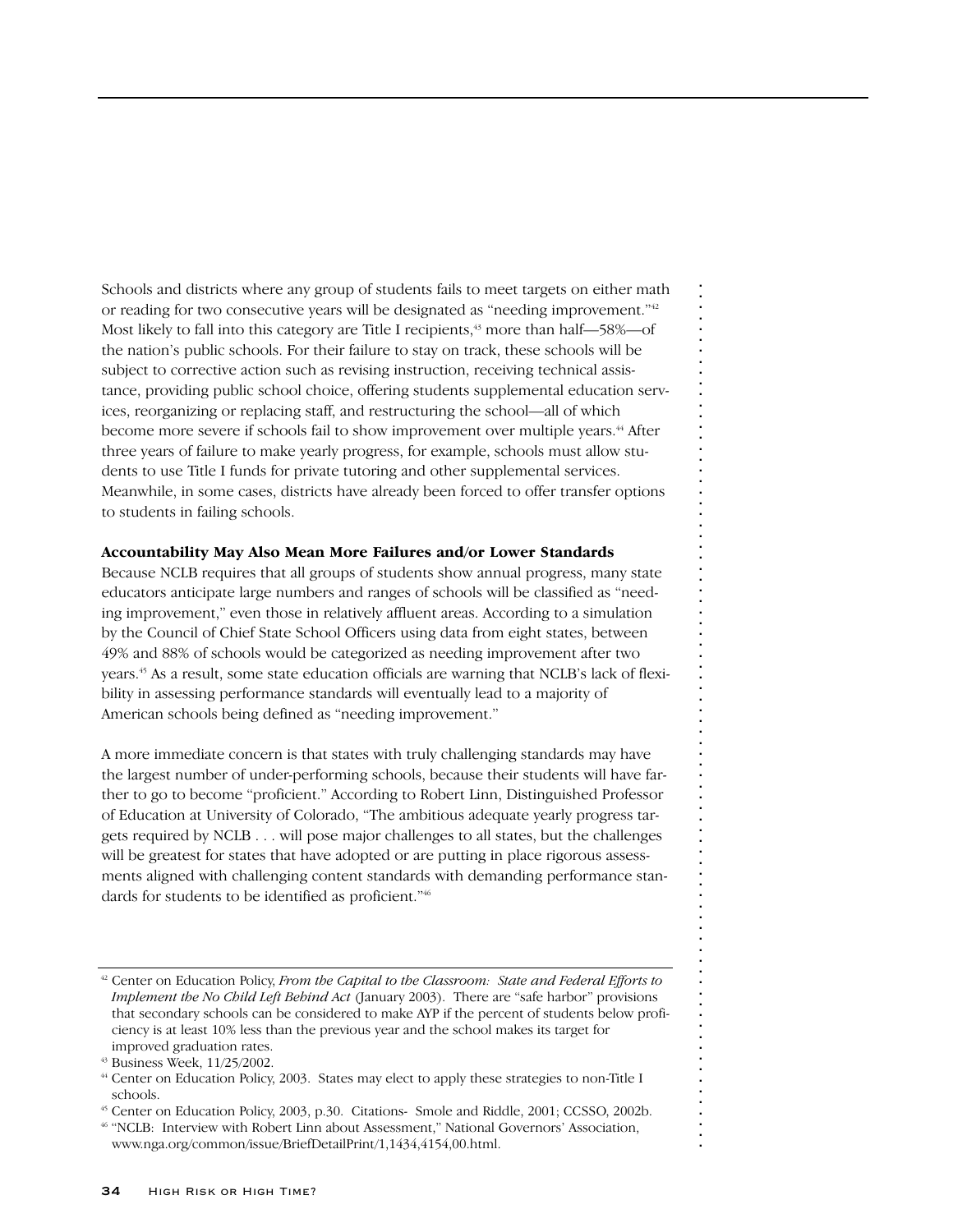Schools and districts where any group of students fails to meet targets on either math or reading for two consecutive years will be designated as "needing improvement."[42] Most likely to fall into this category are Title I recipients,[43] more than half—58%—of the nation's public schools. For their failure to stay on track, these schools will be subject to corrective action such as revising instruction, receiving technical assistance, providing public school choice, offering students supplemental education services, reorganizing or replacing staff, and restructuring the school—all of which become more severe if schools fail to show improvement over multiple years.[44] After three years of failure to make yearly progress, for example, schools must allow students to use Title I funds for private tutoring and other supplemental services. Meanwhile, in some cases, districts have already been forced to offer transfer options to students in failing schools.

**Accountability May Also Mean More Failures and/or Lower Standards**

Because NCLB requires that all groups of students show annual progress, many state educators anticipate large numbers and ranges of schools will be classified as "needing improvement," even those in relatively affluent areas. According to a simulation by the Council of Chief State School Officers using data from eight states, between 49% and 88% of schools would be categorized as needing improvement after two years.[45] As a result, some state education officials are warning that NCLB's lack of flexibility in assessing performance standards will eventually lead to a majority of American schools being defined as "needing improvement."

A more immediate concern is that states with truly challenging standards may have the largest number of under-performing schools, because their students will have farther to go to become "proficient." According to Robert Linn, Distinguished Professor of Education at University of Colorado, "The ambitious adequate yearly progress targets required by NCLB . . . will pose major challenges to all states, but the challenges will be greatest for states that have adopted or are putting in place rigorous assessments aligned with challenging content standards with demanding performance standards for students to be identified as proficient."[46]

---

[42] Center on Education Policy, *From the Capital to the Classroom: State and Federal Efforts to Implement the No Child Left Behind Act* (January 2003). There are "safe harbor" provisions that secondary schools can be considered to make AYP if the percent of students below proficiency is at least 10% less than the previous year and the school makes its target for improved graduation rates.

[43] Business Week, 11/25/2002.

[44] Center on Education Policy, 2003. States may elect to apply these strategies to non-Title I schools.

[45] Center on Education Policy, 2003, p.30. Citations- Smole and Riddle, 2001; CCSSO, 2002b.

[46] "NCLB: Interview with Robert Linn about Assessment," National Governors' Association, www.nga.org/common/issue/BriefDetailPrint/1,1434,4154,00.html.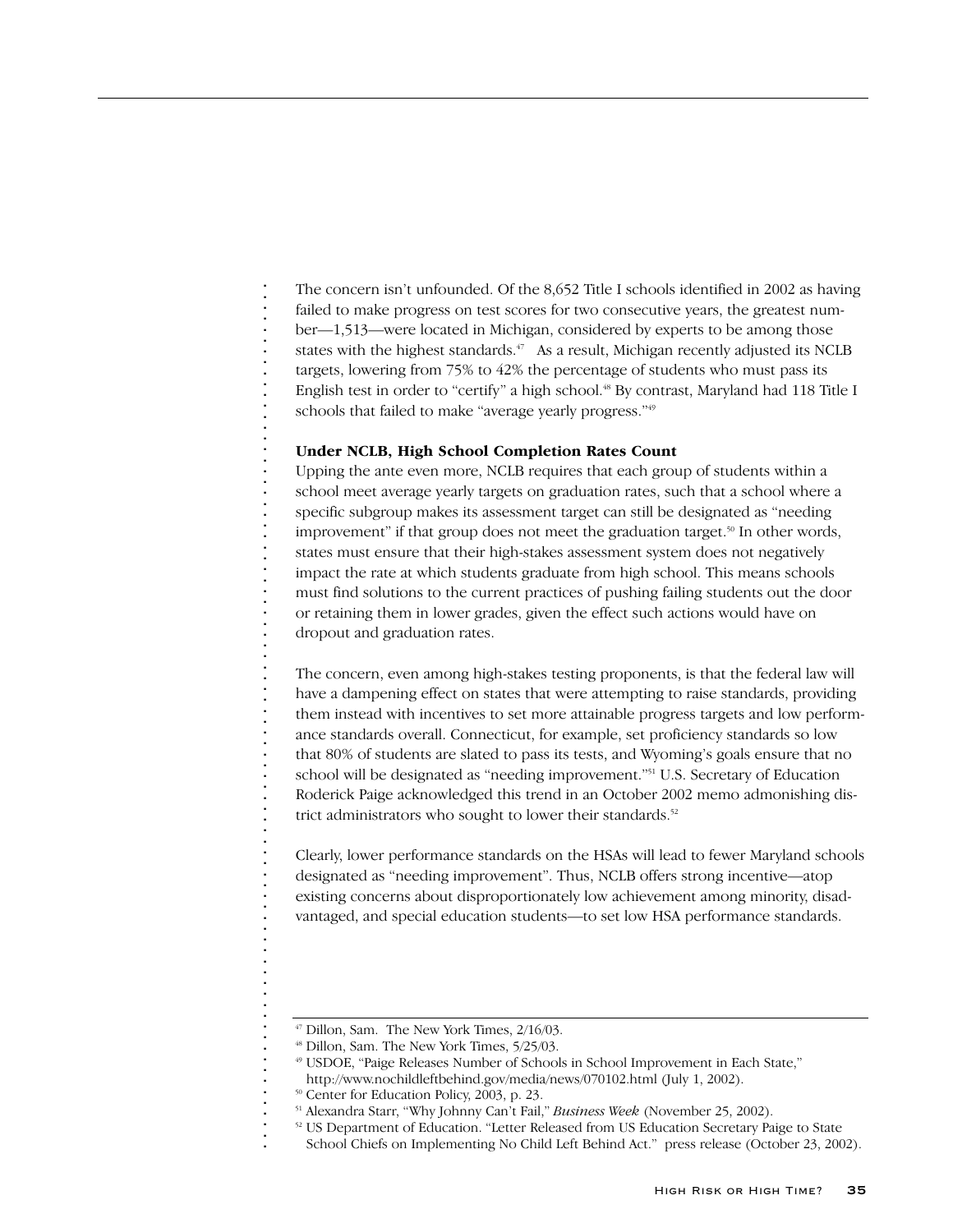The concern isn't unfounded. Of the 8,652 Title I schools identified in 2002 as having failed to make progress on test scores for two consecutive years, the greatest number—1,513—were located in Michigan, considered by experts to be among those states with the highest standards.[47] As a result, Michigan recently adjusted its NCLB targets, lowering from 75% to 42% the percentage of students who must pass its English test in order to "certify" a high school.[48] By contrast, Maryland had 118 Title I schools that failed to make "average yearly progress."[49]

**Under NCLB, High School Completion Rates Count**

Upping the ante even more, NCLB requires that each group of students within a school meet average yearly targets on graduation rates, such that a school where a specific subgroup makes its assessment target can still be designated as "needing improvement" if that group does not meet the graduation target.[50] In other words, states must ensure that their high-stakes assessment system does not negatively impact the rate at which students graduate from high school. This means schools must find solutions to the current practices of pushing failing students out the door or retaining them in lower grades, given the effect such actions would have on dropout and graduation rates.

The concern, even among high-stakes testing proponents, is that the federal law will have a dampening effect on states that were attempting to raise standards, providing them instead with incentives to set more attainable progress targets and low performance standards overall. Connecticut, for example, set proficiency standards so low that 80% of students are slated to pass its tests, and Wyoming's goals ensure that no school will be designated as "needing improvement."[51] U.S. Secretary of Education Roderick Paige acknowledged this trend in an October 2002 memo admonishing district administrators who sought to lower their standards.[52]

Clearly, lower performance standards on the HSAs will lead to fewer Maryland schools designated as "needing improvement". Thus, NCLB offers strong incentive—atop existing concerns about disproportionately low achievement among minority, disadvantaged, and special education students—to set low HSA performance standards.

---

[47] Dillon, Sam. The New York Times, 2/16/03.

[48] Dillon, Sam. The New York Times, 5/25/03.

[49] USDOE, "Paige Releases Number of Schools in School Improvement in Each State," http://www.nochildleftbehind.gov/media/news/070102.html (July 1, 2002).

[50] Center for Education Policy, 2003, p. 23.

[51] Alexandra Starr, "Why Johnny Can't Fail," *Business Week* (November 25, 2002).

[52] US Department of Education. "Letter Released from US Education Secretary Paige to State School Chiefs on Implementing No Child Left Behind Act." press release (October 23, 2002).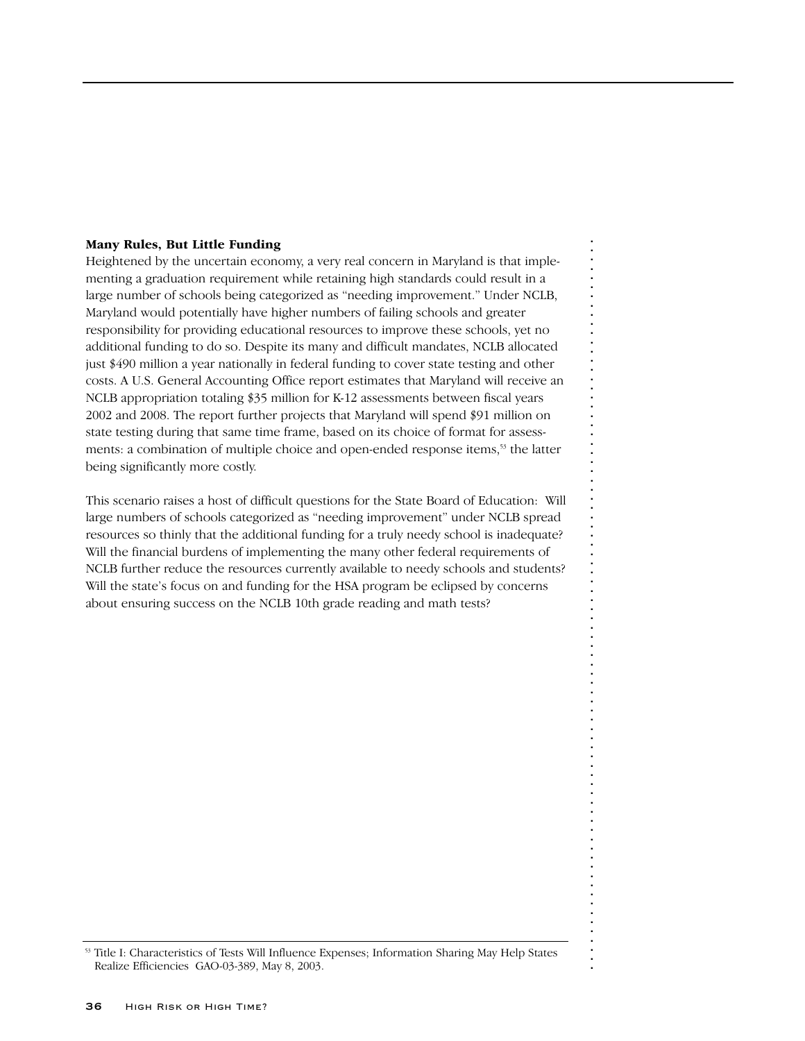**Many Rules, But Little Funding**

Heightened by the uncertain economy, a very real concern in Maryland is that implementing a graduation requirement while retaining high standards could result in a large number of schools being categorized as "needing improvement." Under NCLB, Maryland would potentially have higher numbers of failing schools and greater responsibility for providing educational resources to improve these schools, yet no additional funding to do so. Despite its many and difficult mandates, NCLB allocated just $490 million a year nationally in federal funding to cover state testing and other costs. A U.S. General Accounting Office report estimates that Maryland will receive an NCLB appropriation totaling $35 million for K-12 assessments between fiscal years 2002 and 2008. The report further projects that Maryland will spend $91 million on state testing during that same time frame, based on its choice of format for assessments: a combination of multiple choice and open-ended response items,[53] the latter being significantly more costly.

This scenario raises a host of difficult questions for the State Board of Education: Will large numbers of schools categorized as "needing improvement" under NCLB spread resources so thinly that the additional funding for a truly needy school is inadequate? Will the financial burdens of implementing the many other federal requirements of NCLB further reduce the resources currently available to needy schools and students? Will the state's focus on and funding for the HSA program be eclipsed by concerns about ensuring success on the NCLB 10th grade reading and math tests?

---

[53] Title I: Characteristics of Tests Will Influence Expenses; Information Sharing May Help States Realize Efficiencies GAO-03-389, May 8, 2003.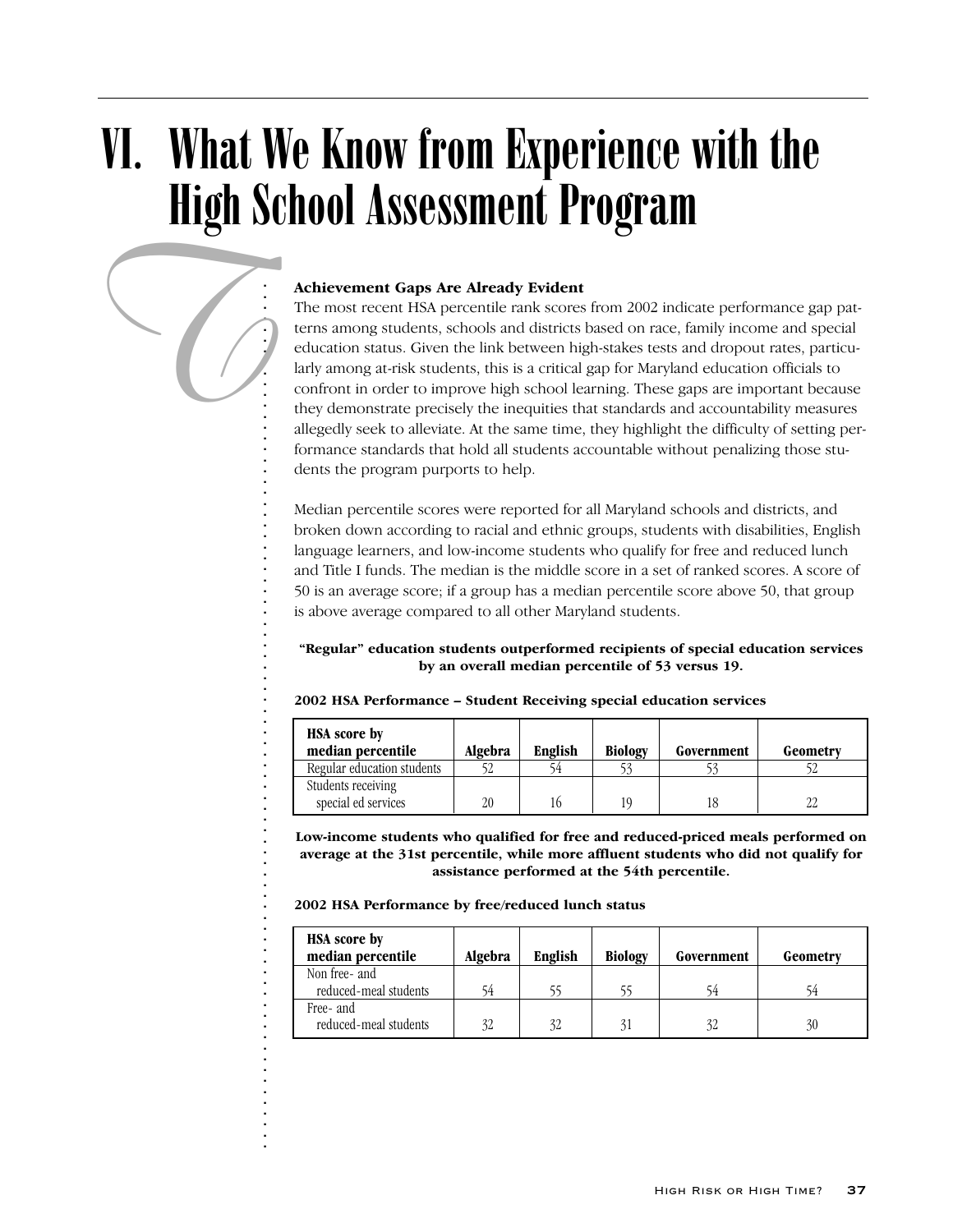# VI. What We Know from Experience with the High School Assessment Program

**Achievement Gaps Are Already Evident**

The most recent HSA percentile rank scores from 2002 indicate performance gap patterns among students, schools and districts based on race, family income and special education status. Given the link between high-stakes tests and dropout rates, particularly among at-risk students, this is a critical gap for Maryland education officials to confront in order to improve high school learning. These gaps are important because they demonstrate precisely the inequities that standards and accountability measures allegedly seek to alleviate. At the same time, they highlight the difficulty of setting performance standards that hold all students accountable without penalizing those students the program purports to help.

Median percentile scores were reported for all Maryland schools and districts, and broken down according to racial and ethnic groups, students with disabilities, English language learners, and low-income students who qualify for free and reduced lunch and Title I funds. The median is the middle score in a set of ranked scores. A score of 50 is an average score; if a group has a median percentile score above 50, that group is above average compared to all other Maryland students.

**"Regular" education students outperformed recipients of special education services by an overall median percentile of 53 versus 19.**

**2002 HSA Performance – Student Receiving special education services**

| HSA score by median percentile | Algebra | English | Biology | Government | Geometry |
|---|---|---|---|---|---|
| Regular education students | 52 | 54 | 53 | 53 | 52 |
| Students receiving special ed services | 20 | 16 | 19 | 18 | 22 |

**Low-income students who qualified for free and reduced-priced meals performed on average at the 31st percentile, while more affluent students who did not qualify for assistance performed at the 54th percentile.**

**2002 HSA Performance by free/reduced lunch status**

| HSA score by median percentile | Algebra | English | Biology | Government | Geometry |
|---|---|---|---|---|---|
| Non free- and reduced-meal students | 54 | 55 | 55 | 54 | 54 |
| Free- and reduced-meal students | 32 | 32 | 31 | 32 | 30 |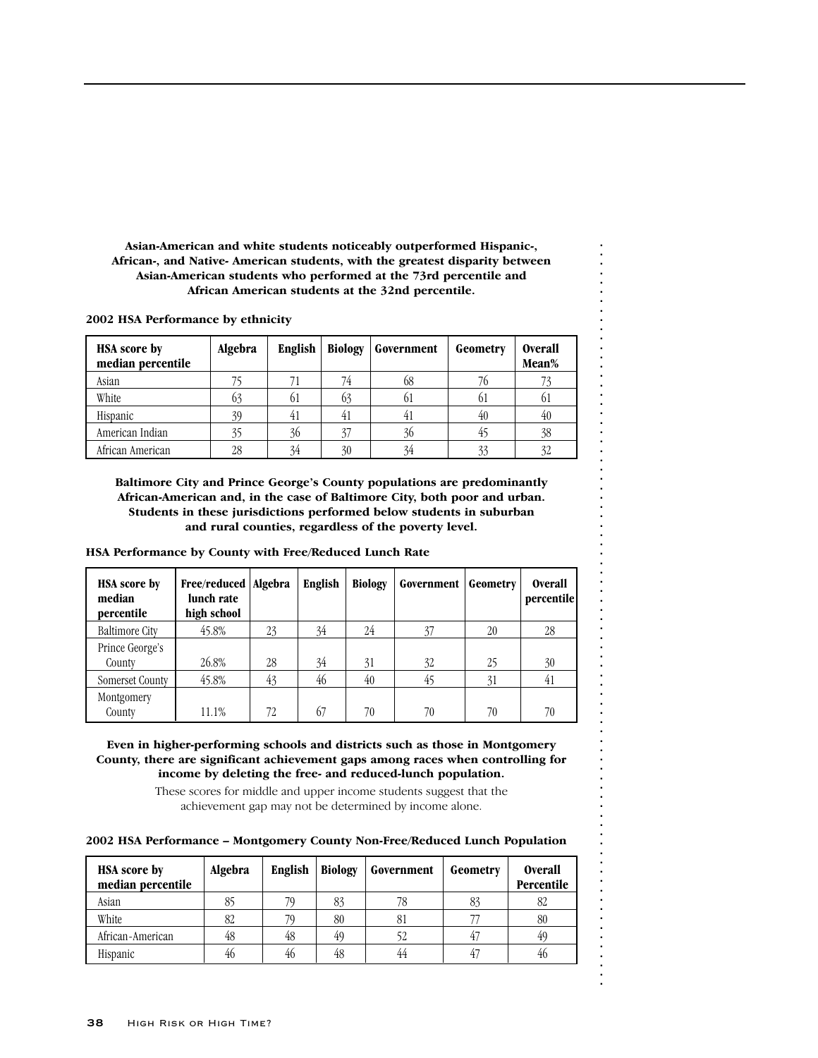**Asian-American and white students noticeably outperformed Hispanic-, African-, and Native- American students, with the greatest disparity between Asian-American students who performed at the 73rd percentile and African American students at the 32nd percentile.**

**2002 HSA Performance by ethnicity**

| HSA score by median percentile | Algebra | English | Biology | Government | Geometry | Overall Mean% |
|---|---|---|---|---|---|---|
| Asian | 75 | 71 | 74 | 68 | 76 | 73 |
| White | 63 | 61 | 63 | 61 | 61 | 61 |
| Hispanic | 39 | 41 | 41 | 41 | 40 | 40 |
| American Indian | 35 | 36 | 37 | 36 | 45 | 38 |
| African American | 28 | 34 | 30 | 34 | 33 | 32 |

**Baltimore City and Prince George's County populations are predominantly African-American and, in the case of Baltimore City, both poor and urban. Students in these jurisdictions performed below students in suburban and rural counties, regardless of the poverty level.**

**HSA Performance by County with Free/Reduced Lunch Rate**

| HSA score by median percentile | Free/reduced lunch rate high school | Algebra | English | Biology | Government | Geometry | Overall percentile |
|---|---|---|---|---|---|---|---|
| Baltimore City | 45.8% | 23 | 34 | 24 | 37 | 20 | 28 |
| Prince George's County | 26.8% | 28 | 34 | 31 | 32 | 25 | 30 |
| Somerset County | 45.8% | 43 | 46 | 40 | 45 | 31 | 41 |
| Montgomery County | 11.1% | 72 | 67 | 70 | 70 | 70 | 70 |

**Even in higher-performing schools and districts such as those in Montgomery County, there are significant achievement gaps among races when controlling for income by deleting the free- and reduced-lunch population.**

These scores for middle and upper income students suggest that the achievement gap may not be determined by income alone.

**2002 HSA Performance – Montgomery County Non-Free/Reduced Lunch Population**

| HSA score by median percentile | Algebra | English | Biology | Government | Geometry | Overall Percentile |
|---|---|---|---|---|---|---|
| Asian | 85 | 79 | 83 | 78 | 83 | 82 |
| White | 82 | 79 | 80 | 81 | 77 | 80 |
| African-American | 48 | 48 | 49 | 52 | 47 | 49 |
| Hispanic | 46 | 46 | 48 | 44 | 47 | 46 |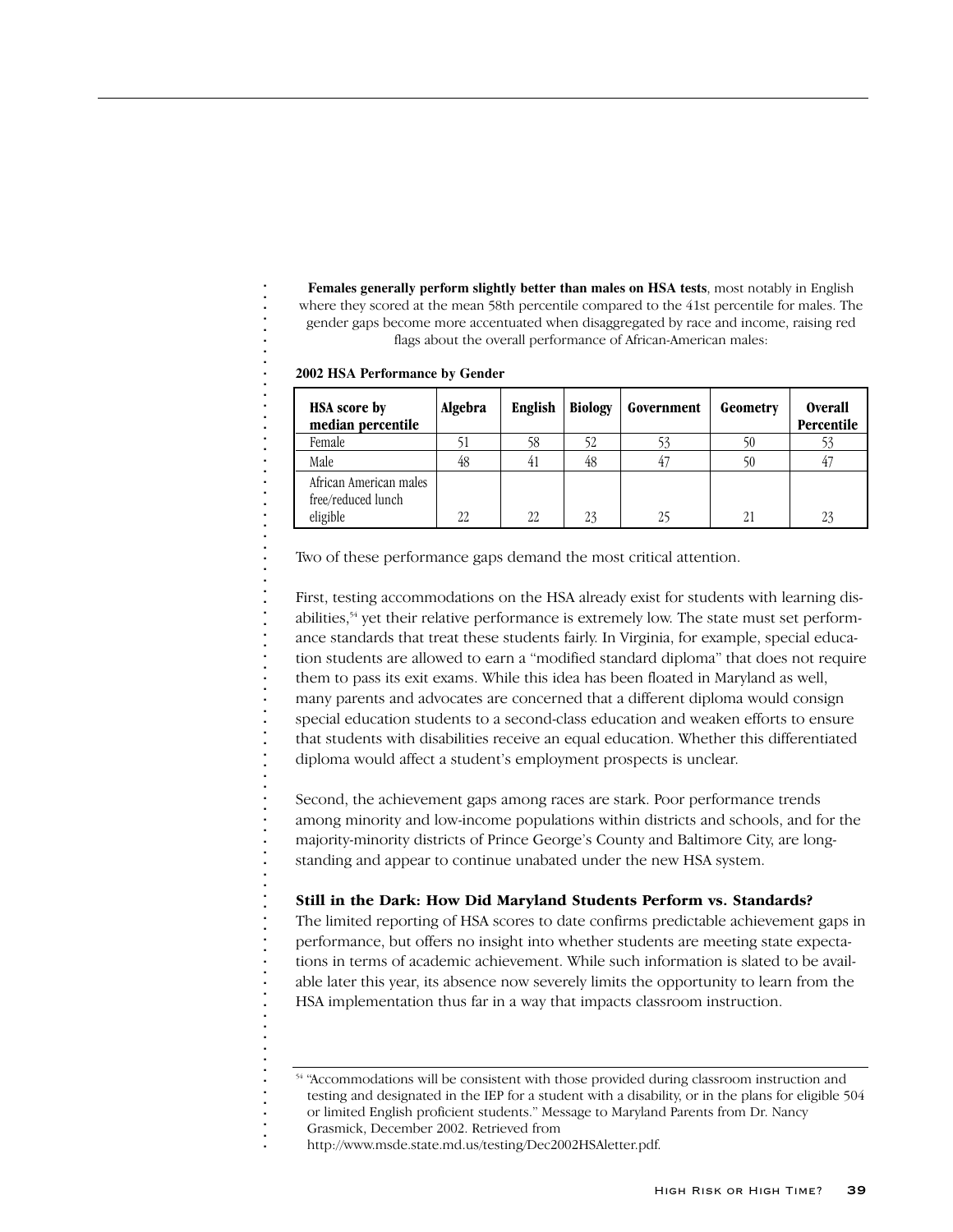**Females generally perform slightly better than males on HSA tests**, most notably in English where they scored at the mean 58th percentile compared to the 41st percentile for males. The gender gaps become more accentuated when disaggregated by race and income, raising red flags about the overall performance of African-American males:

**2002 HSA Performance by Gender**

| HSA score by median percentile | Algebra | English | Biology | Government | Geometry | Overall Percentile |
|---|---|---|---|---|---|---|
| Female | 51 | 58 | 52 | 53 | 50 | 53 |
| Male | 48 | 41 | 48 | 47 | 50 | 47 |
| African American males free/reduced lunch eligible | 22 | 22 | 23 | 25 | 21 | 23 |

Two of these performance gaps demand the most critical attention.

First, testing accommodations on the HSA already exist for students with learning disabilities,[54] yet their relative performance is extremely low. The state must set performance standards that treat these students fairly. In Virginia, for example, special education students are allowed to earn a "modified standard diploma" that does not require them to pass its exit exams. While this idea has been floated in Maryland as well, many parents and advocates are concerned that a different diploma would consign special education students to a second-class education and weaken efforts to ensure that students with disabilities receive an equal education. Whether this differentiated diploma would affect a student's employment prospects is unclear.

Second, the achievement gaps among races are stark. Poor performance trends among minority and low-income populations within districts and schools, and for the majority-minority districts of Prince George's County and Baltimore City, are long-standing and appear to continue unabated under the new HSA system.

**Still in the Dark: How Did Maryland Students Perform vs. Standards?**

The limited reporting of HSA scores to date confirms predictable achievement gaps in performance, but offers no insight into whether students are meeting state expectations in terms of academic achievement. While such information is slated to be available later this year, its absence now severely limits the opportunity to learn from the HSA implementation thus far in a way that impacts classroom instruction.

[54] "Accommodations will be consistent with those provided during classroom instruction and testing and designated in the IEP for a student with a disability, or in the plans for eligible 504 or limited English proficient students." Message to Maryland Parents from Dr. Nancy Grasmick, December 2002. Retrieved from http://www.msde.state.md.us/testing/Dec2002HSAletter.pdf.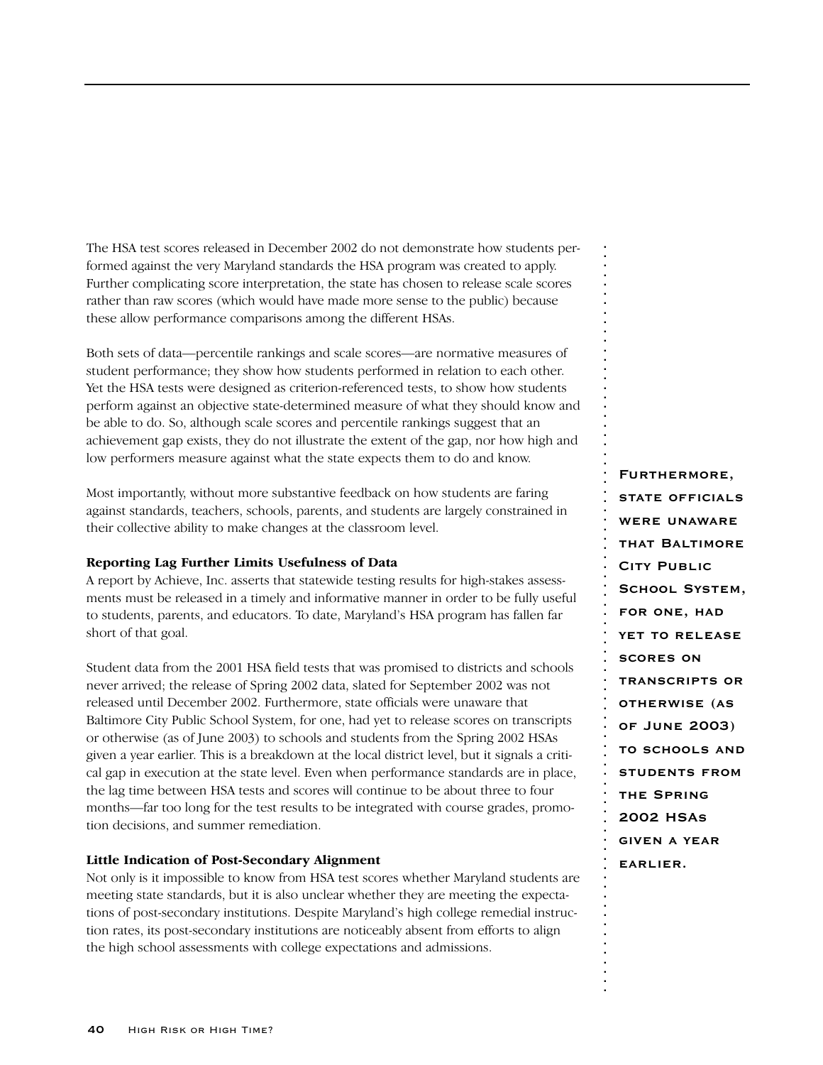The HSA test scores released in December 2002 do not demonstrate how students performed against the very Maryland standards the HSA program was created to apply. Further complicating score interpretation, the state has chosen to release scale scores rather than raw scores (which would have made more sense to the public) because these allow performance comparisons among the different HSAs.

Both sets of data—percentile rankings and scale scores—are normative measures of student performance; they show how students performed in relation to each other. Yet the HSA tests were designed as criterion-referenced tests, to show how students perform against an objective state-determined measure of what they should know and be able to do. So, although scale scores and percentile rankings suggest that an achievement gap exists, they do not illustrate the extent of the gap, nor how high and low performers measure against what the state expects them to do and know.

Most importantly, without more substantive feedback on how students are faring against standards, teachers, schools, parents, and students are largely constrained in their collective ability to make changes at the classroom level.

**Reporting Lag Further Limits Usefulness of Data**

A report by Achieve, Inc. asserts that statewide testing results for high-stakes assessments must be released in a timely and informative manner in order to be fully useful to students, parents, and educators. To date, Maryland's HSA program has fallen far short of that goal.

Student data from the 2001 HSA field tests that was promised to districts and schools never arrived; the release of Spring 2002 data, slated for September 2002 was not released until December 2002. Furthermore, state officials were unaware that Baltimore City Public School System, for one, had yet to release scores on transcripts or otherwise (as of June 2003) to schools and students from the Spring 2002 HSAs given a year earlier. This is a breakdown at the local district level, but it signals a critical gap in execution at the state level. Even when performance standards are in place, the lag time between HSA tests and scores will continue to be about three to four months—far too long for the test results to be integrated with course grades, promotion decisions, and summer remediation.

**Little Indication of Post-Secondary Alignment**

Not only is it impossible to know from HSA test scores whether Maryland students are meeting state standards, but it is also unclear whether they are meeting the expectations of post-secondary institutions. Despite Maryland's high college remedial instruction rates, its post-secondary institutions are noticeably absent from efforts to align the high school assessments with college expectations and admissions.

> **Furthermore, state officials were unaware that Baltimore City Public School System, for one, had yet to release scores on transcripts or otherwise (as of June 2003) to schools and students from the Spring 2002 HSAs given a year earlier.**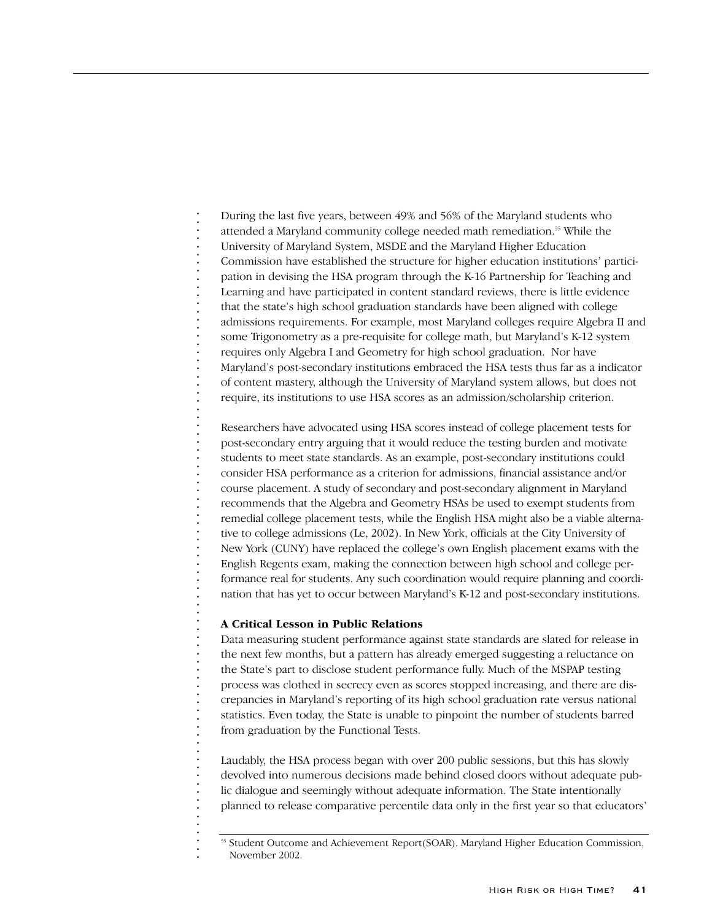During the last five years, between 49% and 56% of the Maryland students who attended a Maryland community college needed math remediation.[55] While the University of Maryland System, MSDE and the Maryland Higher Education Commission have established the structure for higher education institutions' participation in devising the HSA program through the K-16 Partnership for Teaching and Learning and have participated in content standard reviews, there is little evidence that the state's high school graduation standards have been aligned with college admissions requirements. For example, most Maryland colleges require Algebra II and some Trigonometry as a pre-requisite for college math, but Maryland's K-12 system requires only Algebra I and Geometry for high school graduation. Nor have Maryland's post-secondary institutions embraced the HSA tests thus far as a indicator of content mastery, although the University of Maryland system allows, but does not require, its institutions to use HSA scores as an admission/scholarship criterion.

Researchers have advocated using HSA scores instead of college placement tests for post-secondary entry arguing that it would reduce the testing burden and motivate students to meet state standards. As an example, post-secondary institutions could consider HSA performance as a criterion for admissions, financial assistance and/or course placement. A study of secondary and post-secondary alignment in Maryland recommends that the Algebra and Geometry HSAs be used to exempt students from remedial college placement tests, while the English HSA might also be a viable alternative to college admissions (Le, 2002). In New York, officials at the City University of New York (CUNY) have replaced the college's own English placement exams with the English Regents exam, making the connection between high school and college performance real for students. Any such coordination would require planning and coordination that has yet to occur between Maryland's K-12 and post-secondary institutions.

**A Critical Lesson in Public Relations**

Data measuring student performance against state standards are slated for release in the next few months, but a pattern has already emerged suggesting a reluctance on the State's part to disclose student performance fully. Much of the MSPAP testing process was clothed in secrecy even as scores stopped increasing, and there are discrepancies in Maryland's reporting of its high school graduation rate versus national statistics. Even today, the State is unable to pinpoint the number of students barred from graduation by the Functional Tests.

Laudably, the HSA process began with over 200 public sessions, but this has slowly devolved into numerous decisions made behind closed doors without adequate public dialogue and seemingly without adequate information. The State intentionally planned to release comparative percentile data only in the first year so that educators'

[55] Student Outcome and Achievement Report(SOAR). Maryland Higher Education Commission, November 2002.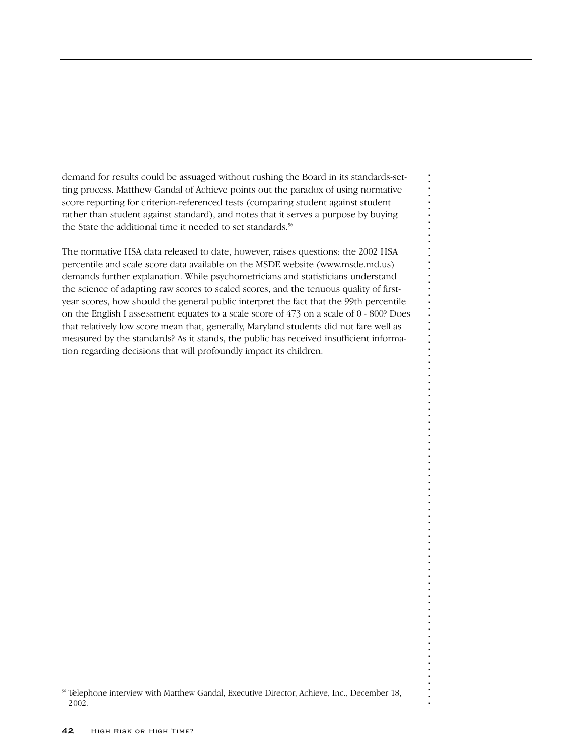demand for results could be assuaged without rushing the Board in its standards-setting process. Matthew Gandal of Achieve points out the paradox of using normative score reporting for criterion-referenced tests (comparing student against student rather than student against standard), and notes that it serves a purpose by buying the State the additional time it needed to set standards.[56]

The normative HSA data released to date, however, raises questions: the 2002 HSA percentile and scale score data available on the MSDE website (www.msde.md.us) demands further explanation. While psychometricians and statisticians understand the science of adapting raw scores to scaled scores, and the tenuous quality of first-year scores, how should the general public interpret the fact that the 99th percentile on the English I assessment equates to a scale score of 473 on a scale of 0 - 800? Does that relatively low score mean that, generally, Maryland students did not fare well as measured by the standards? As it stands, the public has received insufficient information regarding decisions that will profoundly impact its children.

[56] Telephone interview with Matthew Gandal, Executive Director, Achieve, Inc., December 18, 2002.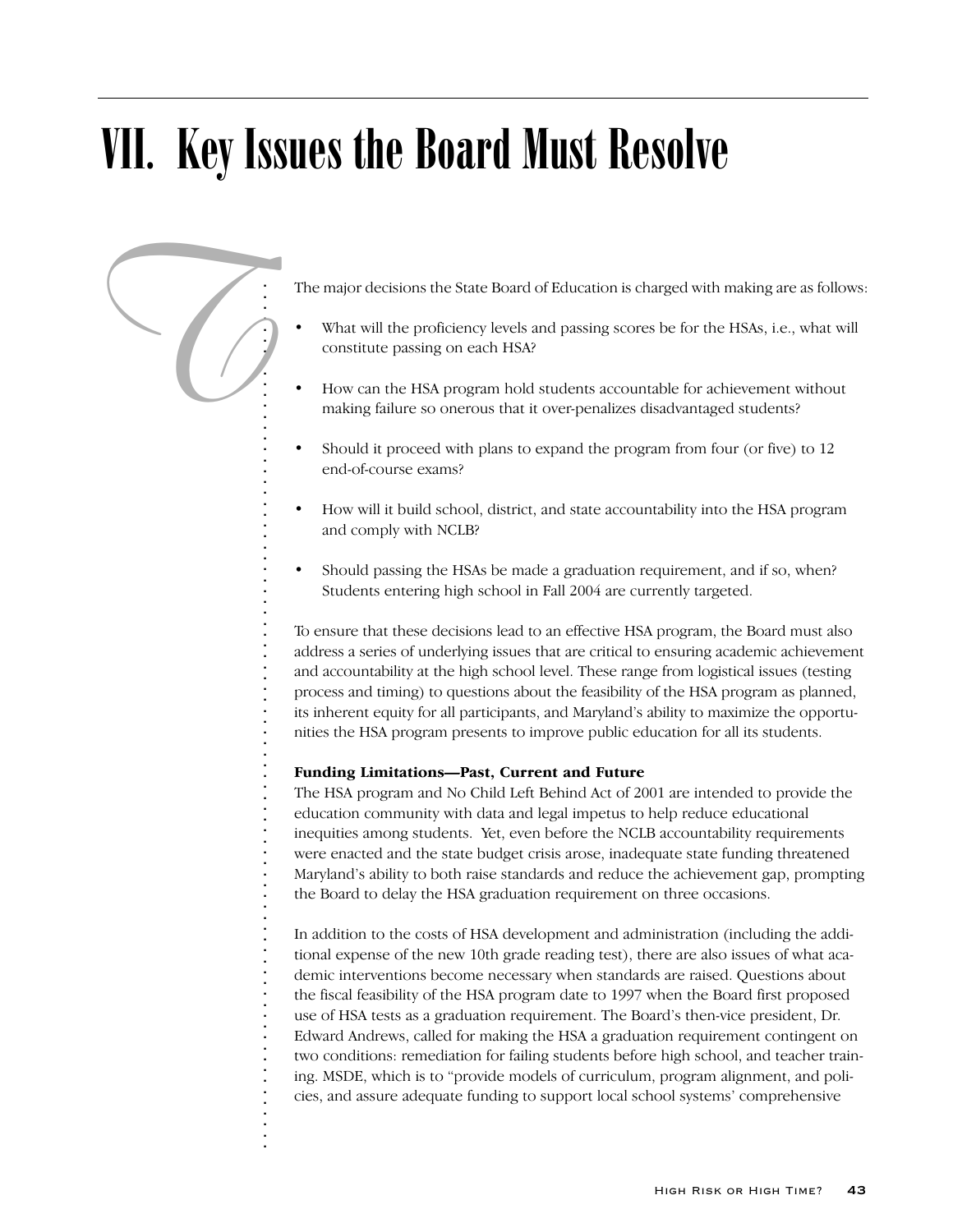# VII. Key Issues the Board Must Resolve

The major decisions the State Board of Education is charged with making are as follows:

- What will the proficiency levels and passing scores be for the HSAs, i.e., what will constitute passing on each HSA?
- How can the HSA program hold students accountable for achievement without making failure so onerous that it over-penalizes disadvantaged students?
- Should it proceed with plans to expand the program from four (or five) to 12 end-of-course exams?
- How will it build school, district, and state accountability into the HSA program and comply with NCLB?
- Should passing the HSAs be made a graduation requirement, and if so, when? Students entering high school in Fall 2004 are currently targeted.

To ensure that these decisions lead to an effective HSA program, the Board must also address a series of underlying issues that are critical to ensuring academic achievement and accountability at the high school level. These range from logistical issues (testing process and timing) to questions about the feasibility of the HSA program as planned, its inherent equity for all participants, and Maryland's ability to maximize the opportunities the HSA program presents to improve public education for all its students.

**Funding Limitations—Past, Current and Future**

The HSA program and No Child Left Behind Act of 2001 are intended to provide the education community with data and legal impetus to help reduce educational inequities among students. Yet, even before the NCLB accountability requirements were enacted and the state budget crisis arose, inadequate state funding threatened Maryland's ability to both raise standards and reduce the achievement gap, prompting the Board to delay the HSA graduation requirement on three occasions.

In addition to the costs of HSA development and administration (including the additional expense of the new 10th grade reading test), there are also issues of what academic interventions become necessary when standards are raised. Questions about the fiscal feasibility of the HSA program date to 1997 when the Board first proposed use of HSA tests as a graduation requirement. The Board's then-vice president, Dr. Edward Andrews, called for making the HSA a graduation requirement contingent on two conditions: remediation for failing students before high school, and teacher training. MSDE, which is to "provide models of curriculum, program alignment, and policies, and assure adequate funding to support local school systems' comprehensive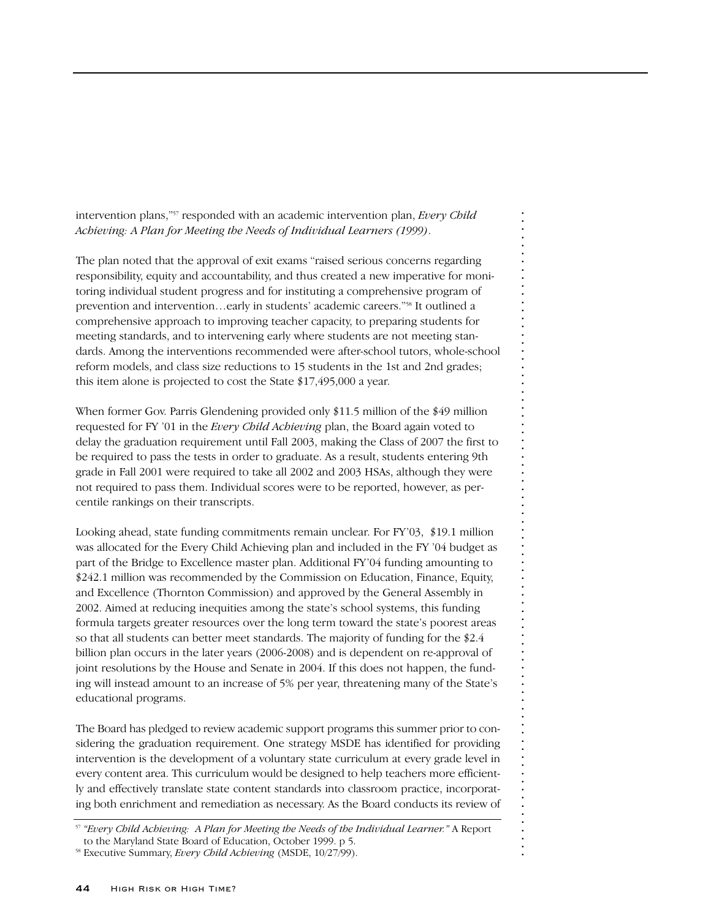intervention plans,"[57] responded with an academic intervention plan, *Every Child Achieving: A Plan for Meeting the Needs of Individual Learners (1999)*.

The plan noted that the approval of exit exams "raised serious concerns regarding responsibility, equity and accountability, and thus created a new imperative for monitoring individual student progress and for instituting a comprehensive program of prevention and intervention…early in students' academic careers."[58] It outlined a comprehensive approach to improving teacher capacity, to preparing students for meeting standards, and to intervening early where students are not meeting standards. Among the interventions recommended were after-school tutors, whole-school reform models, and class size reductions to 15 students in the 1st and 2nd grades; this item alone is projected to cost the State $17,495,000 a year.

When former Gov. Parris Glendening provided only $11.5 million of the $49 million requested for FY '01 in the *Every Child Achieving* plan, the Board again voted to delay the graduation requirement until Fall 2003, making the Class of 2007 the first to be required to pass the tests in order to graduate. As a result, students entering 9th grade in Fall 2001 were required to take all 2002 and 2003 HSAs, although they were not required to pass them. Individual scores were to be reported, however, as percentile rankings on their transcripts.

Looking ahead, state funding commitments remain unclear. For FY'03, $19.1 million was allocated for the Every Child Achieving plan and included in the FY '04 budget as part of the Bridge to Excellence master plan. Additional FY'04 funding amounting to $242.1 million was recommended by the Commission on Education, Finance, Equity, and Excellence (Thornton Commission) and approved by the General Assembly in 2002. Aimed at reducing inequities among the state's school systems, this funding formula targets greater resources over the long term toward the state's poorest areas so that all students can better meet standards. The majority of funding for the $2.4 billion plan occurs in the later years (2006-2008) and is dependent on re-approval of joint resolutions by the House and Senate in 2004. If this does not happen, the funding will instead amount to an increase of 5% per year, threatening many of the State's educational programs.

The Board has pledged to review academic support programs this summer prior to considering the graduation requirement. One strategy MSDE has identified for providing intervention is the development of a voluntary state curriculum at every grade level in every content area. This curriculum would be designed to help teachers more efficiently and effectively translate state content standards into classroom practice, incorporating both enrichment and remediation as necessary. As the Board conducts its review of

[57] *"Every Child Achieving: A Plan for Meeting the Needs of the Individual Learner."* A Report to the Maryland State Board of Education, October 1999. p 5.

[58] Executive Summary, *Every Child Achieving* (MSDE, 10/27/99).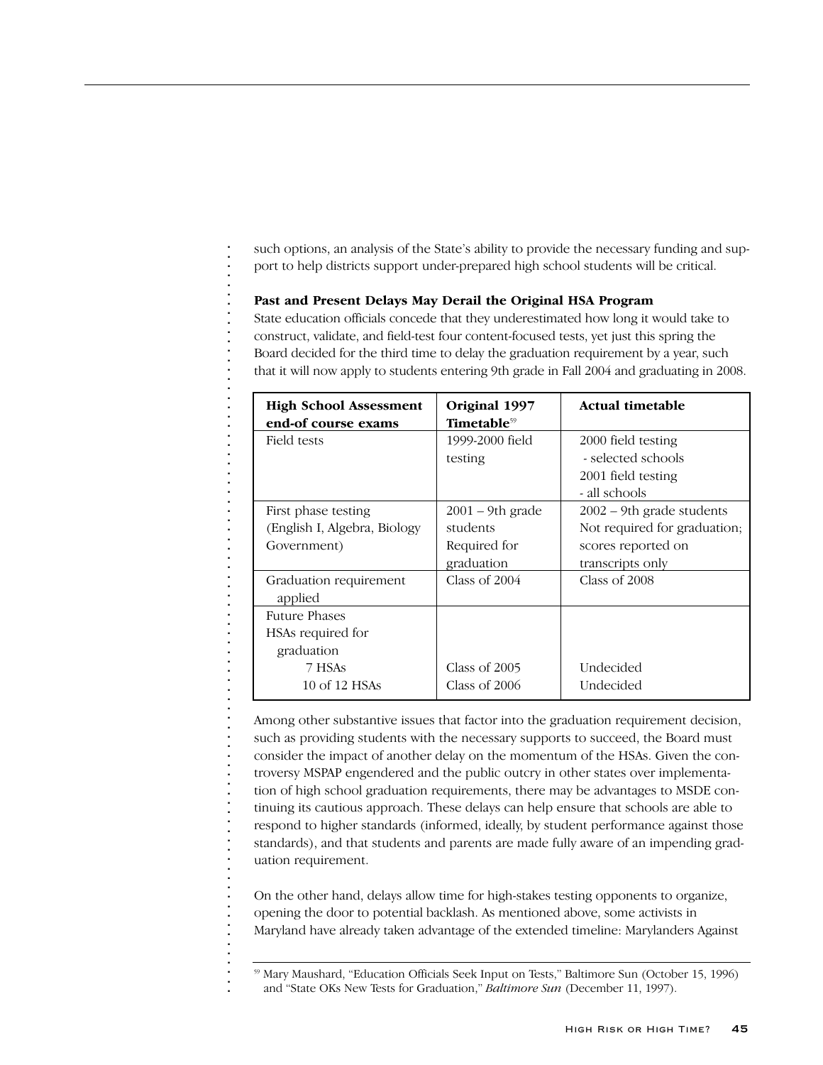such options, an analysis of the State's ability to provide the necessary funding and support to help districts support under-prepared high school students will be critical.

**Past and Present Delays May Derail the Original HSA Program**

State education officials concede that they underestimated how long it would take to construct, validate, and field-test four content-focused tests, yet just this spring the Board decided for the third time to delay the graduation requirement by a year, such that it will now apply to students entering 9th grade in Fall 2004 and graduating in 2008.

| **High School Assessment end-of course exams** | **Original 1997 Timetable**[59] | **Actual timetable** |
|---|---|---|
| Field tests | 1999-2000 field testing | 2000 field testing - selected schools<br>2001 field testing - all schools |
| First phase testing (English I, Algebra, Biology Government) | 2001 – 9th grade students Required for graduation | 2002 – 9th grade students Not required for graduation; scores reported on transcripts only |
| Graduation requirement applied | Class of 2004 | Class of 2008 |
| Future Phases HSAs required for graduation | | |
| 7 HSAs | Class of 2005 | Undecided |
| 10 of 12 HSAs | Class of 2006 | Undecided |

Among other substantive issues that factor into the graduation requirement decision, such as providing students with the necessary supports to succeed, the Board must consider the impact of another delay on the momentum of the HSAs. Given the controversy MSPAP engendered and the public outcry in other states over implementation of high school graduation requirements, there may be advantages to MSDE continuing its cautious approach. These delays can help ensure that schools are able to respond to higher standards (informed, ideally, by student performance against those standards), and that students and parents are made fully aware of an impending graduation requirement.

On the other hand, delays allow time for high-stakes testing opponents to organize, opening the door to potential backlash. As mentioned above, some activists in Maryland have already taken advantage of the extended timeline: Marylanders Against

[59] Mary Maushard, "Education Officials Seek Input on Tests," Baltimore Sun (October 15, 1996) and "State OKs New Tests for Graduation," *Baltimore Sun* (December 11, 1997).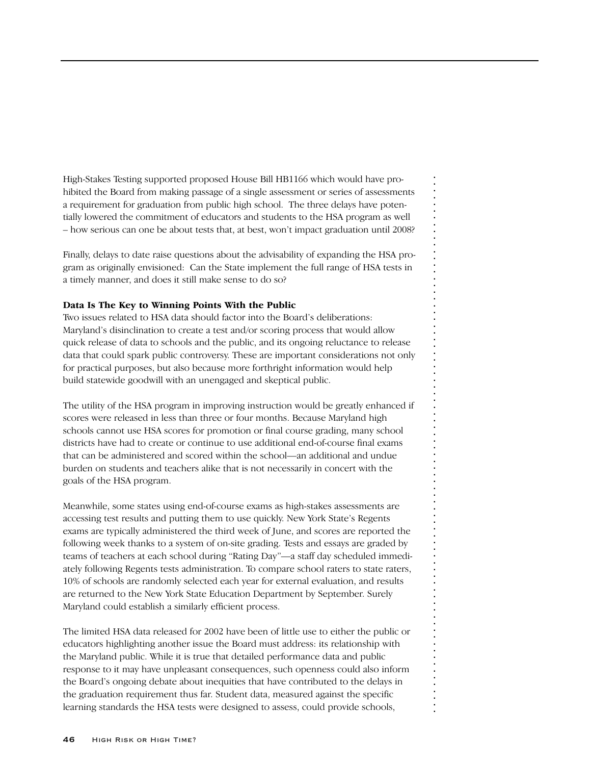High-Stakes Testing supported proposed House Bill HB1166 which would have prohibited the Board from making passage of a single assessment or series of assessments a requirement for graduation from public high school. The three delays have potentially lowered the commitment of educators and students to the HSA program as well – how serious can one be about tests that, at best, won't impact graduation until 2008?

Finally, delays to date raise questions about the advisability of expanding the HSA program as originally envisioned: Can the State implement the full range of HSA tests in a timely manner, and does it still make sense to do so?

**Data Is The Key to Winning Points With the Public**

Two issues related to HSA data should factor into the Board's deliberations: Maryland's disinclination to create a test and/or scoring process that would allow quick release of data to schools and the public, and its ongoing reluctance to release data that could spark public controversy. These are important considerations not only for practical purposes, but also because more forthright information would help build statewide goodwill with an unengaged and skeptical public.

The utility of the HSA program in improving instruction would be greatly enhanced if scores were released in less than three or four months. Because Maryland high schools cannot use HSA scores for promotion or final course grading, many school districts have had to create or continue to use additional end-of-course final exams that can be administered and scored within the school—an additional and undue burden on students and teachers alike that is not necessarily in concert with the goals of the HSA program.

Meanwhile, some states using end-of-course exams as high-stakes assessments are accessing test results and putting them to use quickly. New York State's Regents exams are typically administered the third week of June, and scores are reported the following week thanks to a system of on-site grading. Tests and essays are graded by teams of teachers at each school during "Rating Day"—a staff day scheduled immediately following Regents tests administration. To compare school raters to state raters, 10% of schools are randomly selected each year for external evaluation, and results are returned to the New York State Education Department by September. Surely Maryland could establish a similarly efficient process.

The limited HSA data released for 2002 have been of little use to either the public or educators highlighting another issue the Board must address: its relationship with the Maryland public. While it is true that detailed performance data and public response to it may have unpleasant consequences, such openness could also inform the Board's ongoing debate about inequities that have contributed to the delays in the graduation requirement thus far. Student data, measured against the specific learning standards the HSA tests were designed to assess, could provide schools,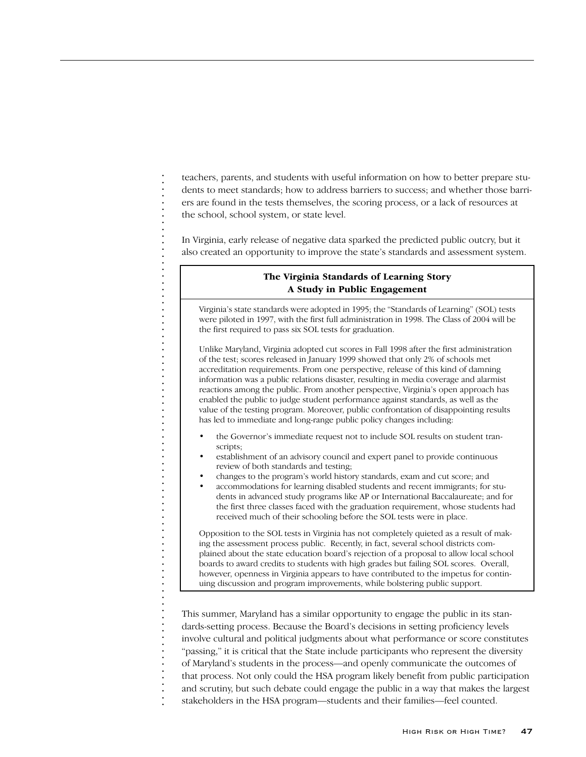teachers, parents, and students with useful information on how to better prepare students to meet standards; how to address barriers to success; and whether those barriers are found in the tests themselves, the scoring process, or a lack of resources at the school, school system, or state level.

In Virginia, early release of negative data sparked the predicted public outcry, but it also created an opportunity to improve the state's standards and assessment system.

> **The Virginia Standards of Learning Story**
> **A Study in Public Engagement**
>
> Virginia's state standards were adopted in 1995; the "Standards of Learning" (SOL) tests were piloted in 1997, with the first full administration in 1998. The Class of 2004 will be the first required to pass six SOL tests for graduation.
>
> Unlike Maryland, Virginia adopted cut scores in Fall 1998 after the first administration of the test; scores released in January 1999 showed that only 2% of schools met accreditation requirements. From one perspective, release of this kind of damning information was a public relations disaster, resulting in media coverage and alarmist reactions among the public. From another perspective, Virginia's open approach has enabled the public to judge student performance against standards, as well as the value of the testing program. Moreover, public confrontation of disappointing results has led to immediate and long-range public policy changes including:
>
> - the Governor's immediate request not to include SOL results on student transcripts;
> - establishment of an advisory council and expert panel to provide continuous review of both standards and testing;
> - changes to the program's world history standards, exam and cut score; and
> - accommodations for learning disabled students and recent immigrants; for students in advanced study programs like AP or International Baccalaureate; and for the first three classes faced with the graduation requirement, whose students had received much of their schooling before the SOL tests were in place.
>
> Opposition to the SOL tests in Virginia has not completely quieted as a result of making the assessment process public. Recently, in fact, several school districts complained about the state education board's rejection of a proposal to allow local school boards to award credits to students with high grades but failing SOL scores. Overall, however, openness in Virginia appears to have contributed to the impetus for continuing discussion and program improvements, while bolstering public support.

This summer, Maryland has a similar opportunity to engage the public in its standards-setting process. Because the Board's decisions in setting proficiency levels involve cultural and political judgments about what performance or score constitutes "passing," it is critical that the State include participants who represent the diversity of Maryland's students in the process—and openly communicate the outcomes of that process. Not only could the HSA program likely benefit from public participation and scrutiny, but such debate could engage the public in a way that makes the largest stakeholders in the HSA program—students and their families—feel counted.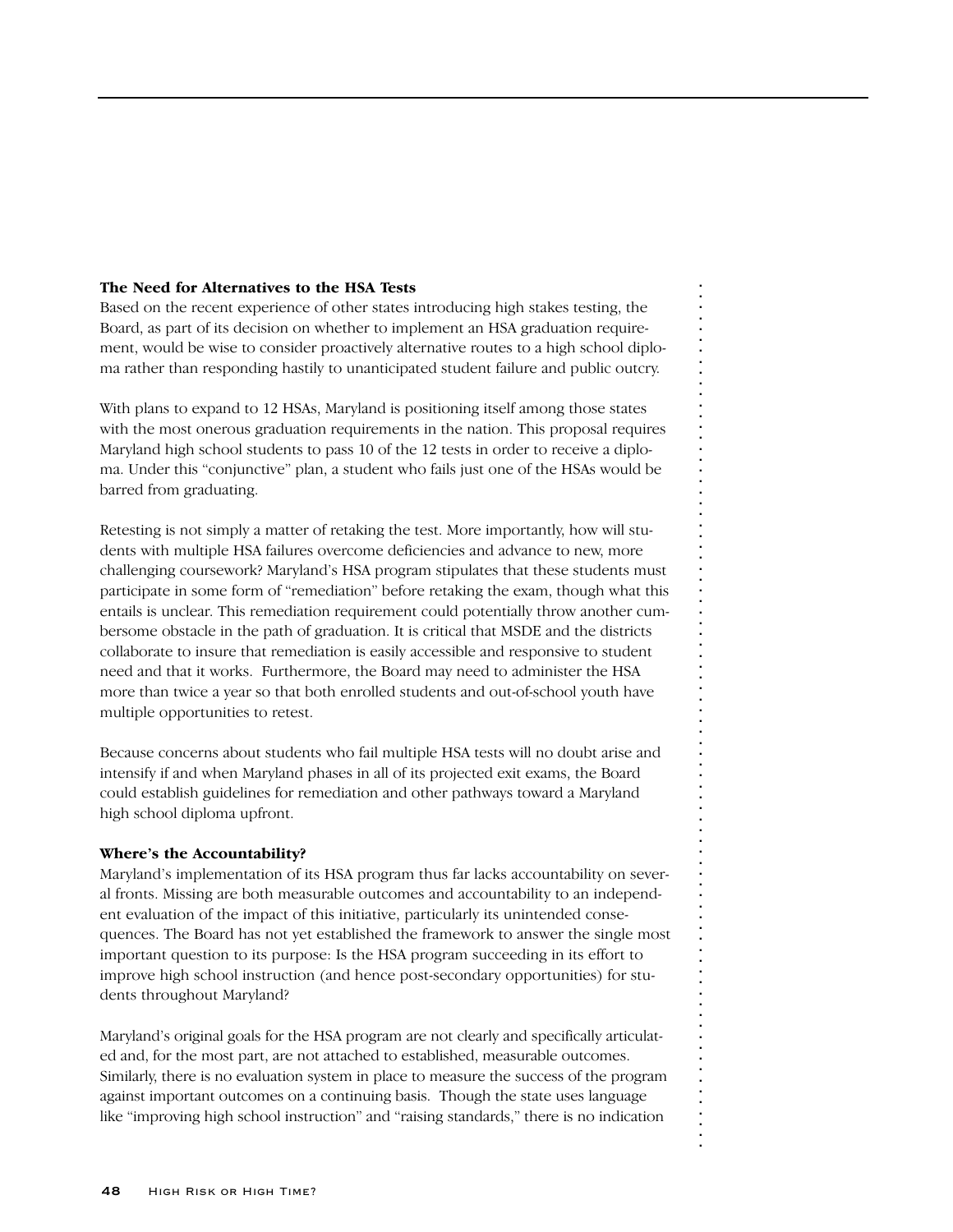**The Need for Alternatives to the HSA Tests**

Based on the recent experience of other states introducing high stakes testing, the Board, as part of its decision on whether to implement an HSA graduation requirement, would be wise to consider proactively alternative routes to a high school diploma rather than responding hastily to unanticipated student failure and public outcry.

With plans to expand to 12 HSAs, Maryland is positioning itself among those states with the most onerous graduation requirements in the nation. This proposal requires Maryland high school students to pass 10 of the 12 tests in order to receive a diploma. Under this "conjunctive" plan, a student who fails just one of the HSAs would be barred from graduating.

Retesting is not simply a matter of retaking the test. More importantly, how will students with multiple HSA failures overcome deficiencies and advance to new, more challenging coursework? Maryland's HSA program stipulates that these students must participate in some form of "remediation" before retaking the exam, though what this entails is unclear. This remediation requirement could potentially throw another cumbersome obstacle in the path of graduation. It is critical that MSDE and the districts collaborate to insure that remediation is easily accessible and responsive to student need and that it works. Furthermore, the Board may need to administer the HSA more than twice a year so that both enrolled students and out-of-school youth have multiple opportunities to retest.

Because concerns about students who fail multiple HSA tests will no doubt arise and intensify if and when Maryland phases in all of its projected exit exams, the Board could establish guidelines for remediation and other pathways toward a Maryland high school diploma upfront.

**Where's the Accountability?**

Maryland's implementation of its HSA program thus far lacks accountability on several fronts. Missing are both measurable outcomes and accountability to an independent evaluation of the impact of this initiative, particularly its unintended consequences. The Board has not yet established the framework to answer the single most important question to its purpose: Is the HSA program succeeding in its effort to improve high school instruction (and hence post-secondary opportunities) for students throughout Maryland?

Maryland's original goals for the HSA program are not clearly and specifically articulated and, for the most part, are not attached to established, measurable outcomes. Similarly, there is no evaluation system in place to measure the success of the program against important outcomes on a continuing basis. Though the state uses language like "improving high school instruction" and "raising standards," there is no indication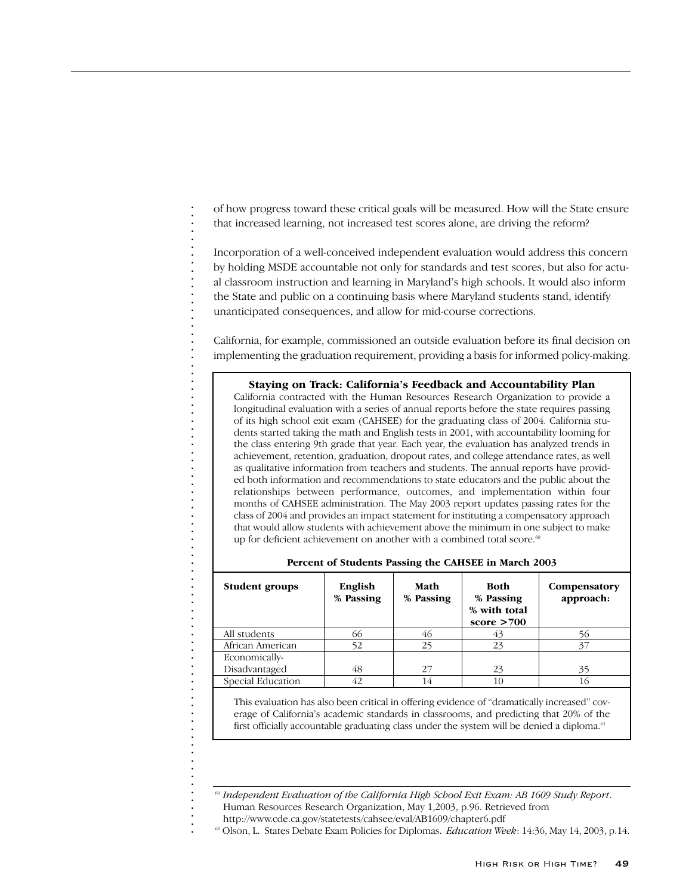of how progress toward these critical goals will be measured. How will the State ensure that increased learning, not increased test scores alone, are driving the reform?

Incorporation of a well-conceived independent evaluation would address this concern by holding MSDE accountable not only for standards and test scores, but also for actual classroom instruction and learning in Maryland's high schools. It would also inform the State and public on a continuing basis where Maryland students stand, identify unanticipated consequences, and allow for mid-course corrections.

California, for example, commissioned an outside evaluation before its final decision on implementing the graduation requirement, providing a basis for informed policy-making.

**Staying on Track: California's Feedback and Accountability Plan**

California contracted with the Human Resources Research Organization to provide a longitudinal evaluation with a series of annual reports before the state requires passing of its high school exit exam (CAHSEE) for the graduating class of 2004. California students started taking the math and English tests in 2001, with accountability looming for the class entering 9th grade that year. Each year, the evaluation has analyzed trends in achievement, retention, graduation, dropout rates, and college attendance rates, as well as qualitative information from teachers and students. The annual reports have provided both information and recommendations to state educators and the public about the relationships between performance, outcomes, and implementation within four months of CAHSEE administration. The May 2003 report updates passing rates for the class of 2004 and provides an impact statement for instituting a compensatory approach that would allow students with achievement above the minimum in one subject to make up for deficient achievement on another with a combined total score.[60]

**Percent of Students Passing the CAHSEE in March 2003**

| Student groups | English % Passing | Math % Passing | Both % Passing % with total score >700 | Compensatory approach: |
|---|---|---|---|---|
| All students | 66 | 46 | 43 | 56 |
| African American | 52 | 25 | 23 | 37 |
| Economically-Disadvantaged | 48 | 27 | 23 | 35 |
| Special Education | 42 | 14 | 10 | 16 |

This evaluation has also been critical in offering evidence of "dramatically increased" coverage of California's academic standards in classrooms, and predicting that 20% of the first officially accountable graduating class under the system will be denied a diploma.[61]

[60] *Independent Evaluation of the California High School Exit Exam: AB 1609 Study Report*. Human Resources Research Organization, May 1,2003, p.96. Retrieved from http://www.cde.ca.gov/statetests/cahsee/eval/AB1609/chapter6.pdf

[61] Olson, L. States Debate Exam Policies for Diplomas. *Education Week*: 14:36, May 14, 2003, p.14.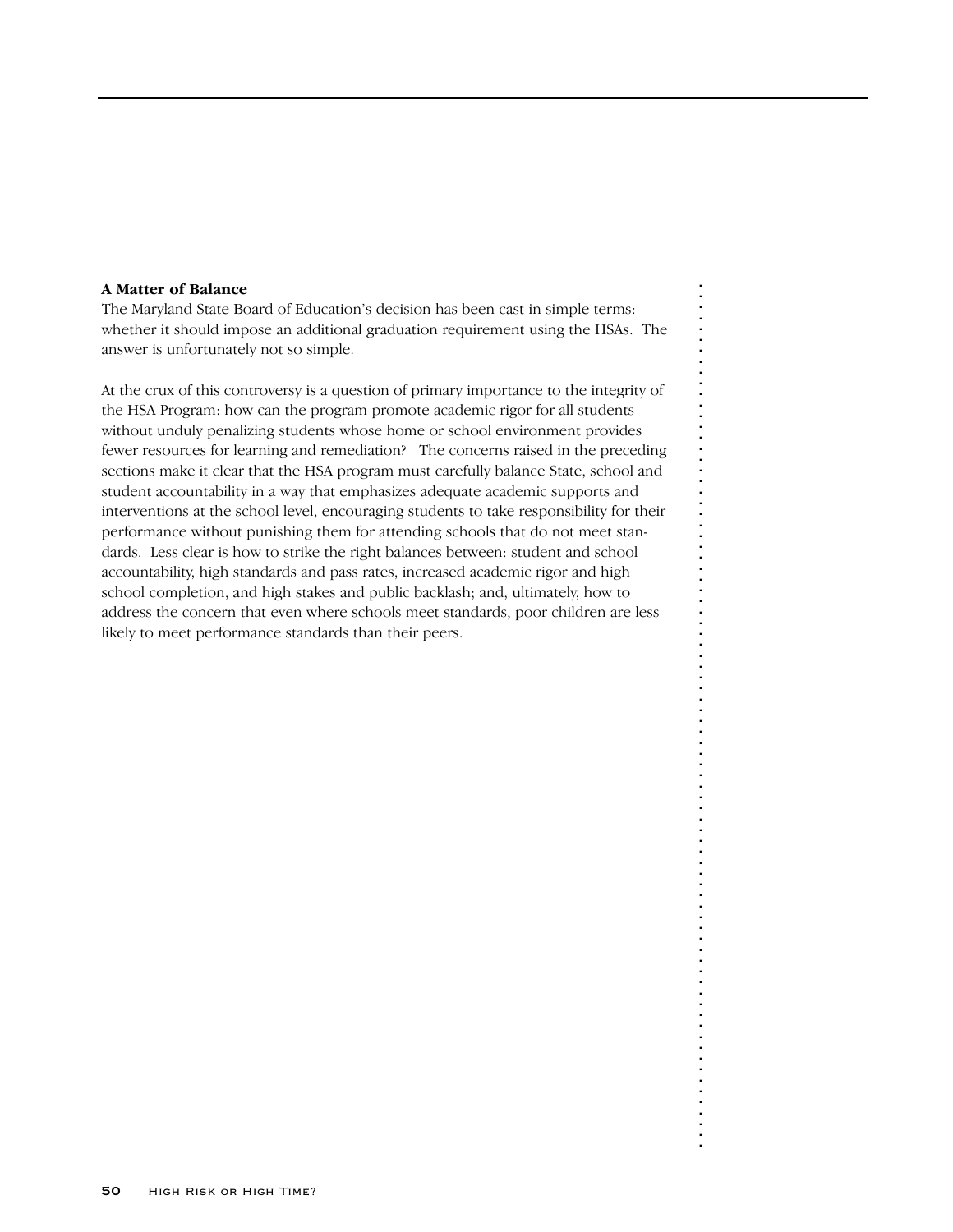**A Matter of Balance**

The Maryland State Board of Education's decision has been cast in simple terms: whether it should impose an additional graduation requirement using the HSAs. The answer is unfortunately not so simple.

At the crux of this controversy is a question of primary importance to the integrity of the HSA Program: how can the program promote academic rigor for all students without unduly penalizing students whose home or school environment provides fewer resources for learning and remediation? The concerns raised in the preceding sections make it clear that the HSA program must carefully balance State, school and student accountability in a way that emphasizes adequate academic supports and interventions at the school level, encouraging students to take responsibility for their performance without punishing them for attending schools that do not meet standards. Less clear is how to strike the right balances between: student and school accountability, high standards and pass rates, increased academic rigor and high school completion, and high stakes and public backlash; and, ultimately, how to address the concern that even where schools meet standards, poor children are less likely to meet performance standards than their peers.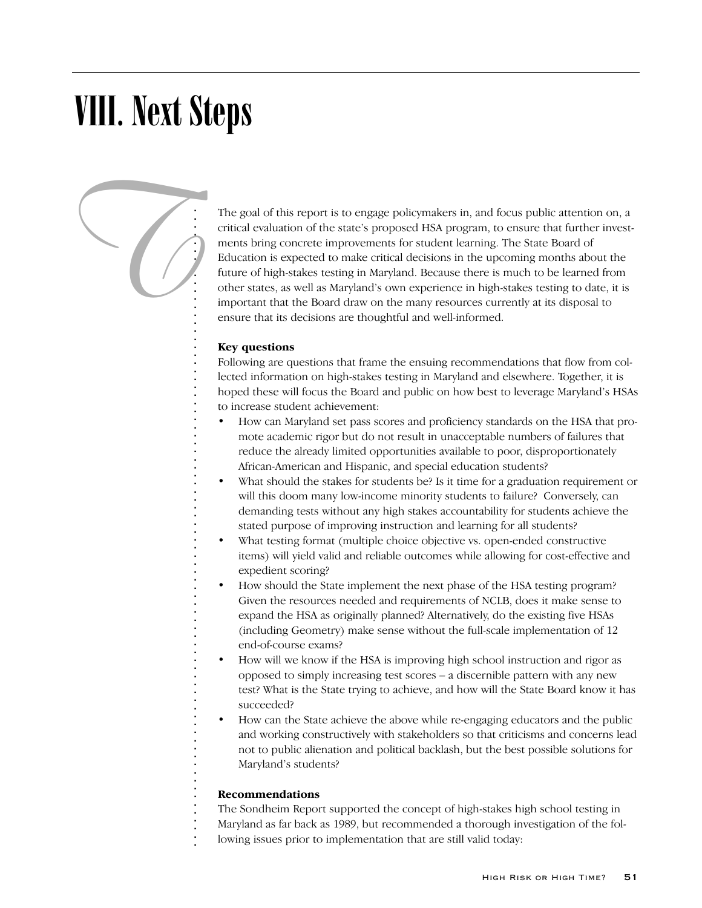# VIII. Next Steps

The goal of this report is to engage policymakers in, and focus public attention on, a critical evaluation of the state's proposed HSA program, to ensure that further investments bring concrete improvements for student learning. The State Board of Education is expected to make critical decisions in the upcoming months about the future of high-stakes testing in Maryland. Because there is much to be learned from other states, as well as Maryland's own experience in high-stakes testing to date, it is important that the Board draw on the many resources currently at its disposal to ensure that its decisions are thoughtful and well-informed.

**Key questions**

Following are questions that frame the ensuing recommendations that flow from collected information on high-stakes testing in Maryland and elsewhere. Together, it is hoped these will focus the Board and public on how best to leverage Maryland's HSAs to increase student achievement:

- How can Maryland set pass scores and proficiency standards on the HSA that promote academic rigor but do not result in unacceptable numbers of failures that reduce the already limited opportunities available to poor, disproportionately African-American and Hispanic, and special education students?
- What should the stakes for students be? Is it time for a graduation requirement or will this doom many low-income minority students to failure? Conversely, can demanding tests without any high stakes accountability for students achieve the stated purpose of improving instruction and learning for all students?
- What testing format (multiple choice objective vs. open-ended constructive items) will yield valid and reliable outcomes while allowing for cost-effective and expedient scoring?
- How should the State implement the next phase of the HSA testing program? Given the resources needed and requirements of NCLB, does it make sense to expand the HSA as originally planned? Alternatively, do the existing five HSAs (including Geometry) make sense without the full-scale implementation of 12 end-of-course exams?
- How will we know if the HSA is improving high school instruction and rigor as opposed to simply increasing test scores – a discernible pattern with any new test? What is the State trying to achieve, and how will the State Board know it has succeeded?
- How can the State achieve the above while re-engaging educators and the public and working constructively with stakeholders so that criticisms and concerns lead not to public alienation and political backlash, but the best possible solutions for Maryland's students?

**Recommendations**

The Sondheim Report supported the concept of high-stakes high school testing in Maryland as far back as 1989, but recommended a thorough investigation of the following issues prior to implementation that are still valid today: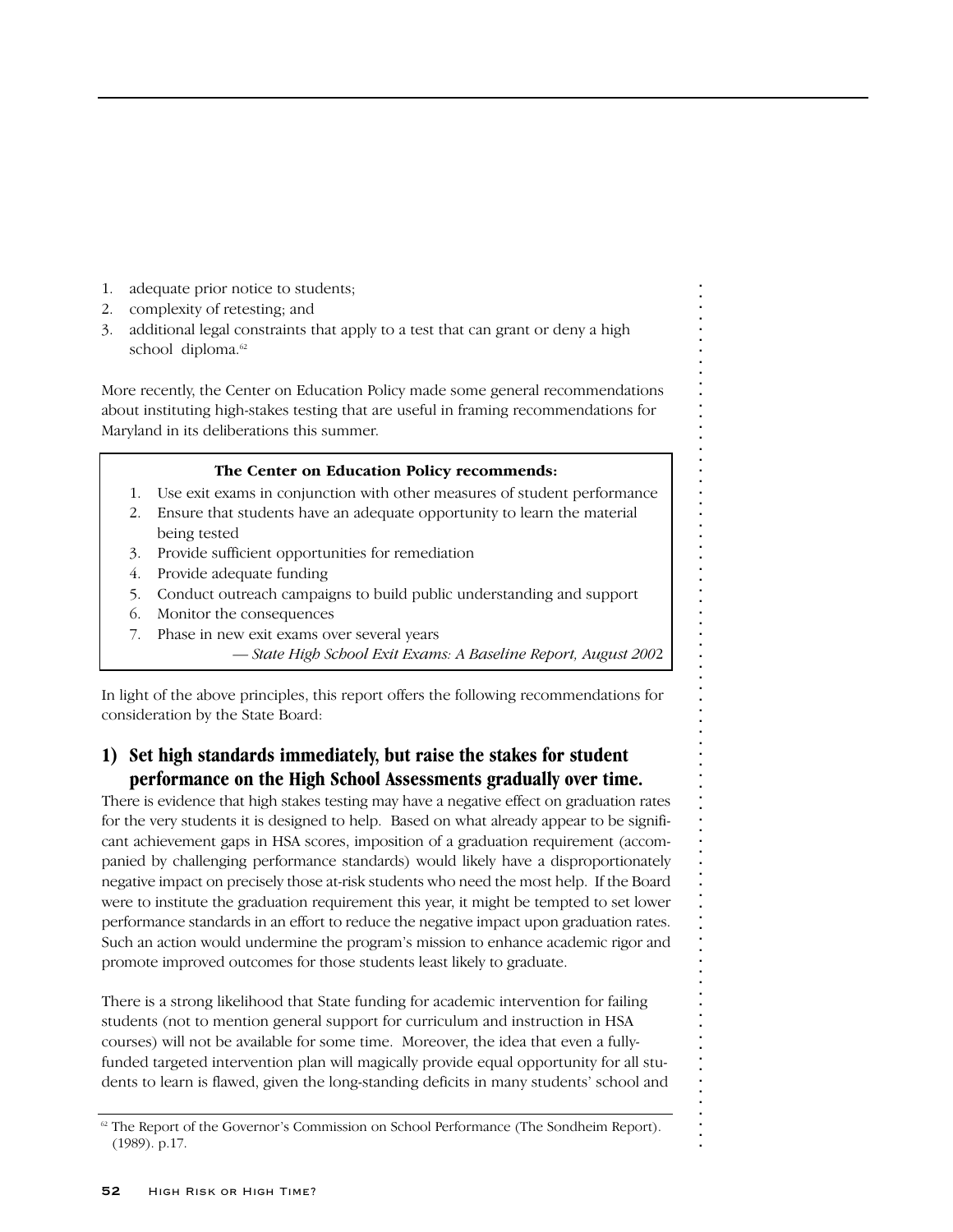1. adequate prior notice to students;
2. complexity of retesting; and
3. additional legal constraints that apply to a test that can grant or deny a high school diploma.[62]

More recently, the Center on Education Policy made some general recommendations about instituting high-stakes testing that are useful in framing recommendations for Maryland in its deliberations this summer.

> **The Center on Education Policy recommends:**
>
> 1. Use exit exams in conjunction with other measures of student performance
> 2. Ensure that students have an adequate opportunity to learn the material being tested
> 3. Provide sufficient opportunities for remediation
> 4. Provide adequate funding
> 5. Conduct outreach campaigns to build public understanding and support
> 6. Monitor the consequences
> 7. Phase in new exit exams over several years
>
> — *State High School Exit Exams: A Baseline Report, August 2002*

In light of the above principles, this report offers the following recommendations for consideration by the State Board:

## 1) Set high standards immediately, but raise the stakes for student performance on the High School Assessments gradually over time.

There is evidence that high stakes testing may have a negative effect on graduation rates for the very students it is designed to help. Based on what already appear to be significant achievement gaps in HSA scores, imposition of a graduation requirement (accompanied by challenging performance standards) would likely have a disproportionately negative impact on precisely those at-risk students who need the most help. If the Board were to institute the graduation requirement this year, it might be tempted to set lower performance standards in an effort to reduce the negative impact upon graduation rates. Such an action would undermine the program's mission to enhance academic rigor and promote improved outcomes for those students least likely to graduate.

There is a strong likelihood that State funding for academic intervention for failing students (not to mention general support for curriculum and instruction in HSA courses) will not be available for some time. Moreover, the idea that even a fully-funded targeted intervention plan will magically provide equal opportunity for all students to learn is flawed, given the long-standing deficits in many students' school and

[62] The Report of the Governor's Commission on School Performance (The Sondheim Report). (1989). p.17.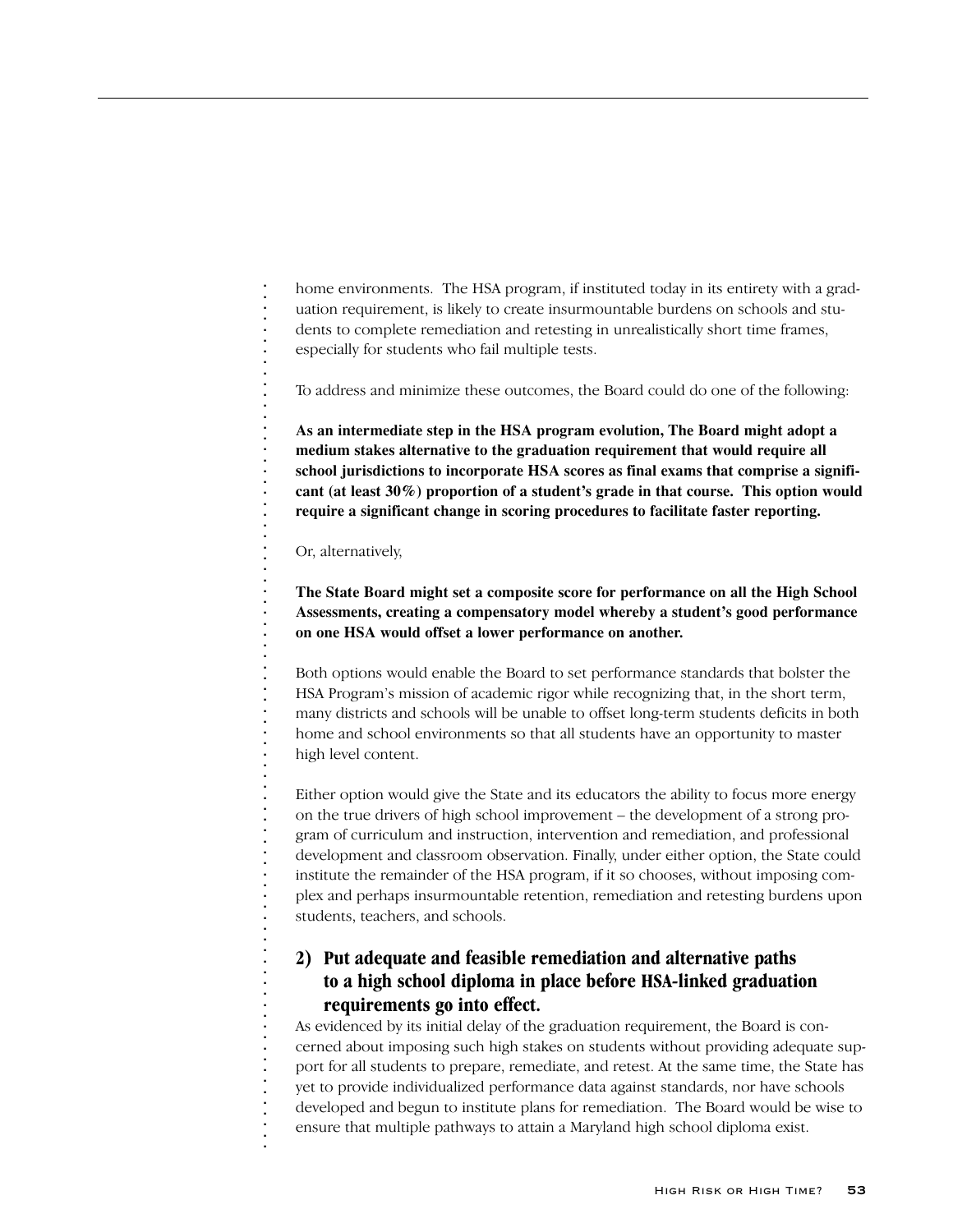home environments. The HSA program, if instituted today in its entirety with a graduation requirement, is likely to create insurmountable burdens on schools and students to complete remediation and retesting in unrealistically short time frames, especially for students who fail multiple tests.

To address and minimize these outcomes, the Board could do one of the following:

**As an intermediate step in the HSA program evolution, The Board might adopt a medium stakes alternative to the graduation requirement that would require all school jurisdictions to incorporate HSA scores as final exams that comprise a significant (at least 30%) proportion of a student's grade in that course. This option would require a significant change in scoring procedures to facilitate faster reporting.**

Or, alternatively,

**The State Board might set a composite score for performance on all the High School Assessments, creating a compensatory model whereby a student's good performance on one HSA would offset a lower performance on another.**

Both options would enable the Board to set performance standards that bolster the HSA Program's mission of academic rigor while recognizing that, in the short term, many districts and schools will be unable to offset long-term students deficits in both home and school environments so that all students have an opportunity to master high level content.

Either option would give the State and its educators the ability to focus more energy on the true drivers of high school improvement – the development of a strong program of curriculum and instruction, intervention and remediation, and professional development and classroom observation. Finally, under either option, the State could institute the remainder of the HSA program, if it so chooses, without imposing complex and perhaps insurmountable retention, remediation and retesting burdens upon students, teachers, and schools.

### 2) Put adequate and feasible remediation and alternative paths to a high school diploma in place before HSA-linked graduation requirements go into effect.

As evidenced by its initial delay of the graduation requirement, the Board is concerned about imposing such high stakes on students without providing adequate support for all students to prepare, remediate, and retest. At the same time, the State has yet to provide individualized performance data against standards, nor have schools developed and begun to institute plans for remediation. The Board would be wise to ensure that multiple pathways to attain a Maryland high school diploma exist.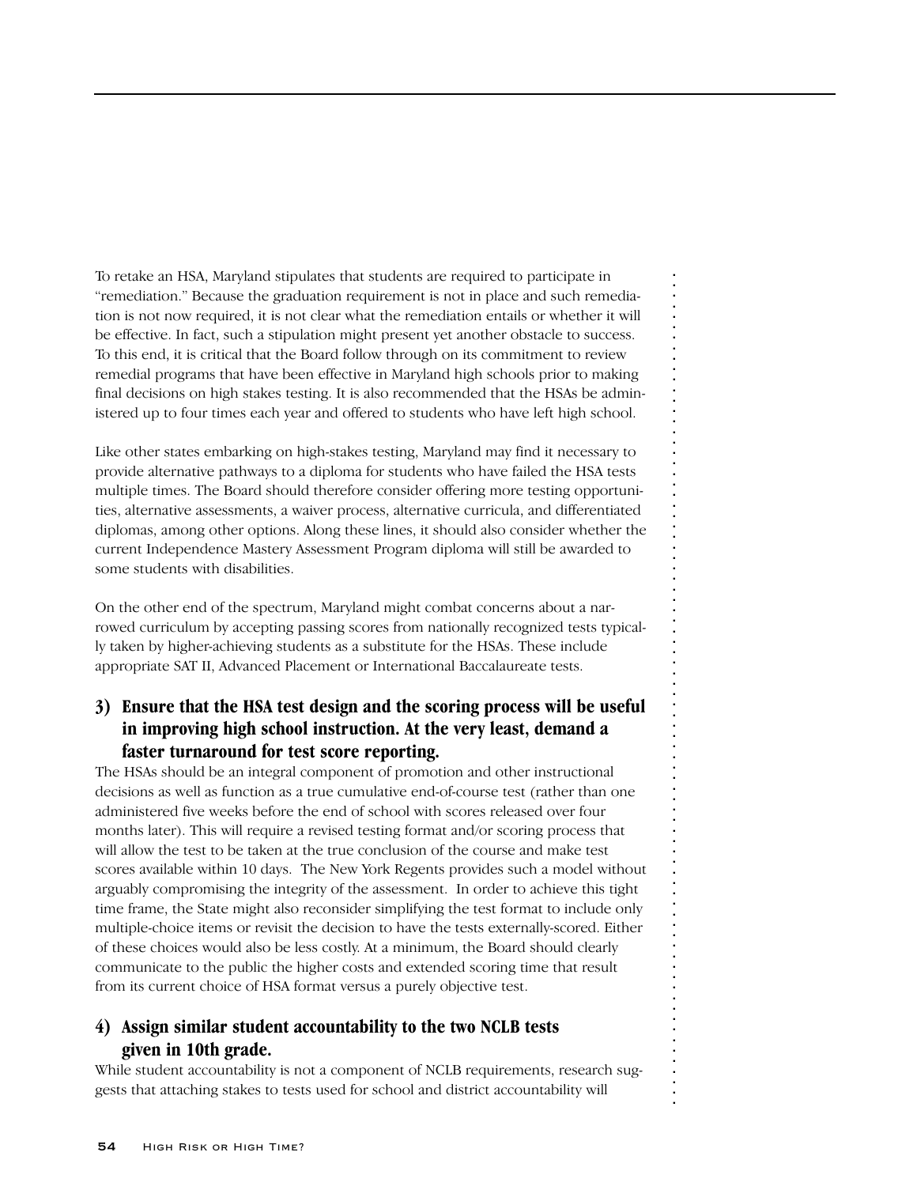To retake an HSA, Maryland stipulates that students are required to participate in "remediation." Because the graduation requirement is not in place and such remediation is not now required, it is not clear what the remediation entails or whether it will be effective. In fact, such a stipulation might present yet another obstacle to success. To this end, it is critical that the Board follow through on its commitment to review remedial programs that have been effective in Maryland high schools prior to making final decisions on high stakes testing. It is also recommended that the HSAs be administered up to four times each year and offered to students who have left high school.

Like other states embarking on high-stakes testing, Maryland may find it necessary to provide alternative pathways to a diploma for students who have failed the HSA tests multiple times. The Board should therefore consider offering more testing opportunities, alternative assessments, a waiver process, alternative curricula, and differentiated diplomas, among other options. Along these lines, it should also consider whether the current Independence Mastery Assessment Program diploma will still be awarded to some students with disabilities.

On the other end of the spectrum, Maryland might combat concerns about a narrowed curriculum by accepting passing scores from nationally recognized tests typically taken by higher-achieving students as a substitute for the HSAs. These include appropriate SAT II, Advanced Placement or International Baccalaureate tests.

### 3) Ensure that the HSA test design and the scoring process will be useful in improving high school instruction. At the very least, demand a faster turnaround for test score reporting.

The HSAs should be an integral component of promotion and other instructional decisions as well as function as a true cumulative end-of-course test (rather than one administered five weeks before the end of school with scores released over four months later). This will require a revised testing format and/or scoring process that will allow the test to be taken at the true conclusion of the course and make test scores available within 10 days. The New York Regents provides such a model without arguably compromising the integrity of the assessment. In order to achieve this tight time frame, the State might also reconsider simplifying the test format to include only multiple-choice items or revisit the decision to have the tests externally-scored. Either of these choices would also be less costly. At a minimum, the Board should clearly communicate to the public the higher costs and extended scoring time that result from its current choice of HSA format versus a purely objective test.

### 4) Assign similar student accountability to the two NCLB tests given in 10th grade.

While student accountability is not a component of NCLB requirements, research suggests that attaching stakes to tests used for school and district accountability will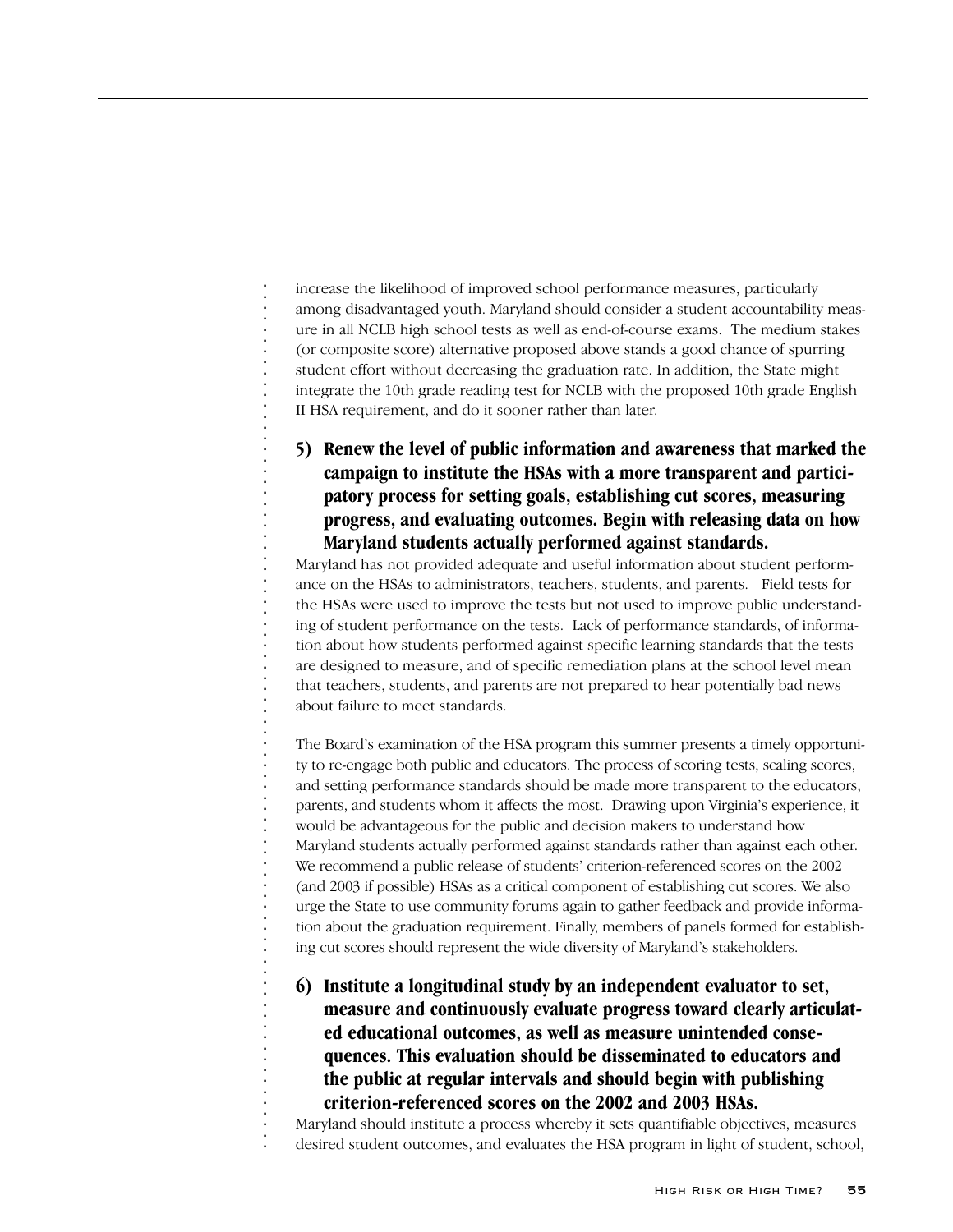increase the likelihood of improved school performance measures, particularly among disadvantaged youth. Maryland should consider a student accountability measure in all NCLB high school tests as well as end-of-course exams. The medium stakes (or composite score) alternative proposed above stands a good chance of spurring student effort without decreasing the graduation rate. In addition, the State might integrate the 10th grade reading test for NCLB with the proposed 10th grade English II HSA requirement, and do it sooner rather than later.

**5) Renew the level of public information and awareness that marked the campaign to institute the HSAs with a more transparent and participatory process for setting goals, establishing cut scores, measuring progress, and evaluating outcomes. Begin with releasing data on how Maryland students actually performed against standards.**

Maryland has not provided adequate and useful information about student performance on the HSAs to administrators, teachers, students, and parents. Field tests for the HSAs were used to improve the tests but not used to improve public understanding of student performance on the tests. Lack of performance standards, of information about how students performed against specific learning standards that the tests are designed to measure, and of specific remediation plans at the school level mean that teachers, students, and parents are not prepared to hear potentially bad news about failure to meet standards.

The Board's examination of the HSA program this summer presents a timely opportunity to re-engage both public and educators. The process of scoring tests, scaling scores, and setting performance standards should be made more transparent to the educators, parents, and students whom it affects the most. Drawing upon Virginia's experience, it would be advantageous for the public and decision makers to understand how Maryland students actually performed against standards rather than against each other. We recommend a public release of students' criterion-referenced scores on the 2002 (and 2003 if possible) HSAs as a critical component of establishing cut scores. We also urge the State to use community forums again to gather feedback and provide information about the graduation requirement. Finally, members of panels formed for establishing cut scores should represent the wide diversity of Maryland's stakeholders.

**6) Institute a longitudinal study by an independent evaluator to set, measure and continuously evaluate progress toward clearly articulated educational outcomes, as well as measure unintended consequences. This evaluation should be disseminated to educators and the public at regular intervals and should begin with publishing criterion-referenced scores on the 2002 and 2003 HSAs.**

Maryland should institute a process whereby it sets quantifiable objectives, measures desired student outcomes, and evaluates the HSA program in light of student, school,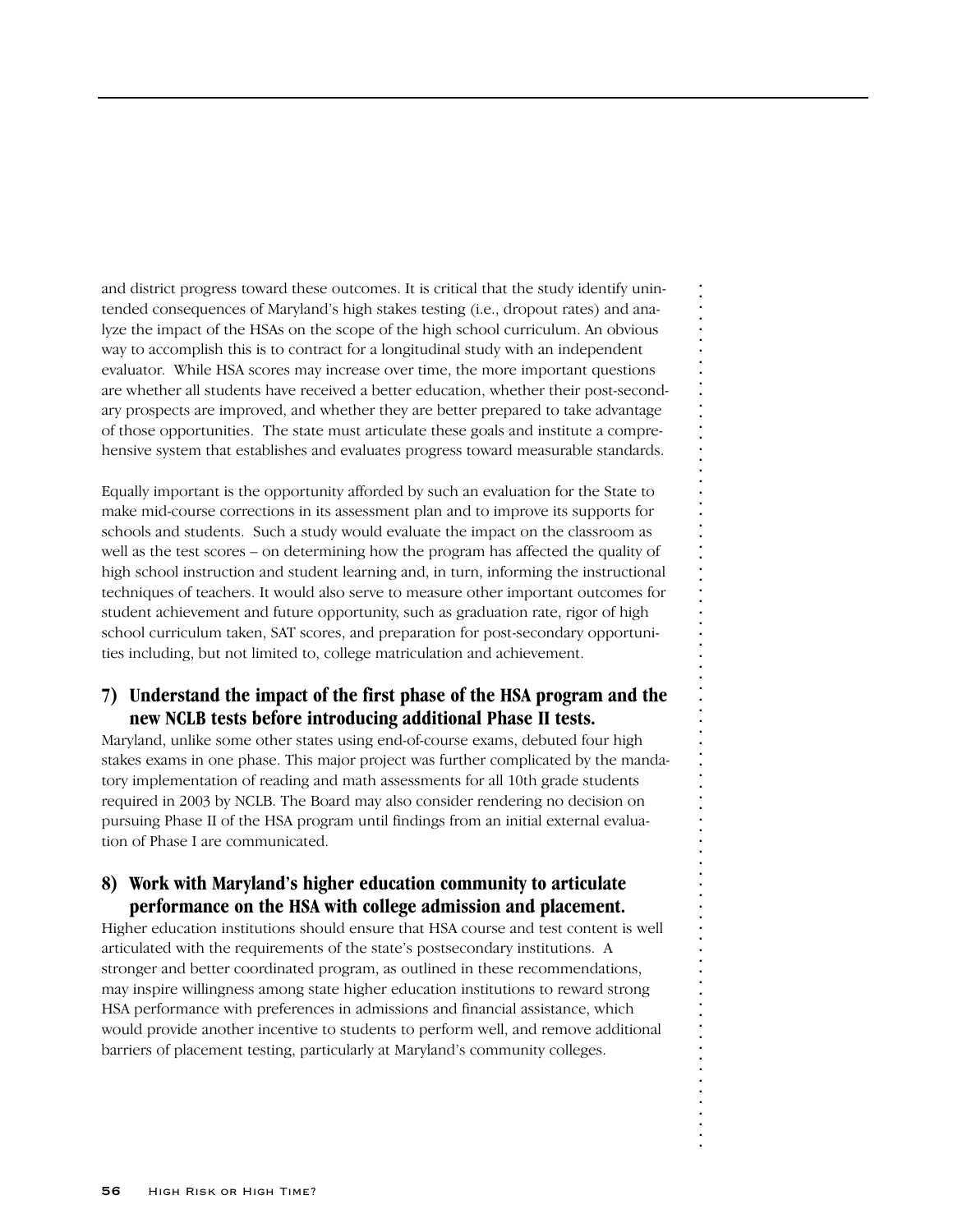and district progress toward these outcomes. It is critical that the study identify unintended consequences of Maryland's high stakes testing (i.e., dropout rates) and analyze the impact of the HSAs on the scope of the high school curriculum. An obvious way to accomplish this is to contract for a longitudinal study with an independent evaluator. While HSA scores may increase over time, the more important questions are whether all students have received a better education, whether their post-secondary prospects are improved, and whether they are better prepared to take advantage of those opportunities. The state must articulate these goals and institute a comprehensive system that establishes and evaluates progress toward measurable standards.

Equally important is the opportunity afforded by such an evaluation for the State to make mid-course corrections in its assessment plan and to improve its supports for schools and students. Such a study would evaluate the impact on the classroom as well as the test scores – on determining how the program has affected the quality of high school instruction and student learning and, in turn, informing the instructional techniques of teachers. It would also serve to measure other important outcomes for student achievement and future opportunity, such as graduation rate, rigor of high school curriculum taken, SAT scores, and preparation for post-secondary opportunities including, but not limited to, college matriculation and achievement.

### 7) Understand the impact of the first phase of the HSA program and the new NCLB tests before introducing additional Phase II tests.

Maryland, unlike some other states using end-of-course exams, debuted four high stakes exams in one phase. This major project was further complicated by the mandatory implementation of reading and math assessments for all 10th grade students required in 2003 by NCLB. The Board may also consider rendering no decision on pursuing Phase II of the HSA program until findings from an initial external evaluation of Phase I are communicated.

### 8) Work with Maryland's higher education community to articulate performance on the HSA with college admission and placement.

Higher education institutions should ensure that HSA course and test content is well articulated with the requirements of the state's postsecondary institutions. A stronger and better coordinated program, as outlined in these recommendations, may inspire willingness among state higher education institutions to reward strong HSA performance with preferences in admissions and financial assistance, which would provide another incentive to students to perform well, and remove additional barriers of placement testing, particularly at Maryland's community colleges.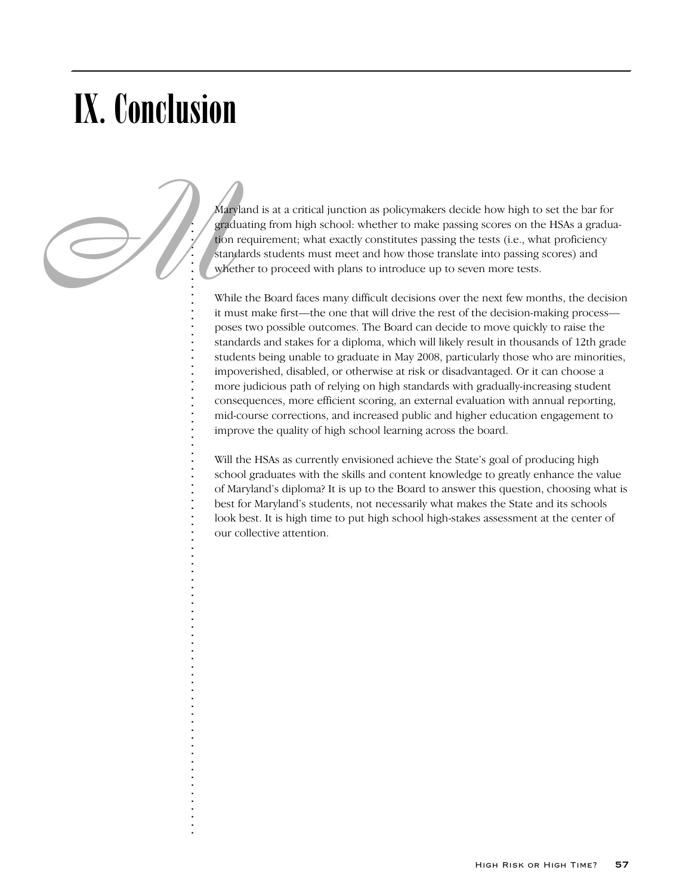# IX. Conclusion

Maryland is at a critical junction as policymakers decide how high to set the bar for graduating from high school: whether to make passing scores on the HSAs a graduation requirement; what exactly constitutes passing the tests (i.e., what proficiency standards students must meet and how those translate into passing scores) and whether to proceed with plans to introduce up to seven more tests.

While the Board faces many difficult decisions over the next few months, the decision it must make first—the one that will drive the rest of the decision-making process—poses two possible outcomes. The Board can decide to move quickly to raise the standards and stakes for a diploma, which will likely result in thousands of 12th grade students being unable to graduate in May 2008, particularly those who are minorities, impoverished, disabled, or otherwise at risk or disadvantaged. Or it can choose a more judicious path of relying on high standards with gradually-increasing student consequences, more efficient scoring, an external evaluation with annual reporting, mid-course corrections, and increased public and higher education engagement to improve the quality of high school learning across the board.

Will the HSAs as currently envisioned achieve the State's goal of producing high school graduates with the skills and content knowledge to greatly enhance the value of Maryland's diploma? It is up to the Board to answer this question, choosing what is best for Maryland's students, not necessarily what makes the State and its schools look best. It is high time to put high school high-stakes assessment at the center of our collective attention.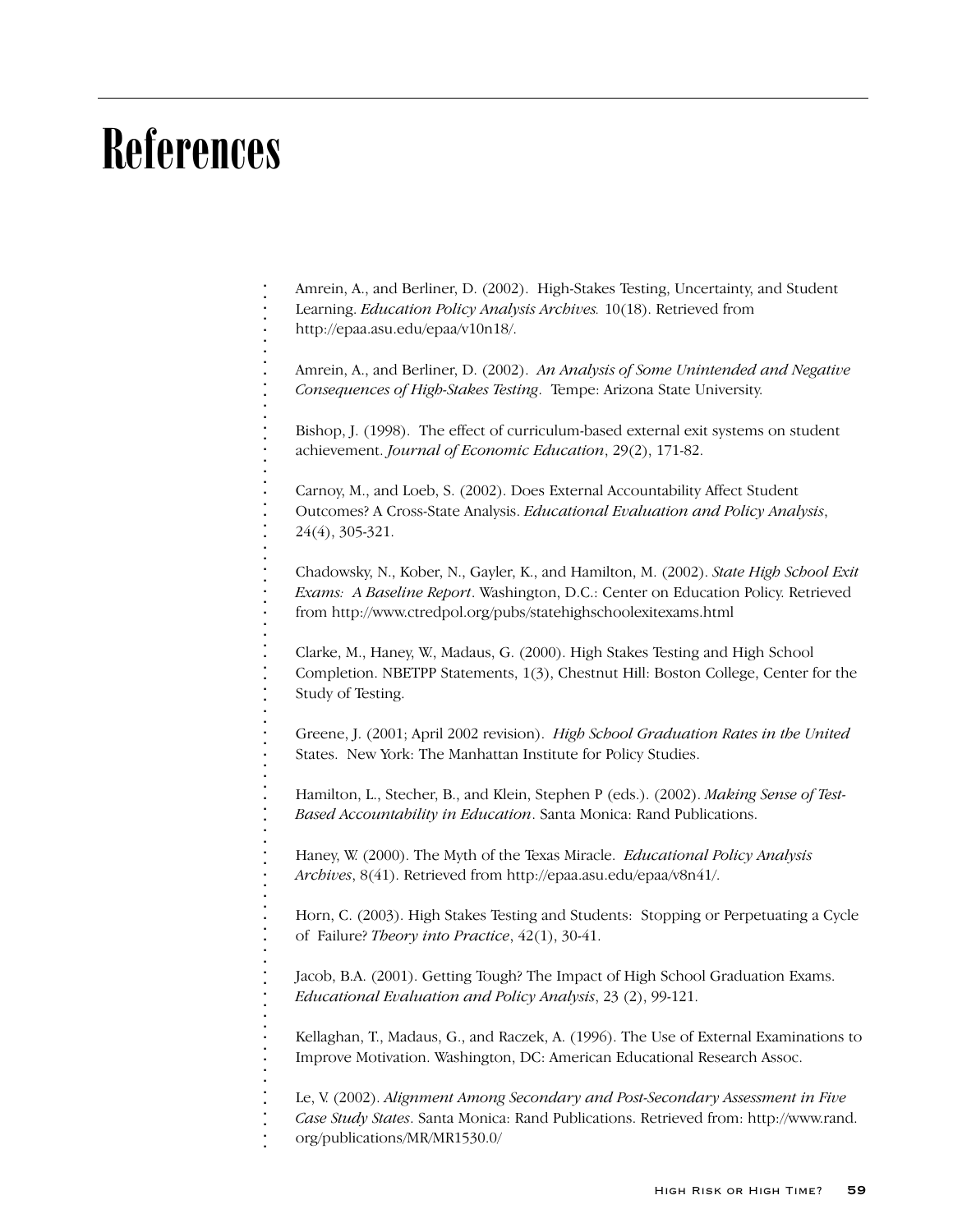# References

Amrein, A., and Berliner, D. (2002). High-Stakes Testing, Uncertainty, and Student Learning. *Education Policy Analysis Archives.* 10(18). Retrieved from http://epaa.asu.edu/epaa/v10n18/.

Amrein, A., and Berliner, D. (2002). *An Analysis of Some Unintended and Negative Consequences of High-Stakes Testing*. Tempe: Arizona State University.

Bishop, J. (1998). The effect of curriculum-based external exit systems on student achievement. *Journal of Economic Education*, 29(2), 171-82.

Carnoy, M., and Loeb, S. (2002). Does External Accountability Affect Student Outcomes? A Cross-State Analysis. *Educational Evaluation and Policy Analysis*, 24(4), 305-321.

Chadowsky, N., Kober, N., Gayler, K., and Hamilton, M. (2002). *State High School Exit Exams: A Baseline Report*. Washington, D.C.: Center on Education Policy. Retrieved from http://www.ctredpol.org/pubs/statehighschoolexitexams.html

Clarke, M., Haney, W., Madaus, G. (2000). High Stakes Testing and High School Completion. NBETPP Statements, 1(3), Chestnut Hill: Boston College, Center for the Study of Testing.

Greene, J. (2001; April 2002 revision). *High School Graduation Rates in the United* States. New York: The Manhattan Institute for Policy Studies.

Hamilton, L., Stecher, B., and Klein, Stephen P (eds.). (2002). *Making Sense of Test-Based Accountability in Education*. Santa Monica: Rand Publications.

Haney, W. (2000). The Myth of the Texas Miracle. *Educational Policy Analysis Archives*, 8(41). Retrieved from http://epaa.asu.edu/epaa/v8n41/.

Horn, C. (2003). High Stakes Testing and Students: Stopping or Perpetuating a Cycle of Failure? *Theory into Practice*, 42(1), 30-41.

Jacob, B.A. (2001). Getting Tough? The Impact of High School Graduation Exams. *Educational Evaluation and Policy Analysis*, 23 (2), 99-121.

Kellaghan, T., Madaus, G., and Raczek, A. (1996). The Use of External Examinations to Improve Motivation. Washington, DC: American Educational Research Assoc.

Le, V. (2002). *Alignment Among Secondary and Post-Secondary Assessment in Five Case Study States*. Santa Monica: Rand Publications. Retrieved from: http://www.rand.org/publications/MR/MR1530.0/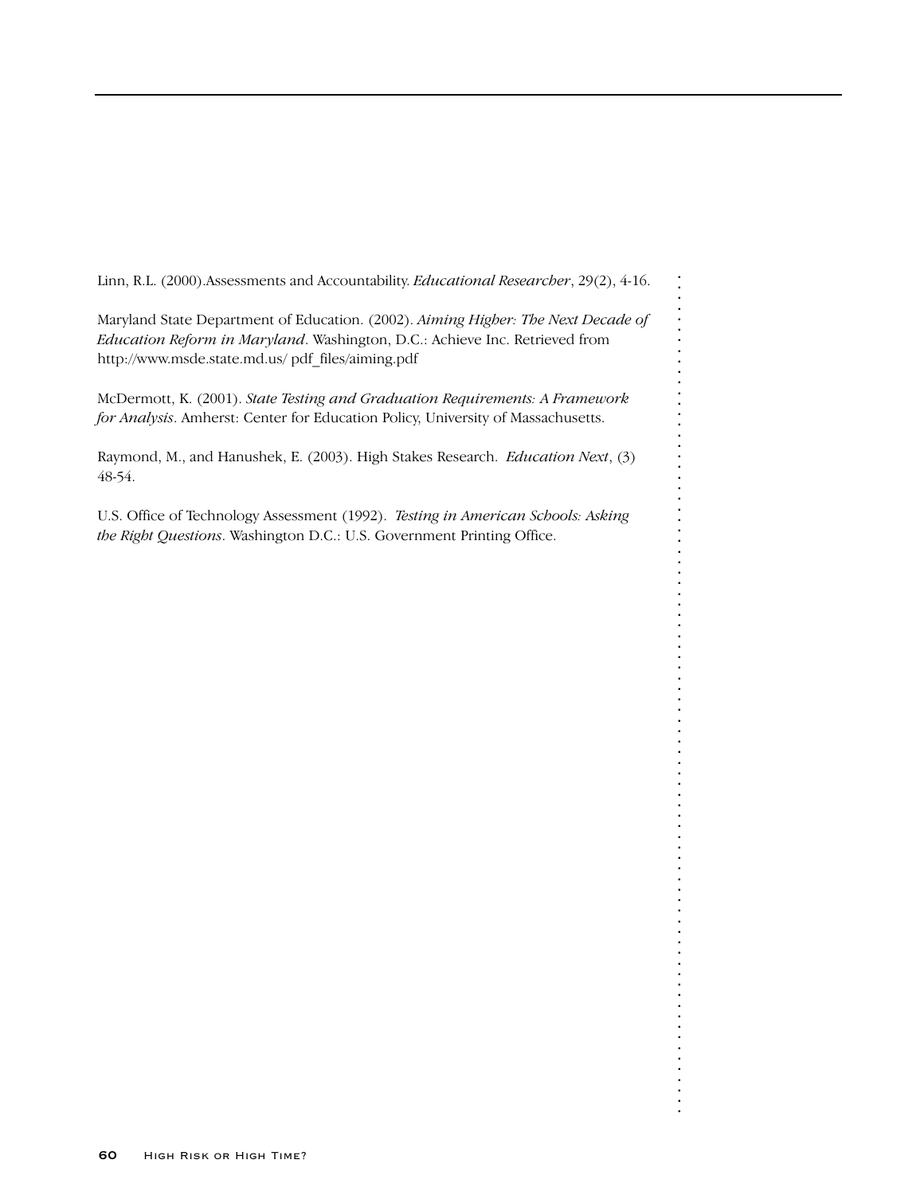Linn, R.L. (2000).Assessments and Accountability. *Educational Researcher*, 29(2), 4-16.

Maryland State Department of Education. (2002). *Aiming Higher: The Next Decade of Education Reform in Maryland*. Washington, D.C.: Achieve Inc. Retrieved from http://www.msde.state.md.us/ pdf_files/aiming.pdf

McDermott, K. (2001). *State Testing and Graduation Requirements: A Framework for Analysis*. Amherst: Center for Education Policy, University of Massachusetts.

Raymond, M., and Hanushek, E. (2003). High Stakes Research. *Education Next*, (3) 48-54.

U.S. Office of Technology Assessment (1992). *Testing in American Schools: Asking the Right Questions*. Washington D.C.: U.S. Government Printing Office.